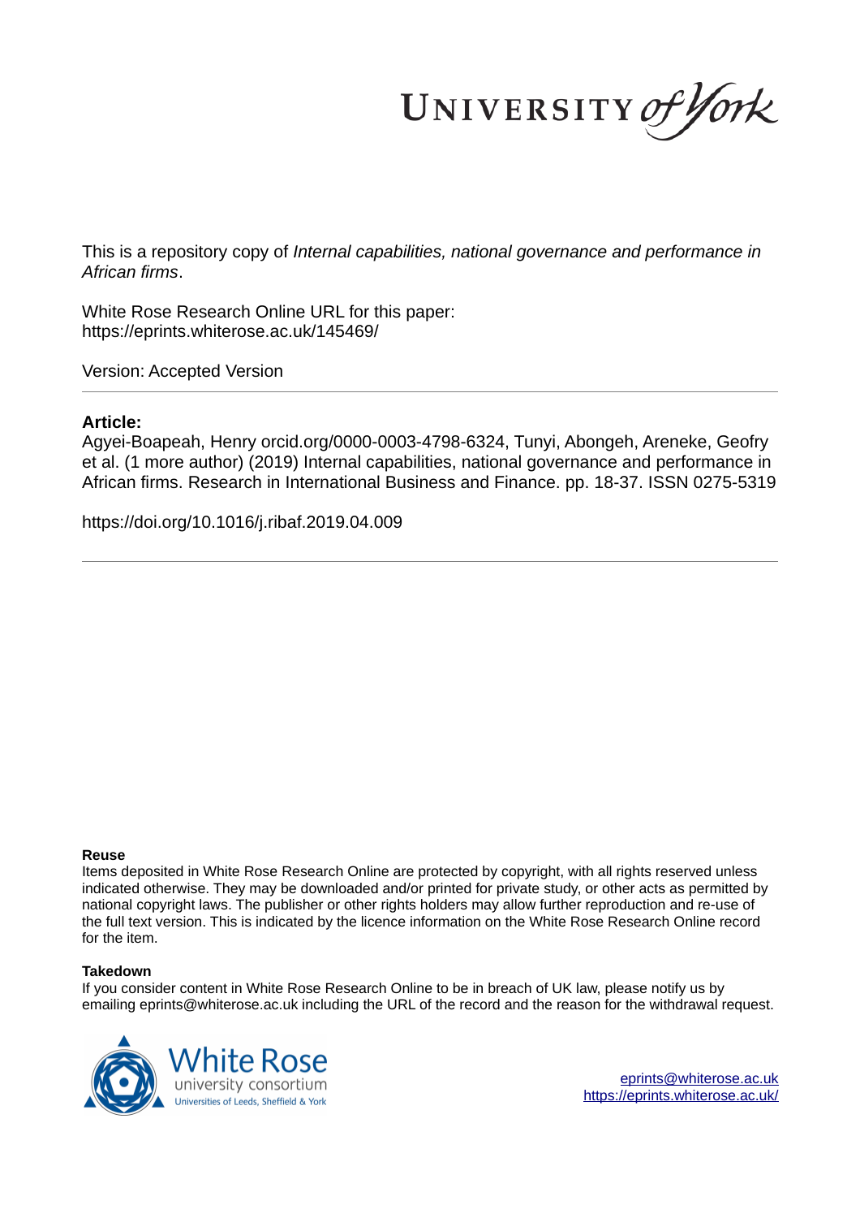This is a repository copy of *Internal capabilities, national governance and performance in African firms*.

White Rose Research Online URL for this paper:
https://eprints.whiterose.ac.uk/145469/

Version: Accepted Version

## Article:

Agyei-Boapeah, Henry orcid.org/0000-0003-4798-6324, Tunyi, Abongeh, Areneke, Geofry et al. (1 more author) (2019) Internal capabilities, national governance and performance in African firms. Research in International Business and Finance. pp. 18-37. ISSN 0275-5319

https://doi.org/10.1016/j.ribaf.2019.04.009

### Reuse

Items deposited in White Rose Research Online are protected by copyright, with all rights reserved unless indicated otherwise. They may be downloaded and/or printed for private study, or other acts as permitted by national copyright laws. The publisher or other rights holders may allow further reproduction and re-use of the full text version. This is indicated by the licence information on the White Rose Research Online record for the item.

### Takedown

If you consider content in White Rose Research Online to be in breach of UK law, please notify us by emailing eprints@whiterose.ac.uk including the URL of the record and the reason for the withdrawal request.

eprints@whiterose.ac.uk
https://eprints.whiterose.ac.uk/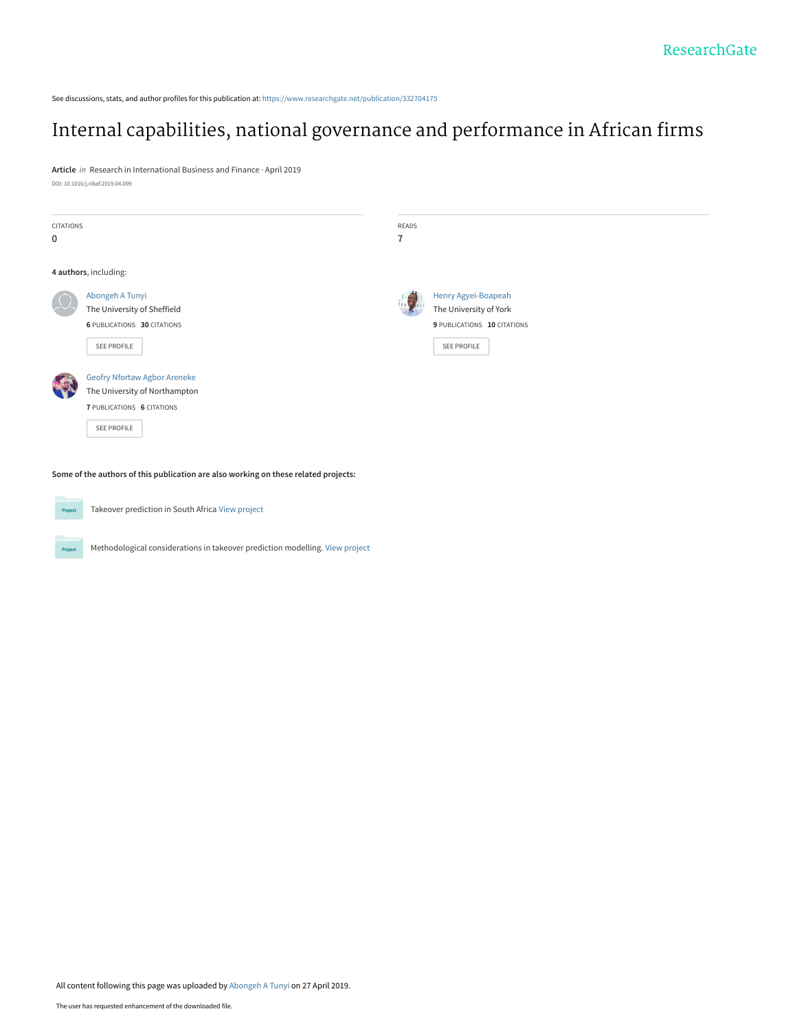See discussions, stats, and author profiles for this publication at: https://www.researchgate.net/publication/332704175

# Internal capabilities, national governance and performance in African firms

**Article** *in* Research in International Business and Finance · April 2019

DOI: 10.1016/j.ribaf.2019.04.009

CITATIONS
0

READS
7

**4 authors**, including:

Abongeh A Tunyi
The University of Sheffield
**6** PUBLICATIONS **30** CITATIONS

SEE PROFILE

Henry Agyei-Boapeah
The University of York
**9** PUBLICATIONS **10** CITATIONS

SEE PROFILE

Geofry Nfortaw Agbor Areneke
The University of Northampton
**7** PUBLICATIONS **6** CITATIONS

SEE PROFILE

**Some of the authors of this publication are also working on these related projects:**

Takeover prediction in South Africa View project

Methodological considerations in takeover prediction modelling. View project

All content following this page was uploaded by Abongeh A Tunyi on 27 April 2019.

The user has requested enhancement of the downloaded file.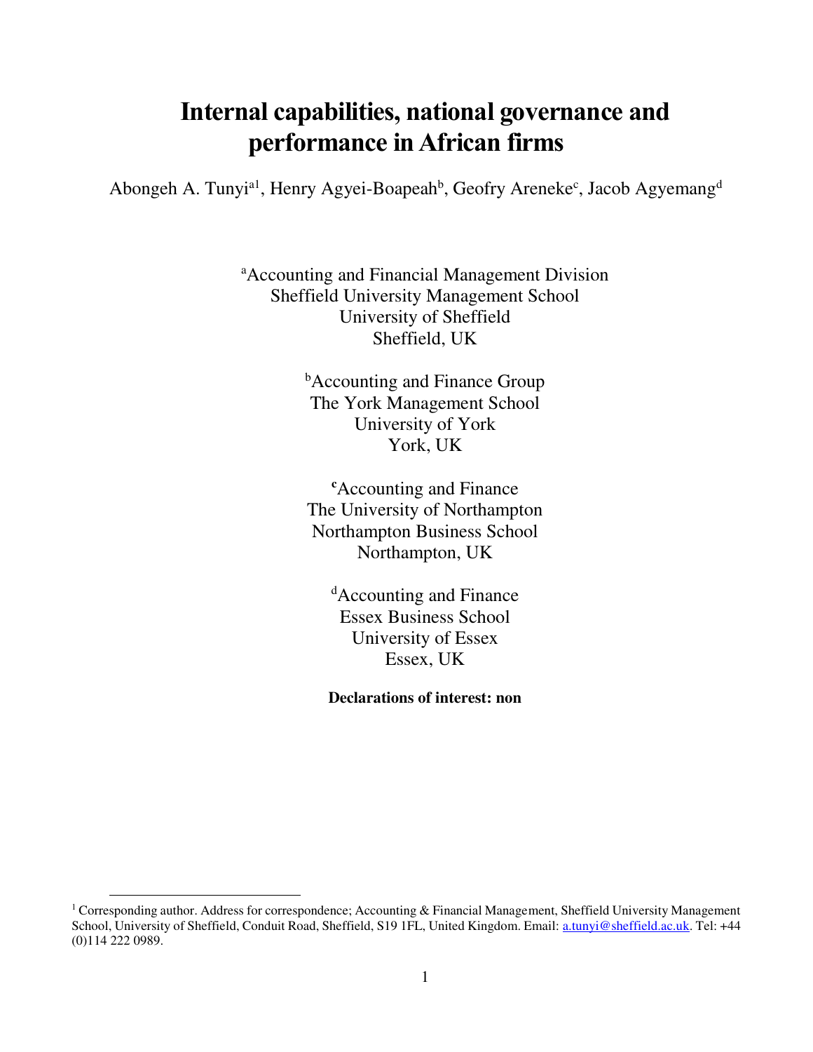# Internal capabilities, national governance and performance in African firms

Abongeh A. Tunyi[a1], Henry Agyei-Boapeah[b], Geofry Areneke[c], Jacob Agyemang[d]

[a]Accounting and Financial Management Division
Sheffield University Management School
University of Sheffield
Sheffield, UK

[b]Accounting and Finance Group
The York Management School
University of York
York, UK

[c]Accounting and Finance
The University of Northampton
Northampton Business School
Northampton, UK

[d]Accounting and Finance
Essex Business School
University of Essex
Essex, UK

**Declarations of interest: non**

---

[1] Corresponding author. Address for correspondence; Accounting & Financial Management, Sheffield University Management School, University of Sheffield, Conduit Road, Sheffield, S19 1FL, United Kingdom. Email: a.tunyi@sheffield.ac.uk. Tel: +44 (0)114 222 0989.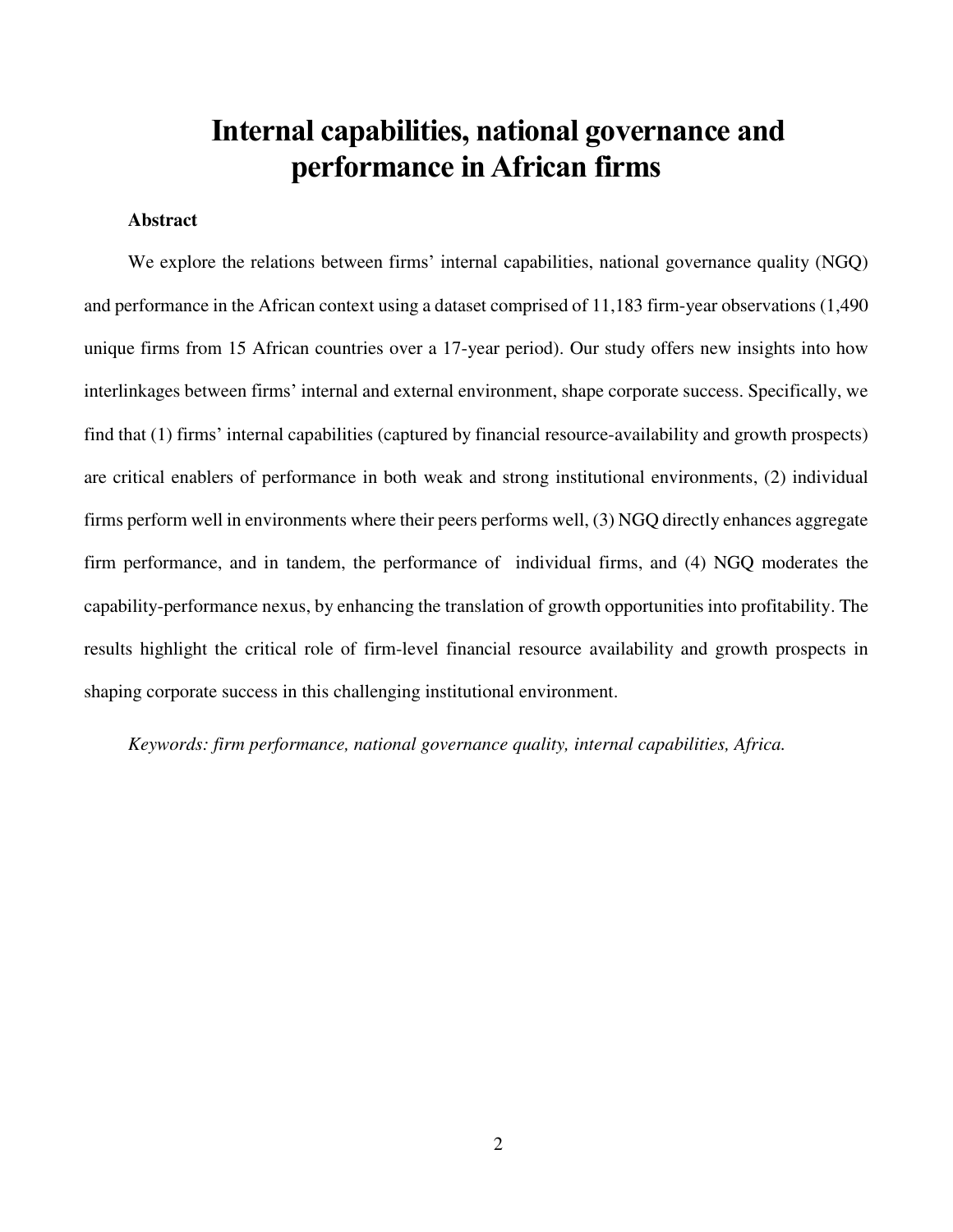# Internal capabilities, national governance and performance in African firms

**Abstract**

We explore the relations between firms' internal capabilities, national governance quality (NGQ) and performance in the African context using a dataset comprised of 11,183 firm-year observations (1,490 unique firms from 15 African countries over a 17-year period). Our study offers new insights into how interlinkages between firms' internal and external environment, shape corporate success. Specifically, we find that (1) firms' internal capabilities (captured by financial resource-availability and growth prospects) are critical enablers of performance in both weak and strong institutional environments, (2) individual firms perform well in environments where their peers performs well, (3) NGQ directly enhances aggregate firm performance, and in tandem, the performance of individual firms, and (4) NGQ moderates the capability-performance nexus, by enhancing the translation of growth opportunities into profitability. The results highlight the critical role of firm-level financial resource availability and growth prospects in shaping corporate success in this challenging institutional environment.

*Keywords: firm performance, national governance quality, internal capabilities, Africa.*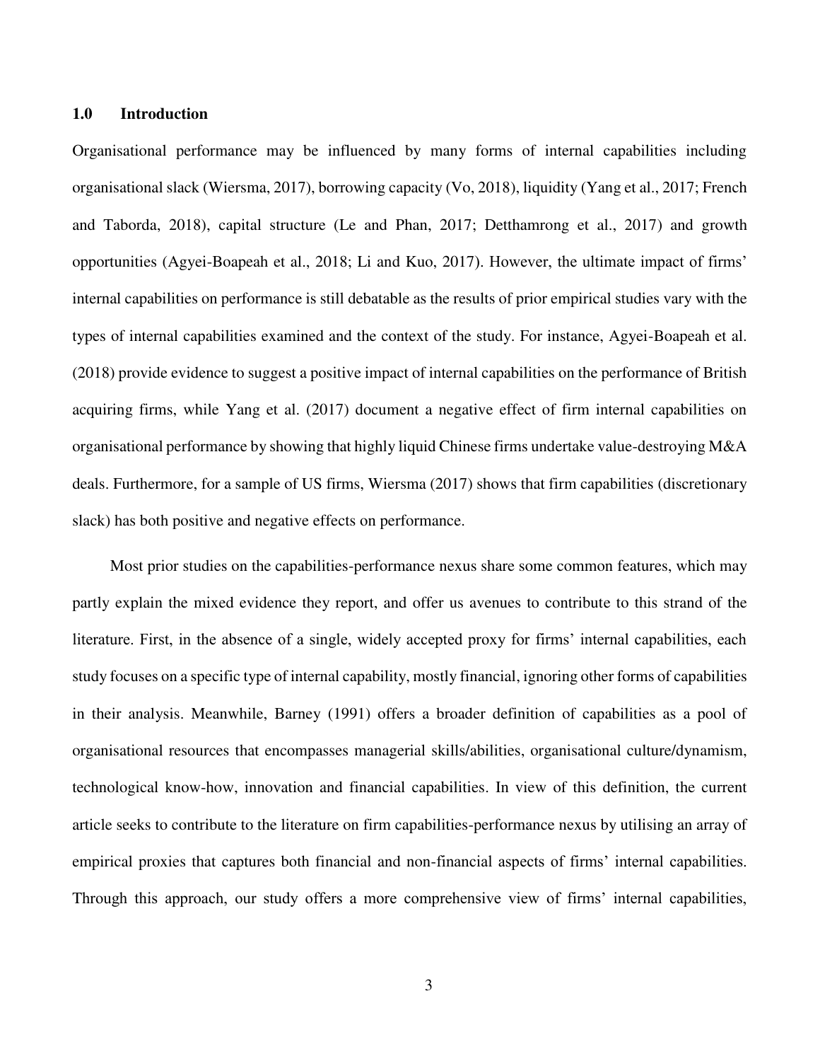## 1.0 Introduction

Organisational performance may be influenced by many forms of internal capabilities including organisational slack (Wiersma, 2017), borrowing capacity (Vo, 2018), liquidity (Yang et al., 2017; French and Taborda, 2018), capital structure (Le and Phan, 2017; Detthamrong et al., 2017) and growth opportunities (Agyei-Boapeah et al., 2018; Li and Kuo, 2017). However, the ultimate impact of firms' internal capabilities on performance is still debatable as the results of prior empirical studies vary with the types of internal capabilities examined and the context of the study. For instance, Agyei-Boapeah et al. (2018) provide evidence to suggest a positive impact of internal capabilities on the performance of British acquiring firms, while Yang et al. (2017) document a negative effect of firm internal capabilities on organisational performance by showing that highly liquid Chinese firms undertake value-destroying M&A deals. Furthermore, for a sample of US firms, Wiersma (2017) shows that firm capabilities (discretionary slack) has both positive and negative effects on performance.

Most prior studies on the capabilities-performance nexus share some common features, which may partly explain the mixed evidence they report, and offer us avenues to contribute to this strand of the literature. First, in the absence of a single, widely accepted proxy for firms' internal capabilities, each study focuses on a specific type of internal capability, mostly financial, ignoring other forms of capabilities in their analysis. Meanwhile, Barney (1991) offers a broader definition of capabilities as a pool of organisational resources that encompasses managerial skills/abilities, organisational culture/dynamism, technological know-how, innovation and financial capabilities. In view of this definition, the current article seeks to contribute to the literature on firm capabilities-performance nexus by utilising an array of empirical proxies that captures both financial and non-financial aspects of firms' internal capabilities. Through this approach, our study offers a more comprehensive view of firms' internal capabilities,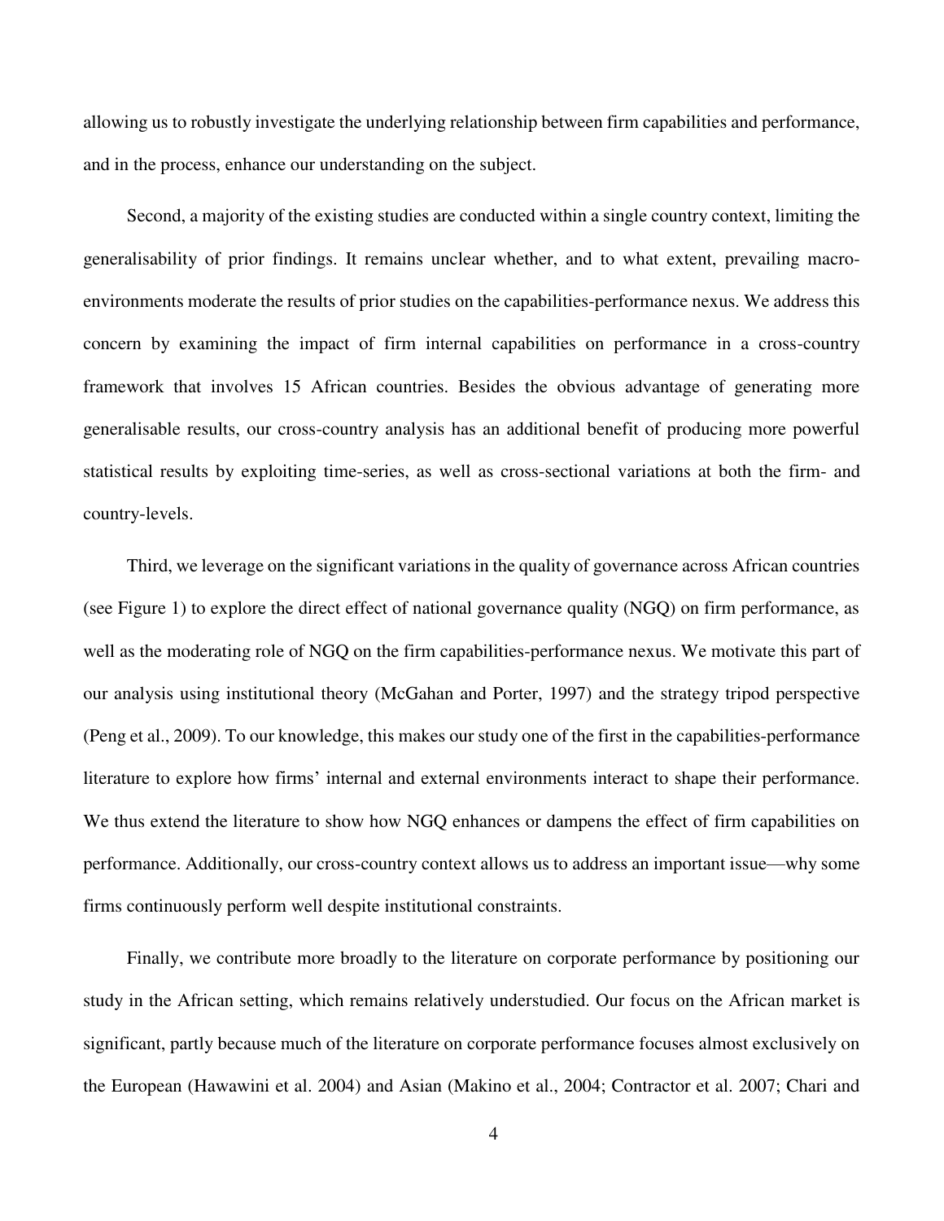allowing us to robustly investigate the underlying relationship between firm capabilities and performance, and in the process, enhance our understanding on the subject.

Second, a majority of the existing studies are conducted within a single country context, limiting the generalisability of prior findings. It remains unclear whether, and to what extent, prevailing macro-environments moderate the results of prior studies on the capabilities-performance nexus. We address this concern by examining the impact of firm internal capabilities on performance in a cross-country framework that involves 15 African countries. Besides the obvious advantage of generating more generalisable results, our cross-country analysis has an additional benefit of producing more powerful statistical results by exploiting time-series, as well as cross-sectional variations at both the firm- and country-levels.

Third, we leverage on the significant variations in the quality of governance across African countries (see Figure 1) to explore the direct effect of national governance quality (NGQ) on firm performance, as well as the moderating role of NGQ on the firm capabilities-performance nexus. We motivate this part of our analysis using institutional theory (McGahan and Porter, 1997) and the strategy tripod perspective (Peng et al., 2009). To our knowledge, this makes our study one of the first in the capabilities-performance literature to explore how firms' internal and external environments interact to shape their performance. We thus extend the literature to show how NGQ enhances or dampens the effect of firm capabilities on performance. Additionally, our cross-country context allows us to address an important issue—why some firms continuously perform well despite institutional constraints.

Finally, we contribute more broadly to the literature on corporate performance by positioning our study in the African setting, which remains relatively understudied. Our focus on the African market is significant, partly because much of the literature on corporate performance focuses almost exclusively on the European (Hawawini et al. 2004) and Asian (Makino et al., 2004; Contractor et al. 2007; Chari and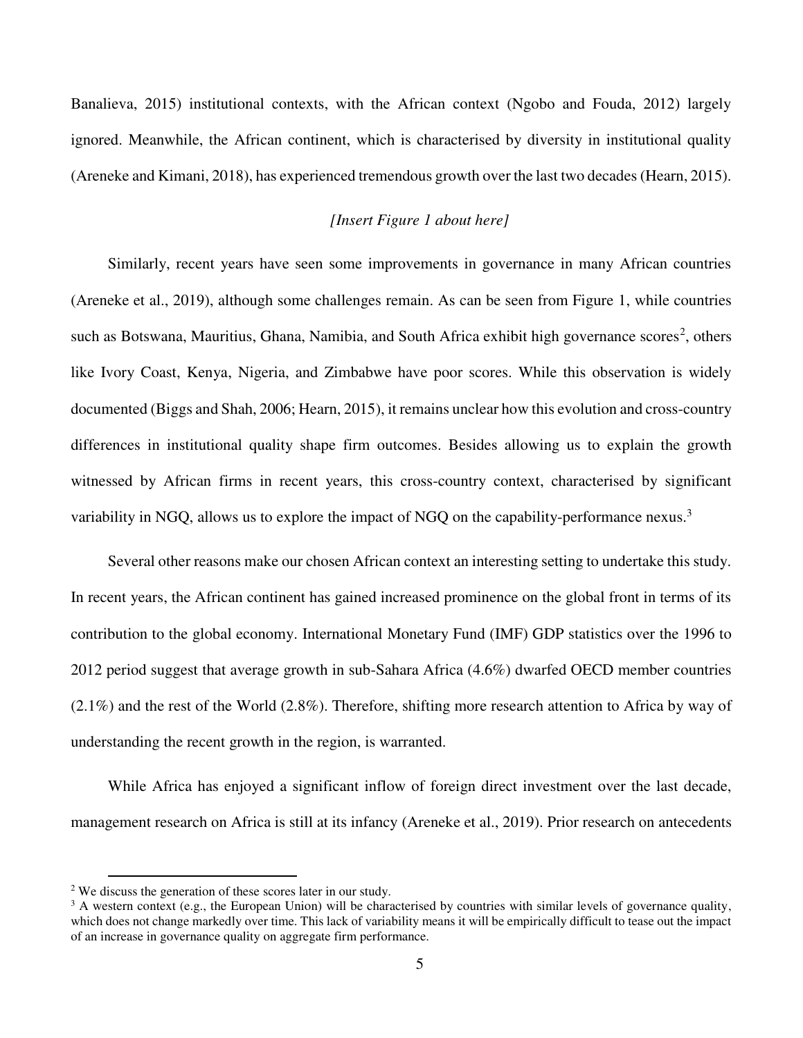Banalieva, 2015) institutional contexts, with the African context (Ngobo and Fouda, 2012) largely ignored. Meanwhile, the African continent, which is characterised by diversity in institutional quality (Areneke and Kimani, 2018), has experienced tremendous growth over the last two decades (Hearn, 2015).

*[Insert Figure 1 about here]*

Similarly, recent years have seen some improvements in governance in many African countries (Areneke et al., 2019), although some challenges remain. As can be seen from Figure 1, while countries such as Botswana, Mauritius, Ghana, Namibia, and South Africa exhibit high governance scores[2], others like Ivory Coast, Kenya, Nigeria, and Zimbabwe have poor scores. While this observation is widely documented (Biggs and Shah, 2006; Hearn, 2015), it remains unclear how this evolution and cross-country differences in institutional quality shape firm outcomes. Besides allowing us to explain the growth witnessed by African firms in recent years, this cross-country context, characterised by significant variability in NGQ, allows us to explore the impact of NGQ on the capability-performance nexus.[3]

Several other reasons make our chosen African context an interesting setting to undertake this study. In recent years, the African continent has gained increased prominence on the global front in terms of its contribution to the global economy. International Monetary Fund (IMF) GDP statistics over the 1996 to 2012 period suggest that average growth in sub-Sahara Africa (4.6%) dwarfed OECD member countries (2.1%) and the rest of the World (2.8%). Therefore, shifting more research attention to Africa by way of understanding the recent growth in the region, is warranted.

While Africa has enjoyed a significant inflow of foreign direct investment over the last decade, management research on Africa is still at its infancy (Areneke et al., 2019). Prior research on antecedents

[2] We discuss the generation of these scores later in our study.

[3] A western context (e.g., the European Union) will be characterised by countries with similar levels of governance quality, which does not change markedly over time. This lack of variability means it will be empirically difficult to tease out the impact of an increase in governance quality on aggregate firm performance.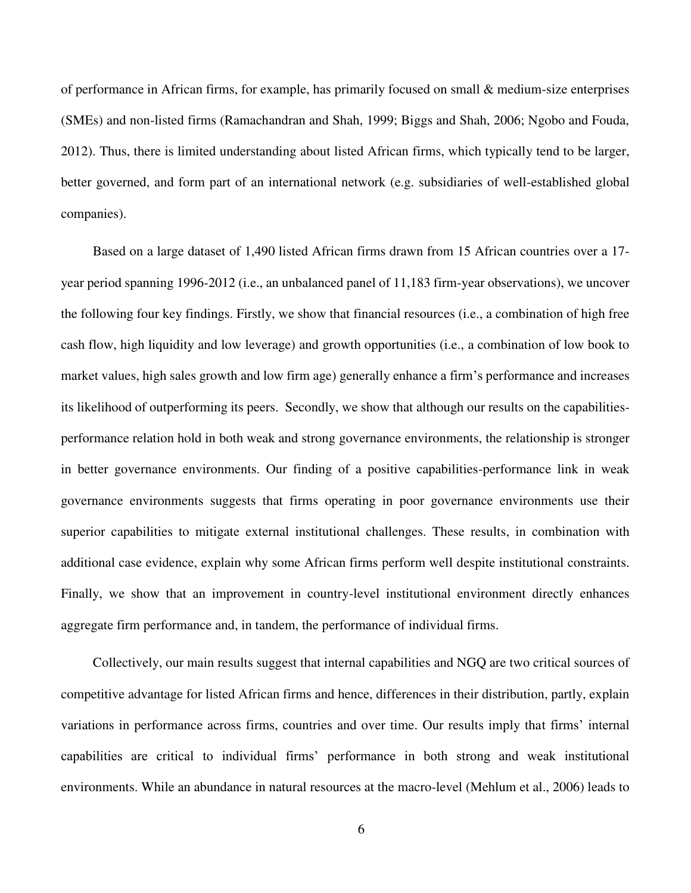of performance in African firms, for example, has primarily focused on small & medium-size enterprises (SMEs) and non-listed firms (Ramachandran and Shah, 1999; Biggs and Shah, 2006; Ngobo and Fouda, 2012). Thus, there is limited understanding about listed African firms, which typically tend to be larger, better governed, and form part of an international network (e.g. subsidiaries of well-established global companies).

Based on a large dataset of 1,490 listed African firms drawn from 15 African countries over a 17-year period spanning 1996-2012 (i.e., an unbalanced panel of 11,183 firm-year observations), we uncover the following four key findings. Firstly, we show that financial resources (i.e., a combination of high free cash flow, high liquidity and low leverage) and growth opportunities (i.e., a combination of low book to market values, high sales growth and low firm age) generally enhance a firm's performance and increases its likelihood of outperforming its peers. Secondly, we show that although our results on the capabilities-performance relation hold in both weak and strong governance environments, the relationship is stronger in better governance environments. Our finding of a positive capabilities-performance link in weak governance environments suggests that firms operating in poor governance environments use their superior capabilities to mitigate external institutional challenges. These results, in combination with additional case evidence, explain why some African firms perform well despite institutional constraints. Finally, we show that an improvement in country-level institutional environment directly enhances aggregate firm performance and, in tandem, the performance of individual firms.

Collectively, our main results suggest that internal capabilities and NGQ are two critical sources of competitive advantage for listed African firms and hence, differences in their distribution, partly, explain variations in performance across firms, countries and over time. Our results imply that firms' internal capabilities are critical to individual firms' performance in both strong and weak institutional environments. While an abundance in natural resources at the macro-level (Mehlum et al., 2006) leads to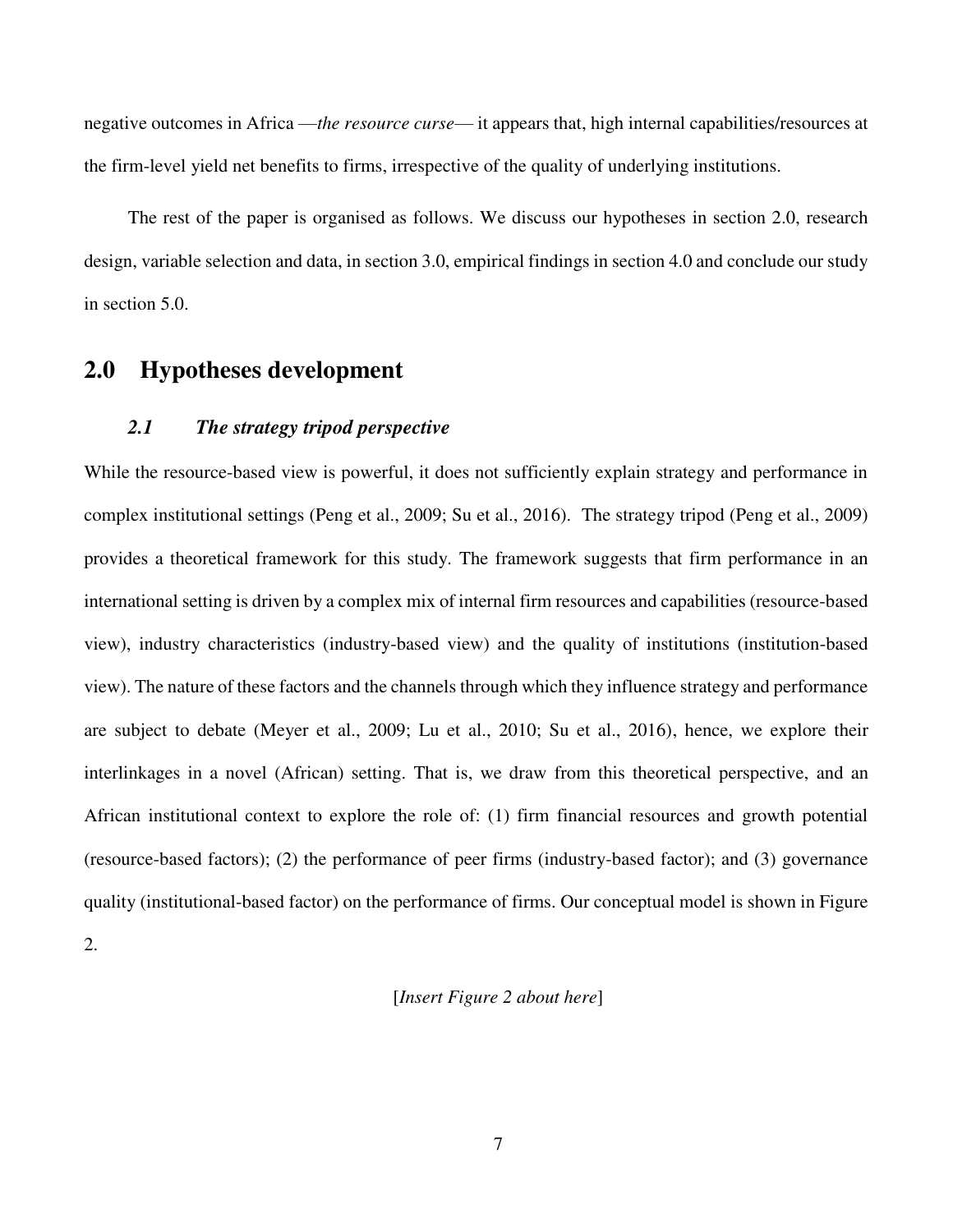negative outcomes in Africa —*the resource curse*— it appears that, high internal capabilities/resources at the firm-level yield net benefits to firms, irrespective of the quality of underlying institutions.

The rest of the paper is organised as follows. We discuss our hypotheses in section 2.0, research design, variable selection and data, in section 3.0, empirical findings in section 4.0 and conclude our study in section 5.0.

## 2.0 Hypotheses development

### *2.1 The strategy tripod perspective*

While the resource-based view is powerful, it does not sufficiently explain strategy and performance in complex institutional settings (Peng et al., 2009; Su et al., 2016). The strategy tripod (Peng et al., 2009) provides a theoretical framework for this study. The framework suggests that firm performance in an international setting is driven by a complex mix of internal firm resources and capabilities (resource-based view), industry characteristics (industry-based view) and the quality of institutions (institution-based view). The nature of these factors and the channels through which they influence strategy and performance are subject to debate (Meyer et al., 2009; Lu et al., 2010; Su et al., 2016), hence, we explore their interlinkages in a novel (African) setting. That is, we draw from this theoretical perspective, and an African institutional context to explore the role of: (1) firm financial resources and growth potential (resource-based factors); (2) the performance of peer firms (industry-based factor); and (3) governance quality (institutional-based factor) on the performance of firms. Our conceptual model is shown in Figure 2.

[*Insert Figure 2 about here*]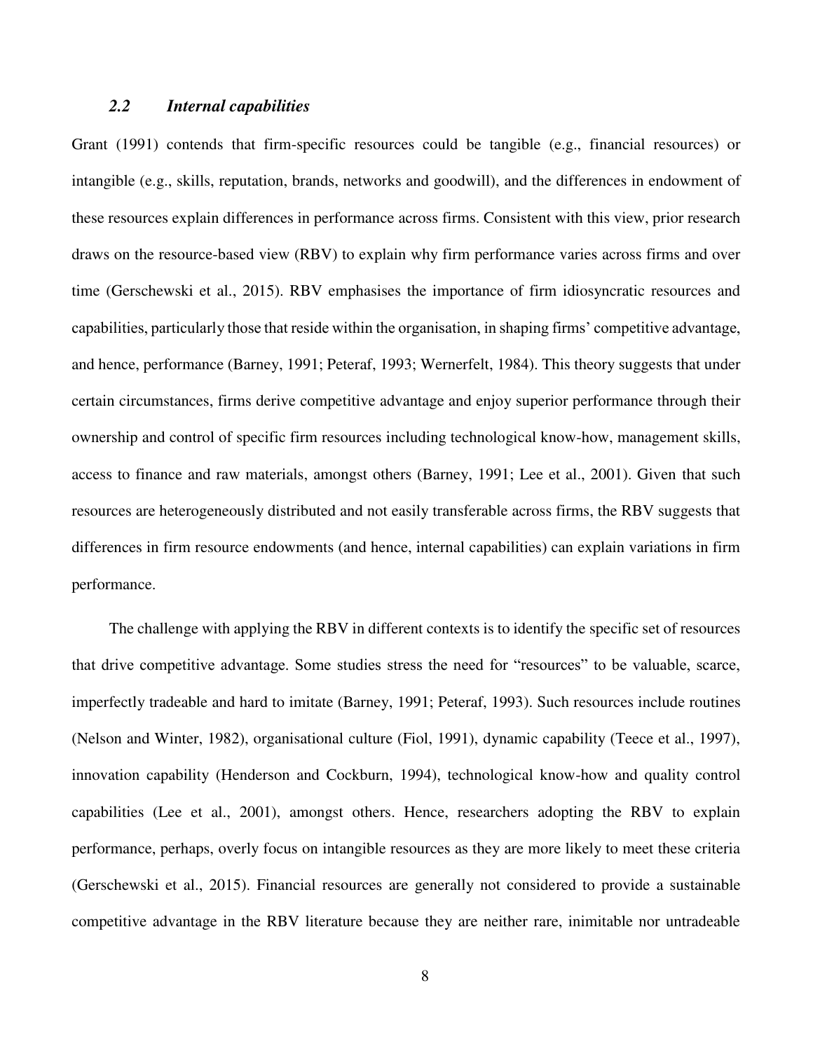### *2.2 Internal capabilities*

Grant (1991) contends that firm-specific resources could be tangible (e.g., financial resources) or intangible (e.g., skills, reputation, brands, networks and goodwill), and the differences in endowment of these resources explain differences in performance across firms. Consistent with this view, prior research draws on the resource-based view (RBV) to explain why firm performance varies across firms and over time (Gerschewski et al., 2015). RBV emphasises the importance of firm idiosyncratic resources and capabilities, particularly those that reside within the organisation, in shaping firms' competitive advantage, and hence, performance (Barney, 1991; Peteraf, 1993; Wernerfelt, 1984). This theory suggests that under certain circumstances, firms derive competitive advantage and enjoy superior performance through their ownership and control of specific firm resources including technological know-how, management skills, access to finance and raw materials, amongst others (Barney, 1991; Lee et al., 2001). Given that such resources are heterogeneously distributed and not easily transferable across firms, the RBV suggests that differences in firm resource endowments (and hence, internal capabilities) can explain variations in firm performance.

The challenge with applying the RBV in different contexts is to identify the specific set of resources that drive competitive advantage. Some studies stress the need for "resources" to be valuable, scarce, imperfectly tradeable and hard to imitate (Barney, 1991; Peteraf, 1993). Such resources include routines (Nelson and Winter, 1982), organisational culture (Fiol, 1991), dynamic capability (Teece et al., 1997), innovation capability (Henderson and Cockburn, 1994), technological know-how and quality control capabilities (Lee et al., 2001), amongst others. Hence, researchers adopting the RBV to explain performance, perhaps, overly focus on intangible resources as they are more likely to meet these criteria (Gerschewski et al., 2015). Financial resources are generally not considered to provide a sustainable competitive advantage in the RBV literature because they are neither rare, inimitable nor untradeable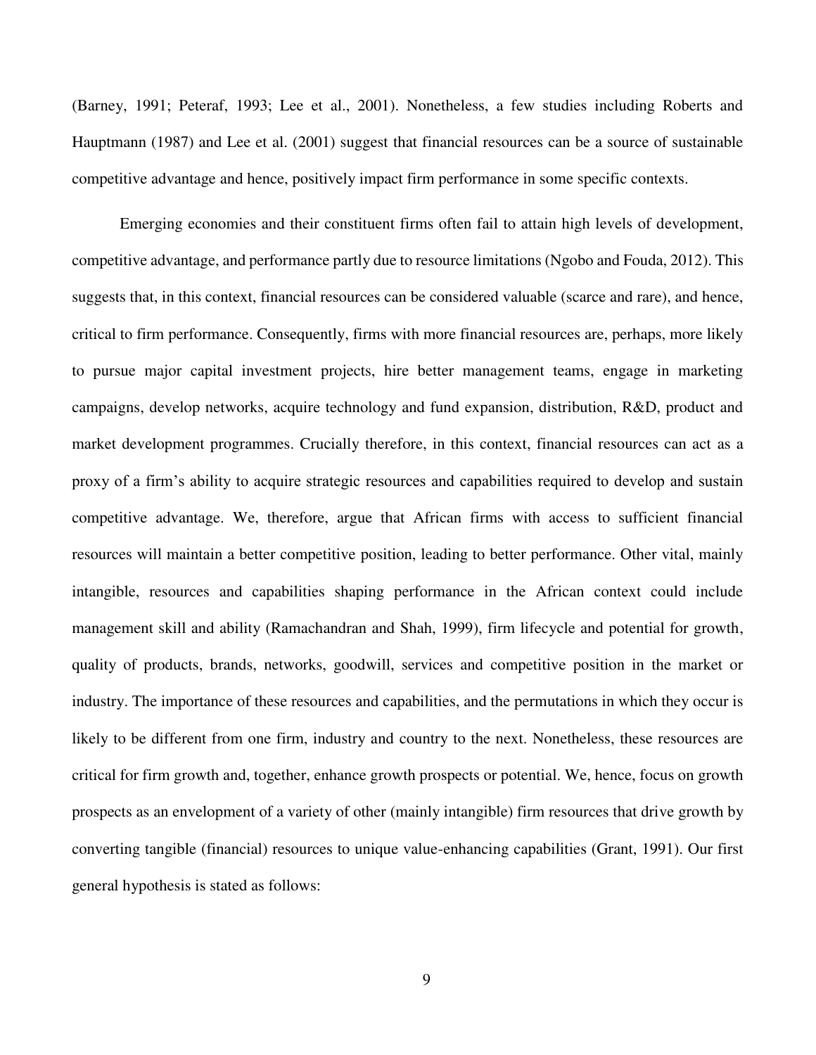(Barney, 1991; Peteraf, 1993; Lee et al., 2001). Nonetheless, a few studies including Roberts and Hauptmann (1987) and Lee et al. (2001) suggest that financial resources can be a source of sustainable competitive advantage and hence, positively impact firm performance in some specific contexts.

Emerging economies and their constituent firms often fail to attain high levels of development, competitive advantage, and performance partly due to resource limitations (Ngobo and Fouda, 2012). This suggests that, in this context, financial resources can be considered valuable (scarce and rare), and hence, critical to firm performance. Consequently, firms with more financial resources are, perhaps, more likely to pursue major capital investment projects, hire better management teams, engage in marketing campaigns, develop networks, acquire technology and fund expansion, distribution, R&D, product and market development programmes. Crucially therefore, in this context, financial resources can act as a proxy of a firm's ability to acquire strategic resources and capabilities required to develop and sustain competitive advantage. We, therefore, argue that African firms with access to sufficient financial resources will maintain a better competitive position, leading to better performance. Other vital, mainly intangible, resources and capabilities shaping performance in the African context could include management skill and ability (Ramachandran and Shah, 1999), firm lifecycle and potential for growth, quality of products, brands, networks, goodwill, services and competitive position in the market or industry. The importance of these resources and capabilities, and the permutations in which they occur is likely to be different from one firm, industry and country to the next. Nonetheless, these resources are critical for firm growth and, together, enhance growth prospects or potential. We, hence, focus on growth prospects as an envelopment of a variety of other (mainly intangible) firm resources that drive growth by converting tangible (financial) resources to unique value-enhancing capabilities (Grant, 1991). Our first general hypothesis is stated as follows: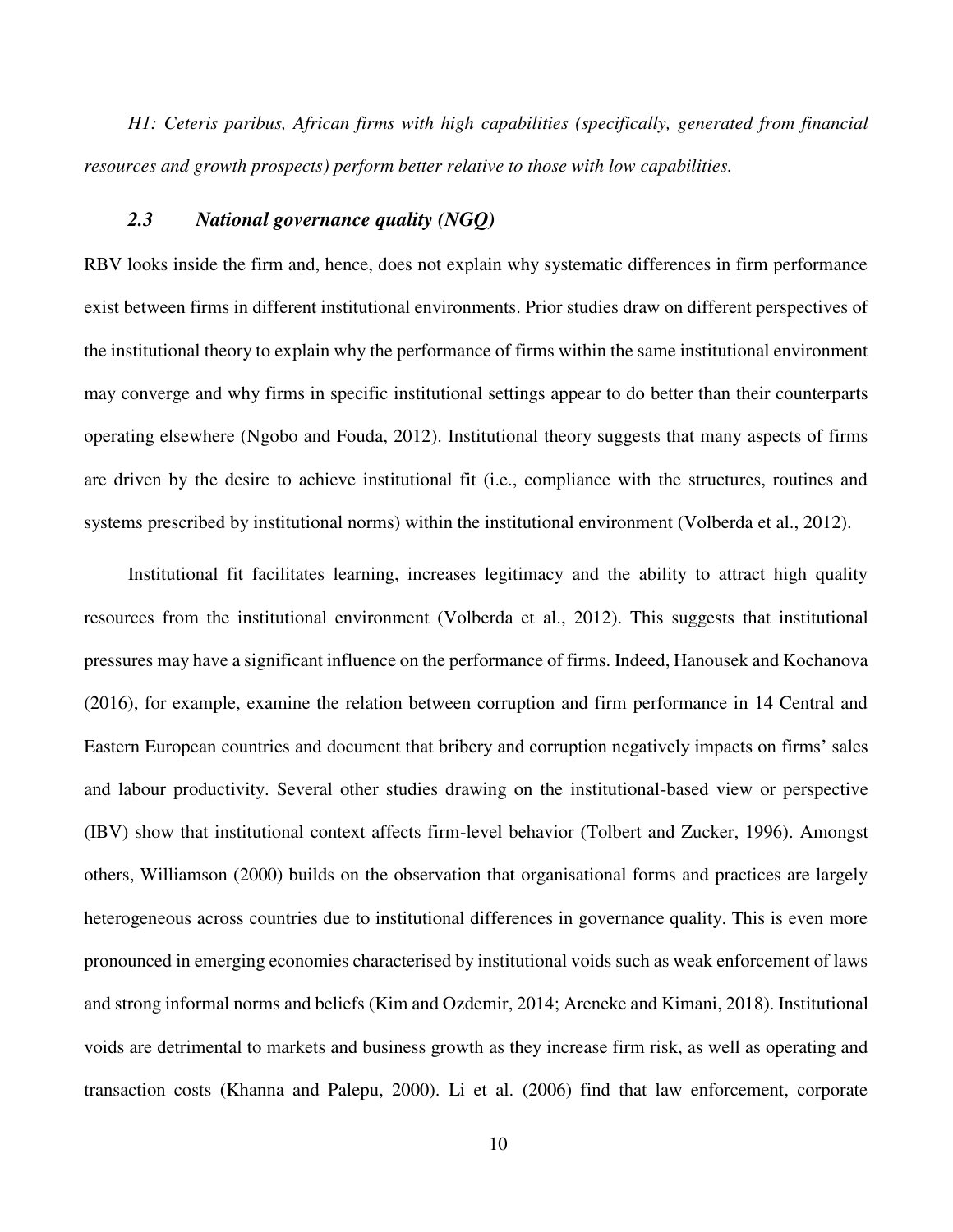*H1: Ceteris paribus, African firms with high capabilities (specifically, generated from financial resources and growth prospects) perform better relative to those with low capabilities.*

### *2.3 National governance quality (NGQ)*

RBV looks inside the firm and, hence, does not explain why systematic differences in firm performance exist between firms in different institutional environments. Prior studies draw on different perspectives of the institutional theory to explain why the performance of firms within the same institutional environment may converge and why firms in specific institutional settings appear to do better than their counterparts operating elsewhere (Ngobo and Fouda, 2012). Institutional theory suggests that many aspects of firms are driven by the desire to achieve institutional fit (i.e., compliance with the structures, routines and systems prescribed by institutional norms) within the institutional environment (Volberda et al., 2012).

Institutional fit facilitates learning, increases legitimacy and the ability to attract high quality resources from the institutional environment (Volberda et al., 2012). This suggests that institutional pressures may have a significant influence on the performance of firms. Indeed, Hanousek and Kochanova (2016), for example, examine the relation between corruption and firm performance in 14 Central and Eastern European countries and document that bribery and corruption negatively impacts on firms' sales and labour productivity. Several other studies drawing on the institutional-based view or perspective (IBV) show that institutional context affects firm-level behavior (Tolbert and Zucker, 1996). Amongst others, Williamson (2000) builds on the observation that organisational forms and practices are largely heterogeneous across countries due to institutional differences in governance quality. This is even more pronounced in emerging economies characterised by institutional voids such as weak enforcement of laws and strong informal norms and beliefs (Kim and Ozdemir, 2014; Areneke and Kimani, 2018). Institutional voids are detrimental to markets and business growth as they increase firm risk, as well as operating and transaction costs (Khanna and Palepu, 2000). Li et al. (2006) find that law enforcement, corporate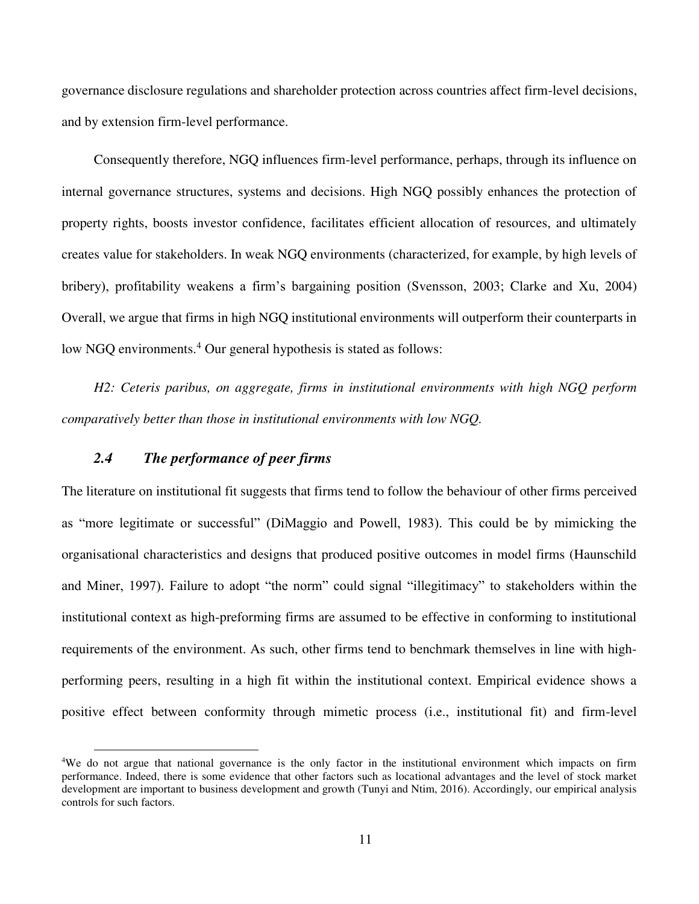governance disclosure regulations and shareholder protection across countries affect firm-level decisions, and by extension firm-level performance.

Consequently therefore, NGQ influences firm-level performance, perhaps, through its influence on internal governance structures, systems and decisions. High NGQ possibly enhances the protection of property rights, boosts investor confidence, facilitates efficient allocation of resources, and ultimately creates value for stakeholders. In weak NGQ environments (characterized, for example, by high levels of bribery), profitability weakens a firm's bargaining position (Svensson, 2003; Clarke and Xu, 2004) Overall, we argue that firms in high NGQ institutional environments will outperform their counterparts in low NGQ environments.[4] Our general hypothesis is stated as follows:

*H2: Ceteris paribus, on aggregate, firms in institutional environments with high NGQ perform comparatively better than those in institutional environments with low NGQ.*

### *2.4 The performance of peer firms*

The literature on institutional fit suggests that firms tend to follow the behaviour of other firms perceived as "more legitimate or successful" (DiMaggio and Powell, 1983). This could be by mimicking the organisational characteristics and designs that produced positive outcomes in model firms (Haunschild and Miner, 1997). Failure to adopt "the norm" could signal "illegitimacy" to stakeholders within the institutional context as high-preforming firms are assumed to be effective in conforming to institutional requirements of the environment. As such, other firms tend to benchmark themselves in line with high-performing peers, resulting in a high fit within the institutional context. Empirical evidence shows a positive effect between conformity through mimetic process (i.e., institutional fit) and firm-level

[4]We do not argue that national governance is the only factor in the institutional environment which impacts on firm performance. Indeed, there is some evidence that other factors such as locational advantages and the level of stock market development are important to business development and growth (Tunyi and Ntim, 2016). Accordingly, our empirical analysis controls for such factors.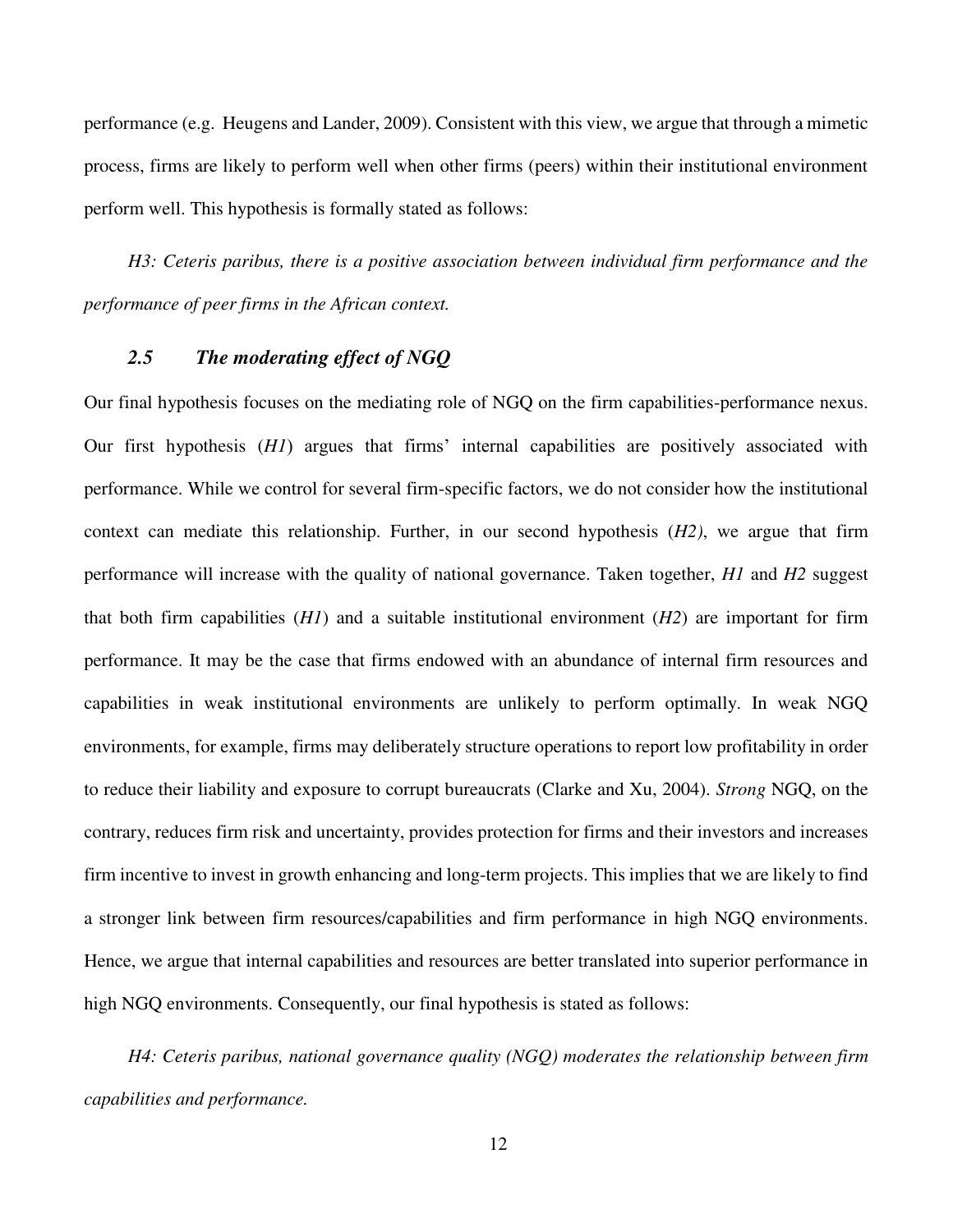performance (e.g. Heugens and Lander, 2009). Consistent with this view, we argue that through a mimetic process, firms are likely to perform well when other firms (peers) within their institutional environment perform well. This hypothesis is formally stated as follows:

*H3: Ceteris paribus, there is a positive association between individual firm performance and the performance of peer firms in the African context.*

### *2.5 The moderating effect of NGQ*

Our final hypothesis focuses on the mediating role of NGQ on the firm capabilities-performance nexus. Our first hypothesis (*H1*) argues that firms' internal capabilities are positively associated with performance. While we control for several firm-specific factors, we do not consider how the institutional context can mediate this relationship. Further, in our second hypothesis (*H2)*, we argue that firm performance will increase with the quality of national governance. Taken together, *H1* and *H2* suggest that both firm capabilities (*H1*) and a suitable institutional environment (*H2*) are important for firm performance. It may be the case that firms endowed with an abundance of internal firm resources and capabilities in weak institutional environments are unlikely to perform optimally. In weak NGQ environments, for example, firms may deliberately structure operations to report low profitability in order to reduce their liability and exposure to corrupt bureaucrats (Clarke and Xu, 2004). *Strong* NGQ, on the contrary, reduces firm risk and uncertainty, provides protection for firms and their investors and increases firm incentive to invest in growth enhancing and long-term projects. This implies that we are likely to find a stronger link between firm resources/capabilities and firm performance in high NGQ environments. Hence, we argue that internal capabilities and resources are better translated into superior performance in high NGQ environments. Consequently, our final hypothesis is stated as follows:

*H4: Ceteris paribus, national governance quality (NGQ) moderates the relationship between firm capabilities and performance.*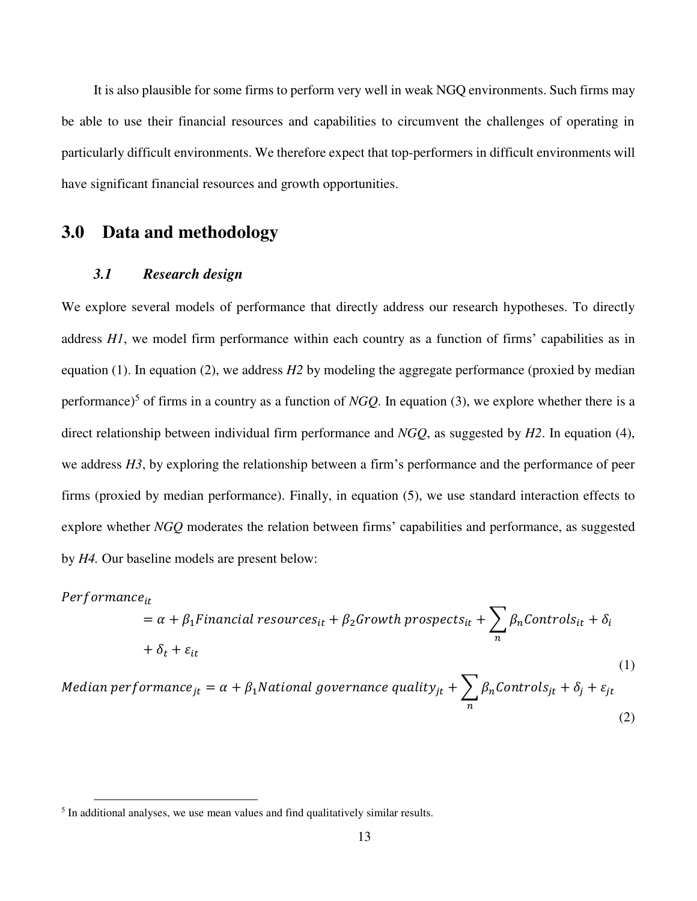It is also plausible for some firms to perform very well in weak NGQ environments. Such firms may be able to use their financial resources and capabilities to circumvent the challenges of operating in particularly difficult environments. We therefore expect that top-performers in difficult environments will have significant financial resources and growth opportunities.

# 3.0 Data and methodology

### *3.1 Research design*

We explore several models of performance that directly address our research hypotheses. To directly address *H1*, we model firm performance within each country as a function of firms' capabilities as in equation (1). In equation (2), we address *H2* by modeling the aggregate performance (proxied by median performance)[5] of firms in a country as a function of *NGQ*. In equation (3), we explore whether there is a direct relationship between individual firm performance and *NGQ*, as suggested by *H2*. In equation (4), we address *H3*, by exploring the relationship between a firm's performance and the performance of peer firms (proxied by median performance). Finally, in equation (5), we use standard interaction effects to explore whether *NGQ* moderates the relation between firms' capabilities and performance, as suggested by *H4.* Our baseline models are present below:

$$Performance_{it} = \alpha + \beta_1 Financial\ resources_{it} + \beta_2 Growth\ prospects_{it} + \sum_n \beta_n Controls_{it} + \delta_i + \delta_t + \varepsilon_{it} \tag{1}$$

$$Median\ performance_{jt} = \alpha + \beta_1 National\ governance\ quality_{jt} + \sum_n \beta_n Controls_{jt} + \delta_j + \varepsilon_{jt} \tag{2}$$

[5] In additional analyses, we use mean values and find qualitatively similar results.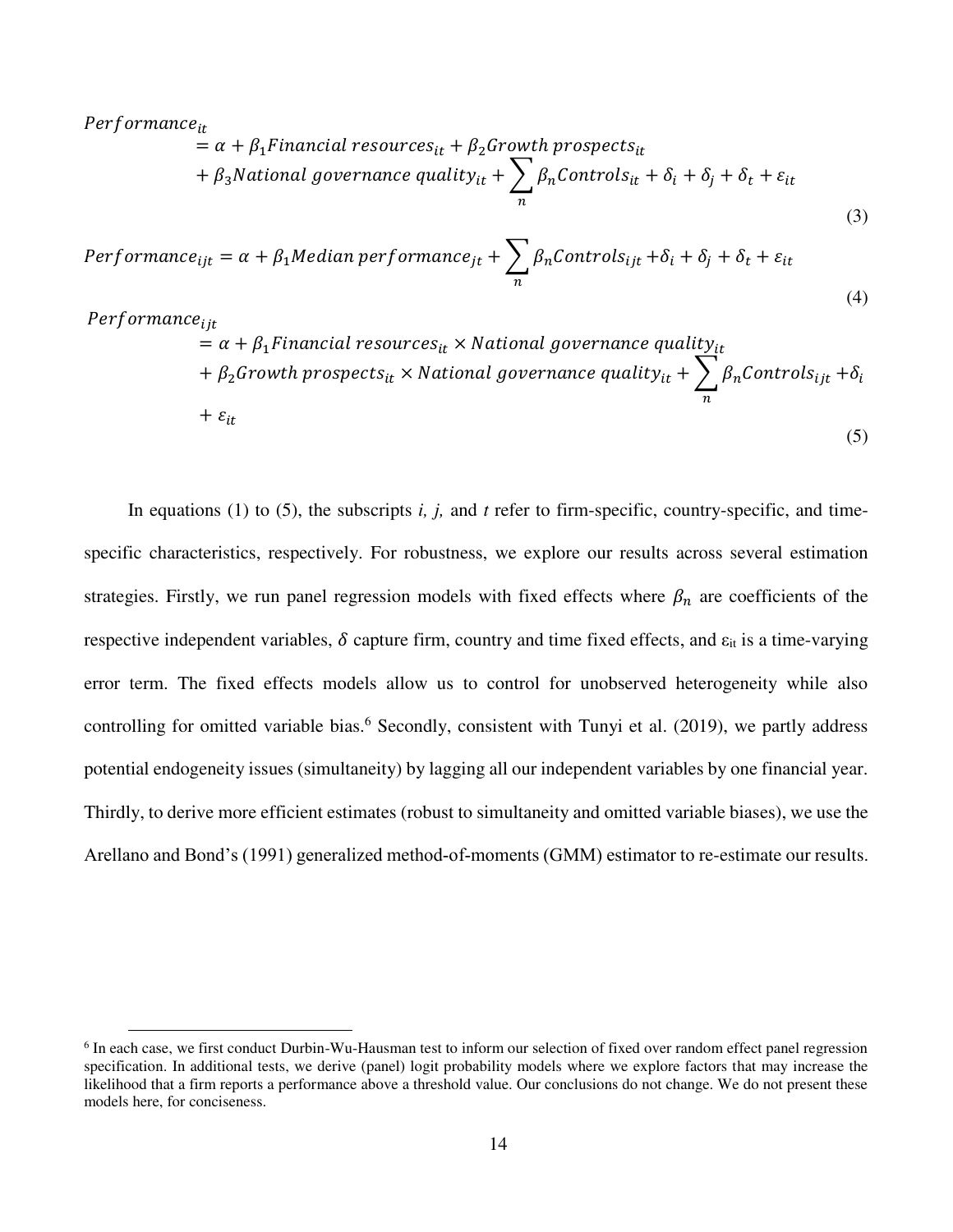$$
\begin{aligned}
Performance_{it} &= \alpha + \beta_1 Financial\ resources_{it} + \beta_2 Growth\ prospects_{it} \\
&+ \beta_3 National\ governance\ quality_{it} + \sum_n \beta_n Controls_{it} + \delta_i + \delta_j + \delta_t + \varepsilon_{it}
\end{aligned} \tag{3}
$$

$$
Performance_{ijt} = \alpha + \beta_1 Median\ performance_{jt} + \sum_n \beta_n Controls_{ijt} + \delta_i + \delta_j + \delta_t + \varepsilon_{it} \tag{4}
$$

$$
\begin{aligned}
Performance_{ijt} &= \alpha + \beta_1 Financial\ resources_{it} \times National\ governance\ quality_{it} \\
&+ \beta_2 Growth\ prospects_{it} \times National\ governance\ quality_{it} + \sum_n \beta_n Controls_{ijt} + \delta_i \\
&+ \varepsilon_{it}
\end{aligned} \tag{5}
$$

In equations (1) to (5), the subscripts *i, j,* and *t* refer to firm-specific, country-specific, and time-specific characteristics, respectively. For robustness, we explore our results across several estimation strategies. Firstly, we run panel regression models with fixed effects where $\beta_n$ are coefficients of the respective independent variables, $\delta$ capture firm, country and time fixed effects, and $\varepsilon_{it}$ is a time-varying error term. The fixed effects models allow us to control for unobserved heterogeneity while also controlling for omitted variable bias.[6] Secondly, consistent with Tunyi et al. (2019), we partly address potential endogeneity issues (simultaneity) by lagging all our independent variables by one financial year. Thirdly, to derive more efficient estimates (robust to simultaneity and omitted variable biases), we use the Arellano and Bond's (1991) generalized method-of-moments (GMM) estimator to re-estimate our results.

[6] In each case, we first conduct Durbin-Wu-Hausman test to inform our selection of fixed over random effect panel regression specification. In additional tests, we derive (panel) logit probability models where we explore factors that may increase the likelihood that a firm reports a performance above a threshold value. Our conclusions do not change. We do not present these models here, for conciseness.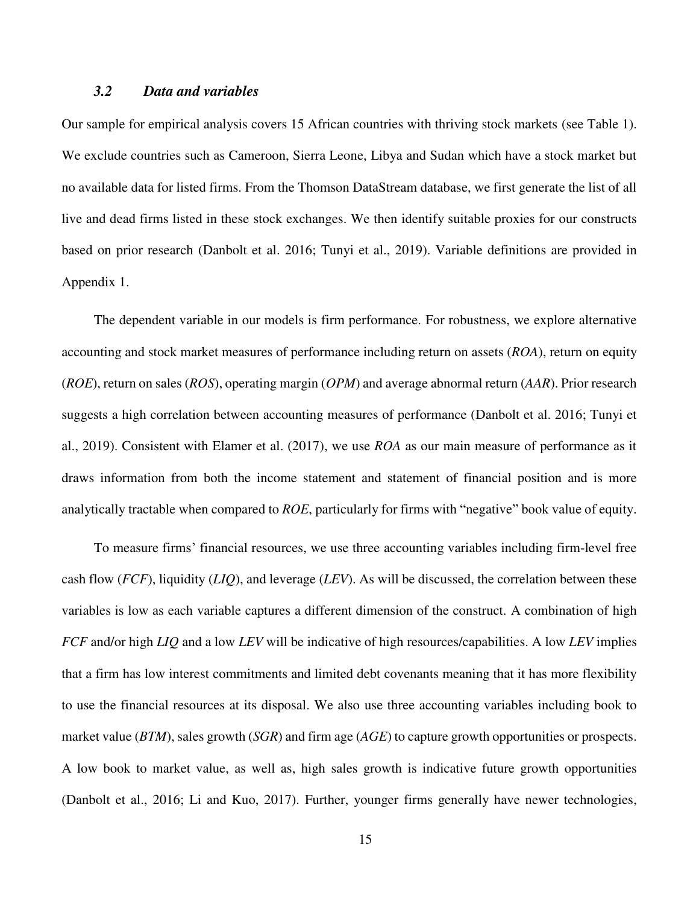### *3.2 Data and variables*

Our sample for empirical analysis covers 15 African countries with thriving stock markets (see Table 1). We exclude countries such as Cameroon, Sierra Leone, Libya and Sudan which have a stock market but no available data for listed firms. From the Thomson DataStream database, we first generate the list of all live and dead firms listed in these stock exchanges. We then identify suitable proxies for our constructs based on prior research (Danbolt et al. 2016; Tunyi et al., 2019). Variable definitions are provided in Appendix 1.

The dependent variable in our models is firm performance. For robustness, we explore alternative accounting and stock market measures of performance including return on assets (*ROA*), return on equity (*ROE*), return on sales (*ROS*), operating margin (*OPM*) and average abnormal return (*AAR*). Prior research suggests a high correlation between accounting measures of performance (Danbolt et al. 2016; Tunyi et al., 2019). Consistent with Elamer et al. (2017), we use *ROA* as our main measure of performance as it draws information from both the income statement and statement of financial position and is more analytically tractable when compared to *ROE*, particularly for firms with "negative" book value of equity.

To measure firms' financial resources, we use three accounting variables including firm-level free cash flow (*FCF*), liquidity (*LIQ*), and leverage (*LEV*). As will be discussed, the correlation between these variables is low as each variable captures a different dimension of the construct. A combination of high *FCF* and/or high *LIQ* and a low *LEV* will be indicative of high resources/capabilities. A low *LEV* implies that a firm has low interest commitments and limited debt covenants meaning that it has more flexibility to use the financial resources at its disposal. We also use three accounting variables including book to market value (*BTM*), sales growth (*SGR*) and firm age (*AGE*) to capture growth opportunities or prospects. A low book to market value, as well as, high sales growth is indicative future growth opportunities (Danbolt et al., 2016; Li and Kuo, 2017). Further, younger firms generally have newer technologies,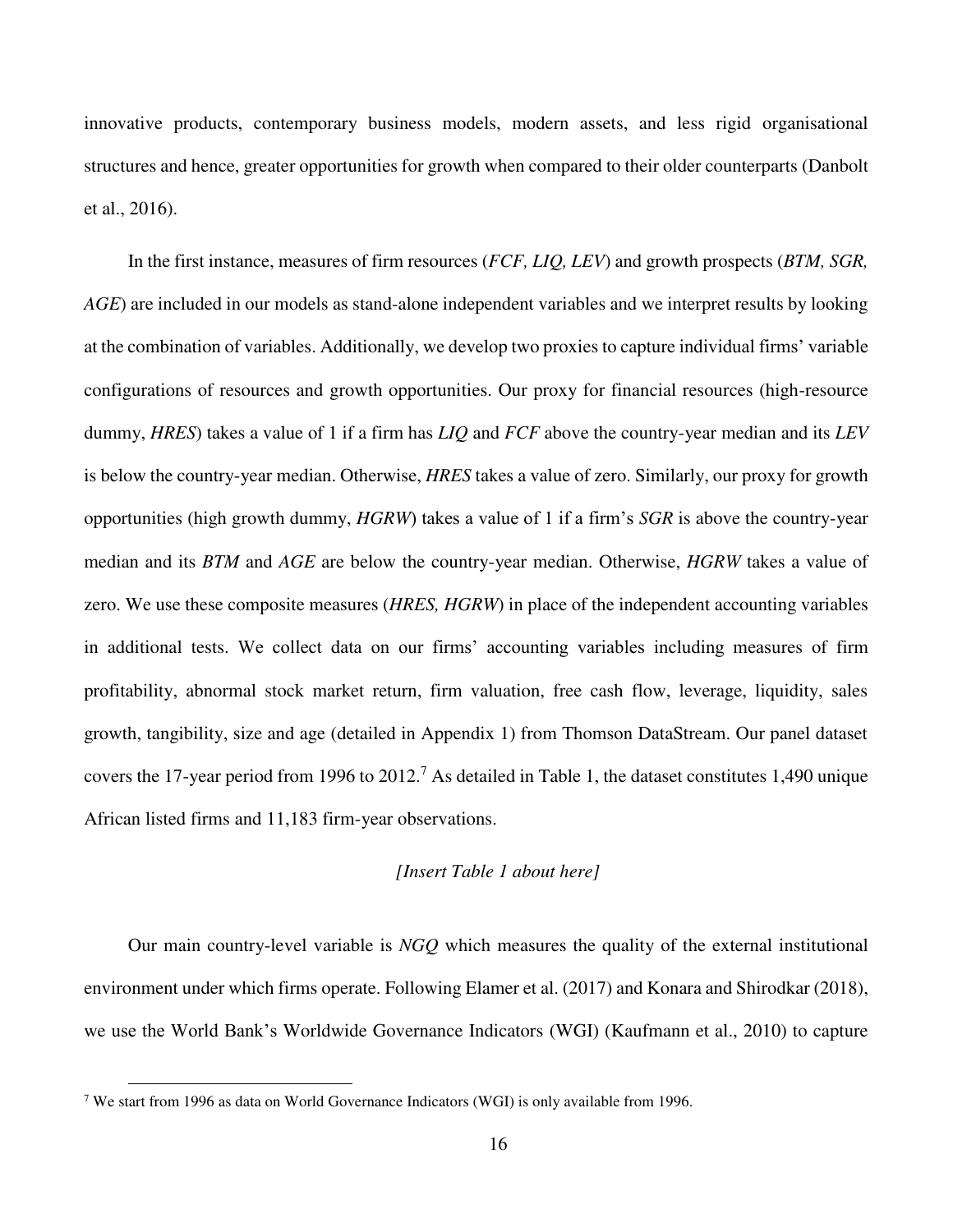innovative products, contemporary business models, modern assets, and less rigid organisational structures and hence, greater opportunities for growth when compared to their older counterparts (Danbolt et al., 2016).

In the first instance, measures of firm resources (*FCF, LIQ, LEV*) and growth prospects (*BTM, SGR, AGE*) are included in our models as stand-alone independent variables and we interpret results by looking at the combination of variables. Additionally, we develop two proxies to capture individual firms' variable configurations of resources and growth opportunities. Our proxy for financial resources (high-resource dummy, *HRES*) takes a value of 1 if a firm has *LIQ* and *FCF* above the country-year median and its *LEV* is below the country-year median. Otherwise, *HRES* takes a value of zero. Similarly, our proxy for growth opportunities (high growth dummy, *HGRW*) takes a value of 1 if a firm's *SGR* is above the country-year median and its *BTM* and *AGE* are below the country-year median. Otherwise, *HGRW* takes a value of zero. We use these composite measures (*HRES, HGRW*) in place of the independent accounting variables in additional tests. We collect data on our firms' accounting variables including measures of firm profitability, abnormal stock market return, firm valuation, free cash flow, leverage, liquidity, sales growth, tangibility, size and age (detailed in Appendix 1) from Thomson DataStream. Our panel dataset covers the 17-year period from 1996 to 2012.[7] As detailed in Table 1, the dataset constitutes 1,490 unique African listed firms and 11,183 firm-year observations.

*[Insert Table 1 about here]*

Our main country-level variable is *NGQ* which measures the quality of the external institutional environment under which firms operate. Following Elamer et al. (2017) and Konara and Shirodkar (2018), we use the World Bank's Worldwide Governance Indicators (WGI) (Kaufmann et al., 2010) to capture

[7] We start from 1996 as data on World Governance Indicators (WGI) is only available from 1996.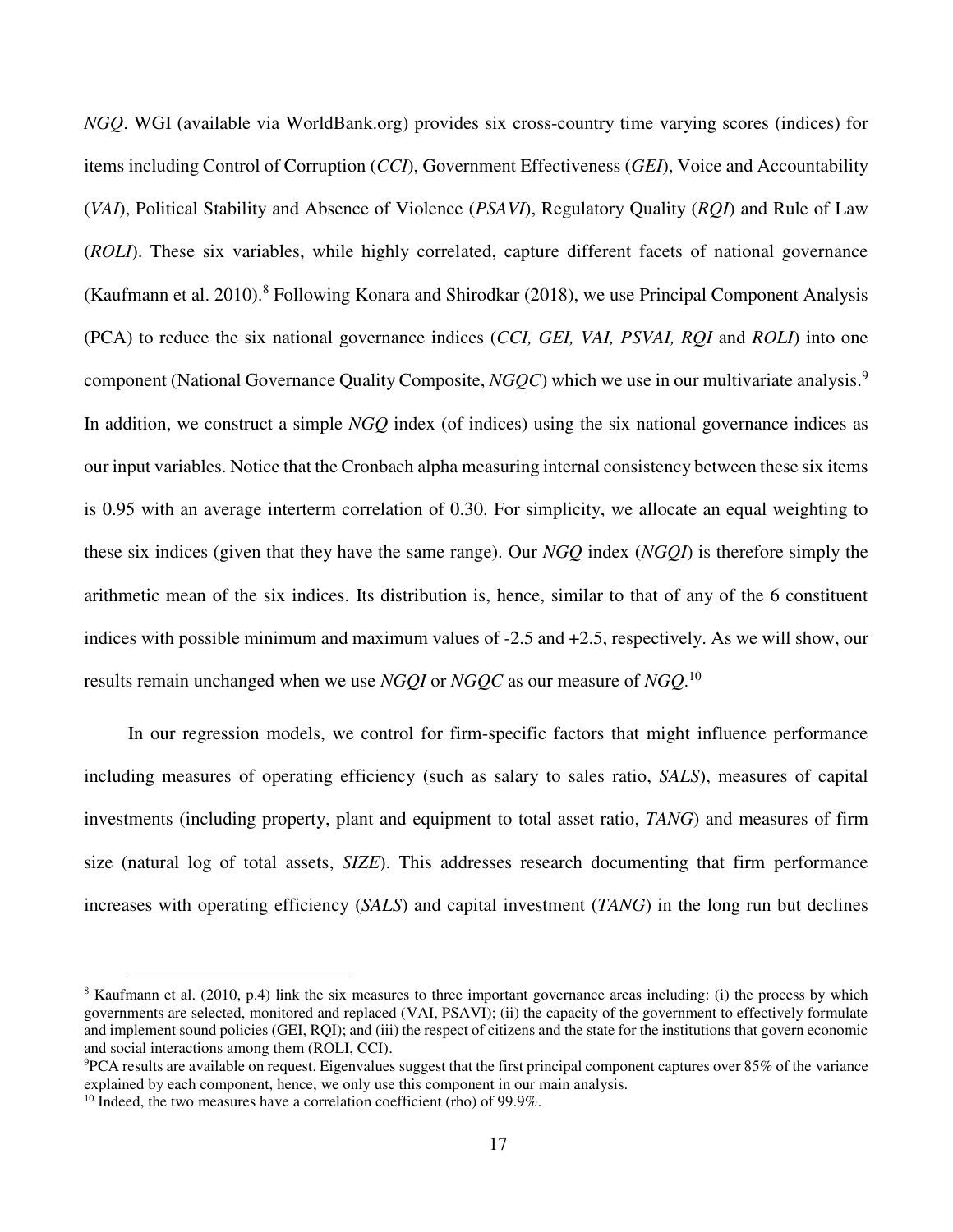*NGQ*. WGI (available via WorldBank.org) provides six cross-country time varying scores (indices) for items including Control of Corruption (*CCI*), Government Effectiveness (*GEI*), Voice and Accountability (*VAI*), Political Stability and Absence of Violence (*PSAVI*), Regulatory Quality (*RQI*) and Rule of Law (*ROLI*). These six variables, while highly correlated, capture different facets of national governance (Kaufmann et al. 2010).[8] Following Konara and Shirodkar (2018), we use Principal Component Analysis (PCA) to reduce the six national governance indices (*CCI, GEI, VAI, PSVAI, RQI* and *ROLI*) into one component (National Governance Quality Composite, *NGQC*) which we use in our multivariate analysis.[9] In addition, we construct a simple *NGQ* index (of indices) using the six national governance indices as our input variables. Notice that the Cronbach alpha measuring internal consistency between these six items is 0.95 with an average interterm correlation of 0.30. For simplicity, we allocate an equal weighting to these six indices (given that they have the same range). Our *NGQ* index (*NGQI*) is therefore simply the arithmetic mean of the six indices. Its distribution is, hence, similar to that of any of the 6 constituent indices with possible minimum and maximum values of -2.5 and +2.5, respectively. As we will show, our results remain unchanged when we use *NGQI* or *NGQC* as our measure of *NGQ*.[10]

In our regression models, we control for firm-specific factors that might influence performance including measures of operating efficiency (such as salary to sales ratio, *SALS*), measures of capital investments (including property, plant and equipment to total asset ratio, *TANG*) and measures of firm size (natural log of total assets, *SIZE*). This addresses research documenting that firm performance increases with operating efficiency (*SALS*) and capital investment (*TANG*) in the long run but declines

---

[8] Kaufmann et al. (2010, p.4) link the six measures to three important governance areas including: (i) the process by which governments are selected, monitored and replaced (VAI, PSAVI); (ii) the capacity of the government to effectively formulate and implement sound policies (GEI, RQI); and (iii) the respect of citizens and the state for the institutions that govern economic and social interactions among them (ROLI, CCI).

[9] PCA results are available on request. Eigenvalues suggest that the first principal component captures over 85% of the variance explained by each component, hence, we only use this component in our main analysis.

[10] Indeed, the two measures have a correlation coefficient (rho) of 99.9%.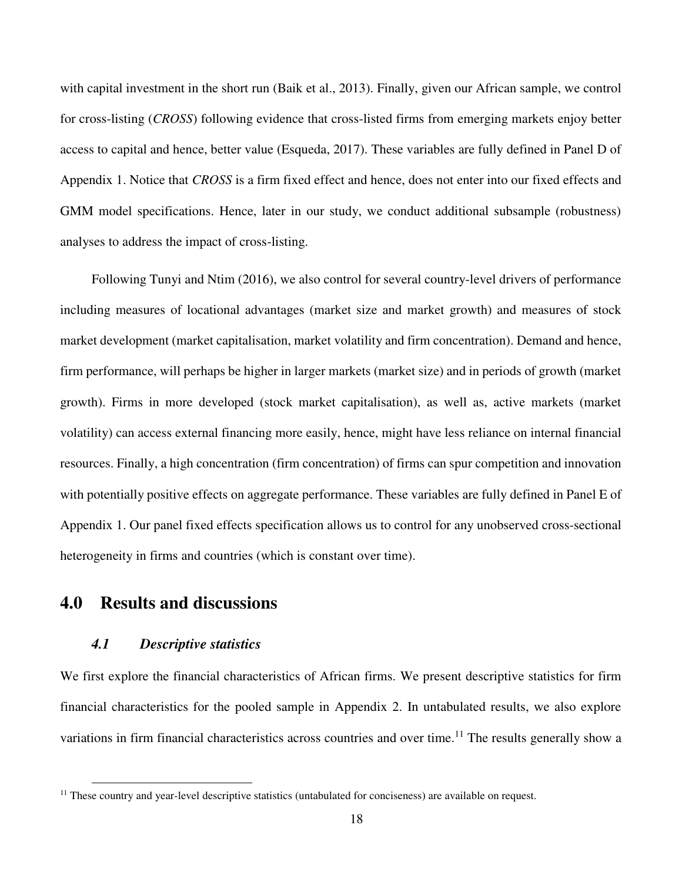with capital investment in the short run (Baik et al., 2013). Finally, given our African sample, we control for cross-listing (*CROSS*) following evidence that cross-listed firms from emerging markets enjoy better access to capital and hence, better value (Esqueda, 2017). These variables are fully defined in Panel D of Appendix 1. Notice that *CROSS* is a firm fixed effect and hence, does not enter into our fixed effects and GMM model specifications. Hence, later in our study, we conduct additional subsample (robustness) analyses to address the impact of cross-listing.

Following Tunyi and Ntim (2016), we also control for several country-level drivers of performance including measures of locational advantages (market size and market growth) and measures of stock market development (market capitalisation, market volatility and firm concentration). Demand and hence, firm performance, will perhaps be higher in larger markets (market size) and in periods of growth (market growth). Firms in more developed (stock market capitalisation), as well as, active markets (market volatility) can access external financing more easily, hence, might have less reliance on internal financial resources. Finally, a high concentration (firm concentration) of firms can spur competition and innovation with potentially positive effects on aggregate performance. These variables are fully defined in Panel E of Appendix 1. Our panel fixed effects specification allows us to control for any unobserved cross-sectional heterogeneity in firms and countries (which is constant over time).

# 4.0 Results and discussions

## *4.1 Descriptive statistics*

We first explore the financial characteristics of African firms. We present descriptive statistics for firm financial characteristics for the pooled sample in Appendix 2. In untabulated results, we also explore variations in firm financial characteristics across countries and over time.[11] The results generally show a

[11] These country and year-level descriptive statistics (untabulated for conciseness) are available on request.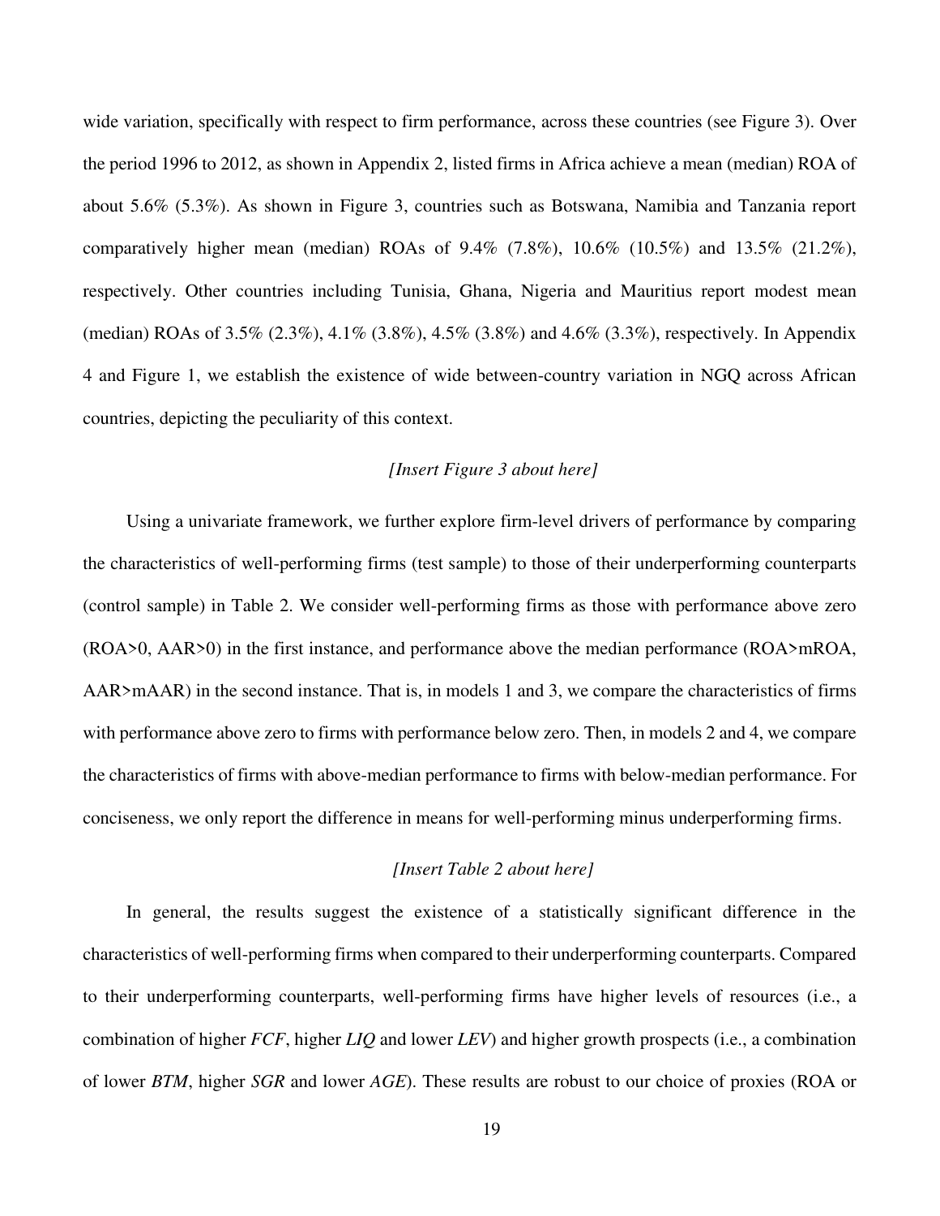wide variation, specifically with respect to firm performance, across these countries (see Figure 3). Over the period 1996 to 2012, as shown in Appendix 2, listed firms in Africa achieve a mean (median) ROA of about 5.6% (5.3%). As shown in Figure 3, countries such as Botswana, Namibia and Tanzania report comparatively higher mean (median) ROAs of 9.4% (7.8%), 10.6% (10.5%) and 13.5% (21.2%), respectively. Other countries including Tunisia, Ghana, Nigeria and Mauritius report modest mean (median) ROAs of 3.5% (2.3%), 4.1% (3.8%), 4.5% (3.8%) and 4.6% (3.3%), respectively. In Appendix 4 and Figure 1, we establish the existence of wide between-country variation in NGQ across African countries, depicting the peculiarity of this context.

*[Insert Figure 3 about here]*

Using a univariate framework, we further explore firm-level drivers of performance by comparing the characteristics of well-performing firms (test sample) to those of their underperforming counterparts (control sample) in Table 2. We consider well-performing firms as those with performance above zero (ROA>0, AAR>0) in the first instance, and performance above the median performance (ROA>mROA, AAR>mAAR) in the second instance. That is, in models 1 and 3, we compare the characteristics of firms with performance above zero to firms with performance below zero. Then, in models 2 and 4, we compare the characteristics of firms with above-median performance to firms with below-median performance. For conciseness, we only report the difference in means for well-performing minus underperforming firms.

*[Insert Table 2 about here]*

In general, the results suggest the existence of a statistically significant difference in the characteristics of well-performing firms when compared to their underperforming counterparts. Compared to their underperforming counterparts, well-performing firms have higher levels of resources (i.e., a combination of higher *FCF*, higher *LIQ* and lower *LEV*) and higher growth prospects (i.e., a combination of lower *BTM*, higher *SGR* and lower *AGE*). These results are robust to our choice of proxies (ROA or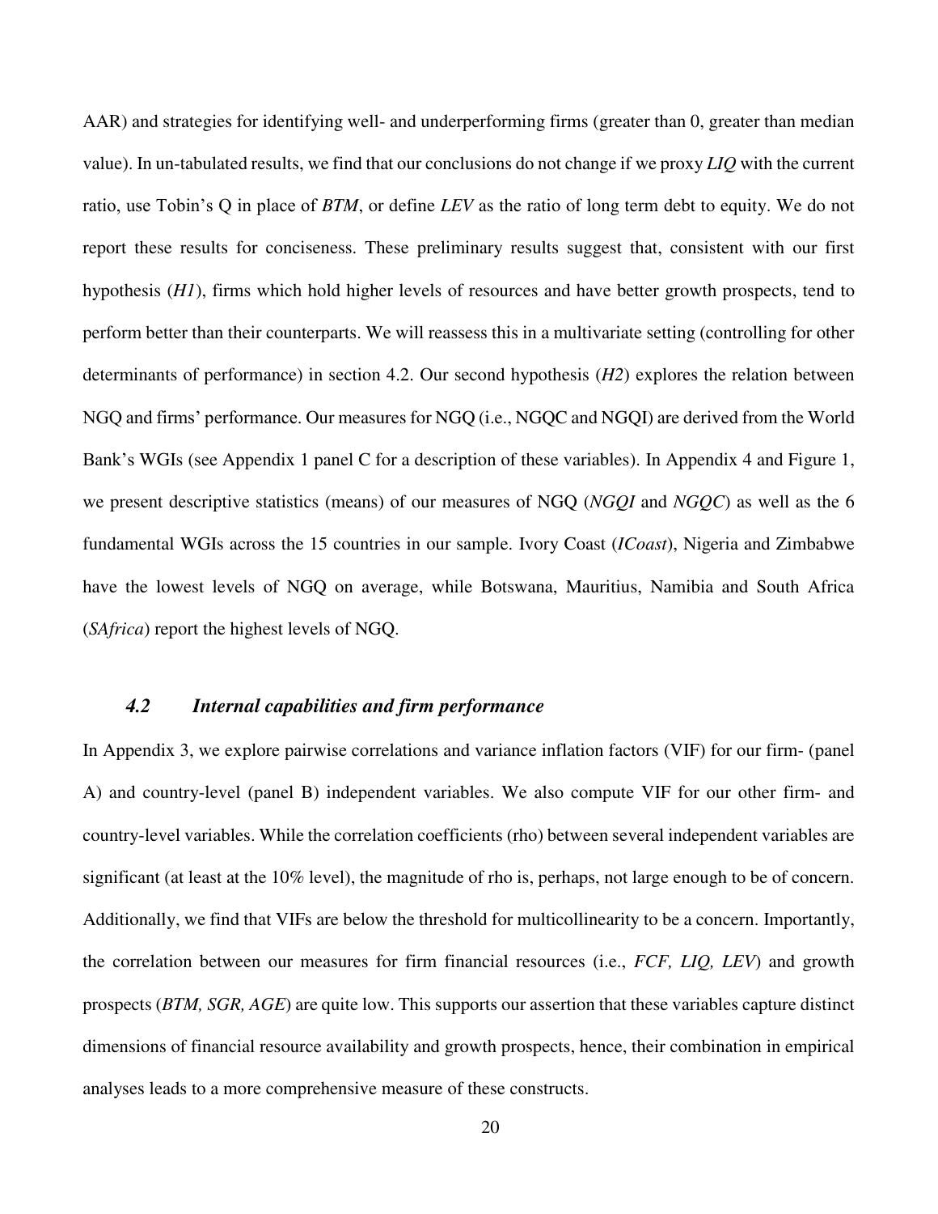AAR) and strategies for identifying well- and underperforming firms (greater than 0, greater than median value). In un-tabulated results, we find that our conclusions do not change if we proxy *LIQ* with the current ratio, use Tobin's Q in place of *BTM*, or define *LEV* as the ratio of long term debt to equity. We do not report these results for conciseness. These preliminary results suggest that, consistent with our first hypothesis (*H1*), firms which hold higher levels of resources and have better growth prospects, tend to perform better than their counterparts. We will reassess this in a multivariate setting (controlling for other determinants of performance) in section 4.2. Our second hypothesis (*H2*) explores the relation between NGQ and firms' performance. Our measures for NGQ (i.e., NGQC and NGQI) are derived from the World Bank's WGIs (see Appendix 1 panel C for a description of these variables). In Appendix 4 and Figure 1, we present descriptive statistics (means) of our measures of NGQ (*NGQI* and *NGQC*) as well as the 6 fundamental WGIs across the 15 countries in our sample. Ivory Coast (*ICoast*), Nigeria and Zimbabwe have the lowest levels of NGQ on average, while Botswana, Mauritius, Namibia and South Africa (*SAfrica*) report the highest levels of NGQ.

### *4.2 Internal capabilities and firm performance*

In Appendix 3, we explore pairwise correlations and variance inflation factors (VIF) for our firm- (panel A) and country-level (panel B) independent variables. We also compute VIF for our other firm- and country-level variables. While the correlation coefficients (rho) between several independent variables are significant (at least at the 10% level), the magnitude of rho is, perhaps, not large enough to be of concern. Additionally, we find that VIFs are below the threshold for multicollinearity to be a concern. Importantly, the correlation between our measures for firm financial resources (i.e., *FCF, LIQ, LEV*) and growth prospects (*BTM, SGR, AGE*) are quite low. This supports our assertion that these variables capture distinct dimensions of financial resource availability and growth prospects, hence, their combination in empirical analyses leads to a more comprehensive measure of these constructs.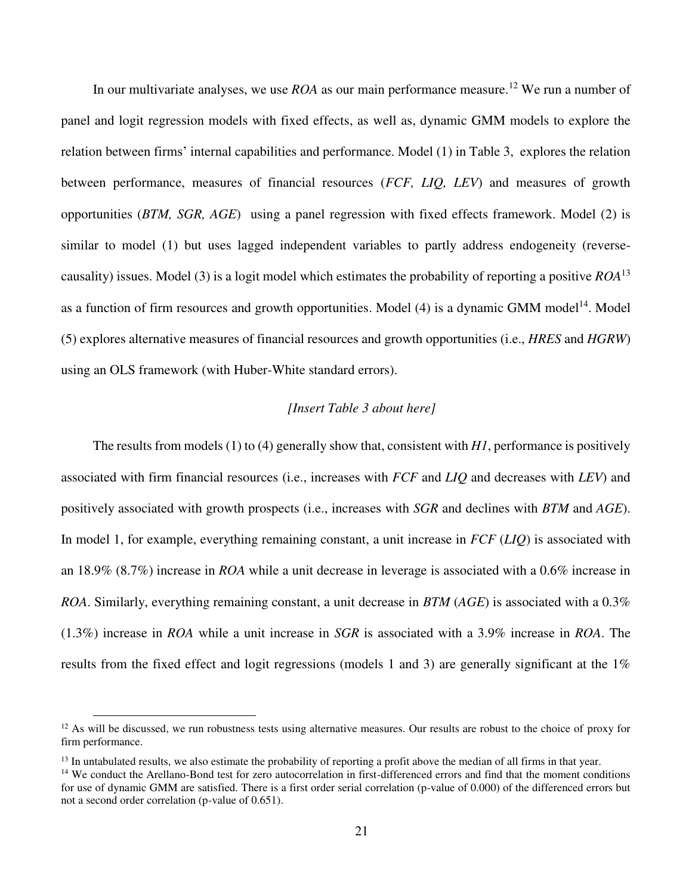In our multivariate analyses, we use *ROA* as our main performance measure.[12] We run a number of panel and logit regression models with fixed effects, as well as, dynamic GMM models to explore the relation between firms' internal capabilities and performance. Model (1) in Table 3, explores the relation between performance, measures of financial resources (*FCF, LIQ, LEV*) and measures of growth opportunities (*BTM, SGR, AGE*) using a panel regression with fixed effects framework. Model (2) is similar to model (1) but uses lagged independent variables to partly address endogeneity (reverse-causality) issues. Model (3) is a logit model which estimates the probability of reporting a positive *ROA*[13] as a function of firm resources and growth opportunities. Model (4) is a dynamic GMM model[14]. Model (5) explores alternative measures of financial resources and growth opportunities (i.e., *HRES* and *HGRW*) using an OLS framework (with Huber-White standard errors).

*[Insert Table 3 about here]*

The results from models (1) to (4) generally show that, consistent with *H1*, performance is positively associated with firm financial resources (i.e., increases with *FCF* and *LIQ* and decreases with *LEV*) and positively associated with growth prospects (i.e., increases with *SGR* and declines with *BTM* and *AGE*). In model 1, for example, everything remaining constant, a unit increase in *FCF* (*LIQ*) is associated with an 18.9% (8.7%) increase in *ROA* while a unit decrease in leverage is associated with a 0.6% increase in *ROA*. Similarly, everything remaining constant, a unit decrease in *BTM* (*AGE*) is associated with a 0.3% (1.3%) increase in *ROA* while a unit increase in *SGR* is associated with a 3.9% increase in *ROA*. The results from the fixed effect and logit regressions (models 1 and 3) are generally significant at the 1%

---

[12] As will be discussed, we run robustness tests using alternative measures. Our results are robust to the choice of proxy for firm performance.

[13] In untabulated results, we also estimate the probability of reporting a profit above the median of all firms in that year.

[14] We conduct the Arellano-Bond test for zero autocorrelation in first-differenced errors and find that the moment conditions for use of dynamic GMM are satisfied. There is a first order serial correlation (p-value of 0.000) of the differenced errors but not a second order correlation (p-value of 0.651).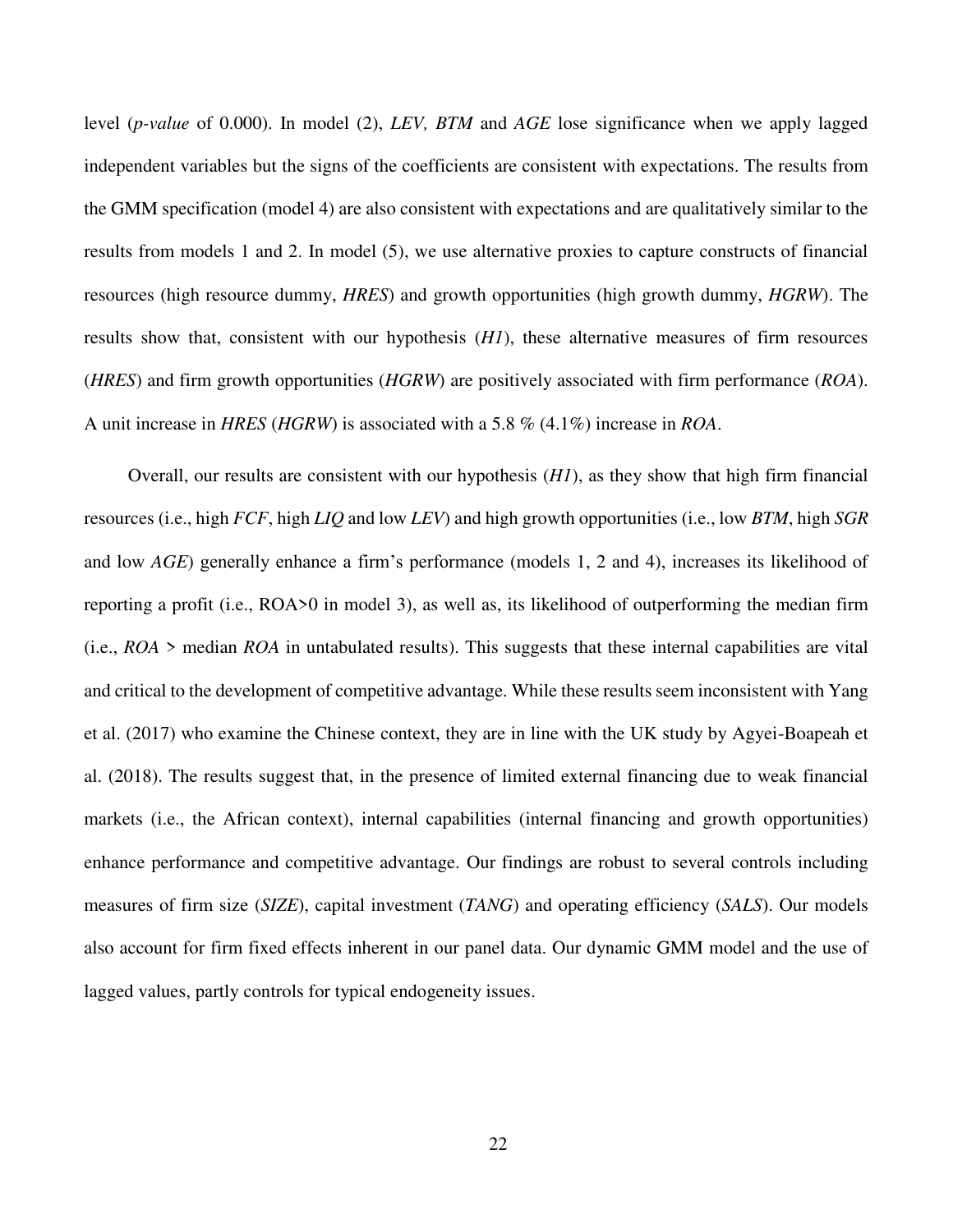level (*p-value* of 0.000). In model (2), *LEV, BTM* and *AGE* lose significance when we apply lagged independent variables but the signs of the coefficients are consistent with expectations. The results from the GMM specification (model 4) are also consistent with expectations and are qualitatively similar to the results from models 1 and 2. In model (5), we use alternative proxies to capture constructs of financial resources (high resource dummy, *HRES*) and growth opportunities (high growth dummy, *HGRW*). The results show that, consistent with our hypothesis (*H1*), these alternative measures of firm resources (*HRES*) and firm growth opportunities (*HGRW*) are positively associated with firm performance (*ROA*). A unit increase in *HRES* (*HGRW*) is associated with a 5.8 % (4.1%) increase in *ROA*.

Overall, our results are consistent with our hypothesis (*H1*), as they show that high firm financial resources (i.e., high *FCF*, high *LIQ* and low *LEV*) and high growth opportunities (i.e., low *BTM*, high *SGR* and low *AGE*) generally enhance a firm's performance (models 1, 2 and 4), increases its likelihood of reporting a profit (i.e., ROA>0 in model 3), as well as, its likelihood of outperforming the median firm (i.e., *ROA* > median *ROA* in untabulated results). This suggests that these internal capabilities are vital and critical to the development of competitive advantage. While these results seem inconsistent with Yang et al. (2017) who examine the Chinese context, they are in line with the UK study by Agyei-Boapeah et al. (2018). The results suggest that, in the presence of limited external financing due to weak financial markets (i.e., the African context), internal capabilities (internal financing and growth opportunities) enhance performance and competitive advantage. Our findings are robust to several controls including measures of firm size (*SIZE*), capital investment (*TANG*) and operating efficiency (*SALS*). Our models also account for firm fixed effects inherent in our panel data. Our dynamic GMM model and the use of lagged values, partly controls for typical endogeneity issues.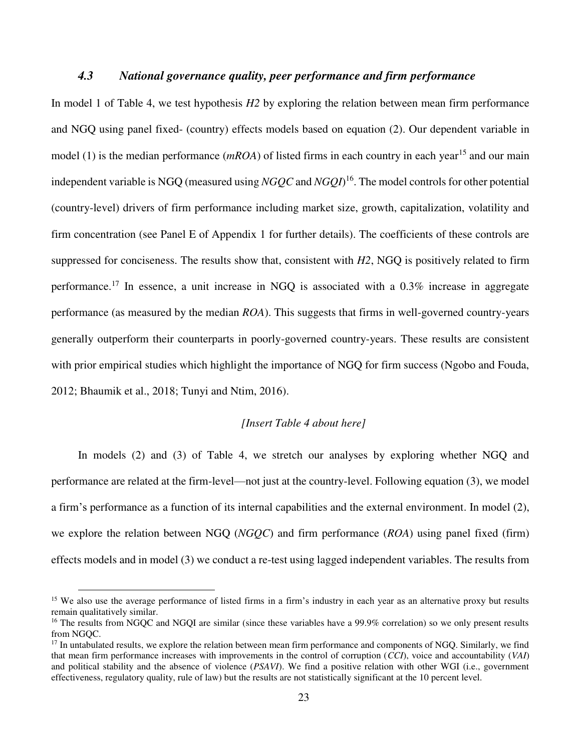### *4.3 National governance quality, peer performance and firm performance*

In model 1 of Table 4, we test hypothesis *H2* by exploring the relation between mean firm performance and NGQ using panel fixed- (country) effects models based on equation (2). Our dependent variable in model (1) is the median performance (*mROA*) of listed firms in each country in each year[15] and our main independent variable is NGQ (measured using *NGQC* and *NGQI*)[16]. The model controls for other potential (country-level) drivers of firm performance including market size, growth, capitalization, volatility and firm concentration (see Panel E of Appendix 1 for further details). The coefficients of these controls are suppressed for conciseness. The results show that, consistent with *H2*, NGQ is positively related to firm performance.[17] In essence, a unit increase in NGQ is associated with a 0.3% increase in aggregate performance (as measured by the median *ROA*). This suggests that firms in well-governed country-years generally outperform their counterparts in poorly-governed country-years. These results are consistent with prior empirical studies which highlight the importance of NGQ for firm success (Ngobo and Fouda, 2012; Bhaumik et al., 2018; Tunyi and Ntim, 2016).

*[Insert Table 4 about here]*

In models (2) and (3) of Table 4, we stretch our analyses by exploring whether NGQ and performance are related at the firm-level—not just at the country-level. Following equation (3), we model a firm's performance as a function of its internal capabilities and the external environment. In model (2), we explore the relation between NGQ (*NGQC*) and firm performance (*ROA*) using panel fixed (firm) effects models and in model (3) we conduct a re-test using lagged independent variables. The results from

---

[15] We also use the average performance of listed firms in a firm's industry in each year as an alternative proxy but results remain qualitatively similar.

[16] The results from NGQC and NGQI are similar (since these variables have a 99.9% correlation) so we only present results from NGQC.

[17] In untabulated results, we explore the relation between mean firm performance and components of NGQ. Similarly, we find that mean firm performance increases with improvements in the control of corruption (*CCI*), voice and accountability (*VAI*) and political stability and the absence of violence (*PSAVI*). We find a positive relation with other WGI (i.e., government effectiveness, regulatory quality, rule of law) but the results are not statistically significant at the 10 percent level.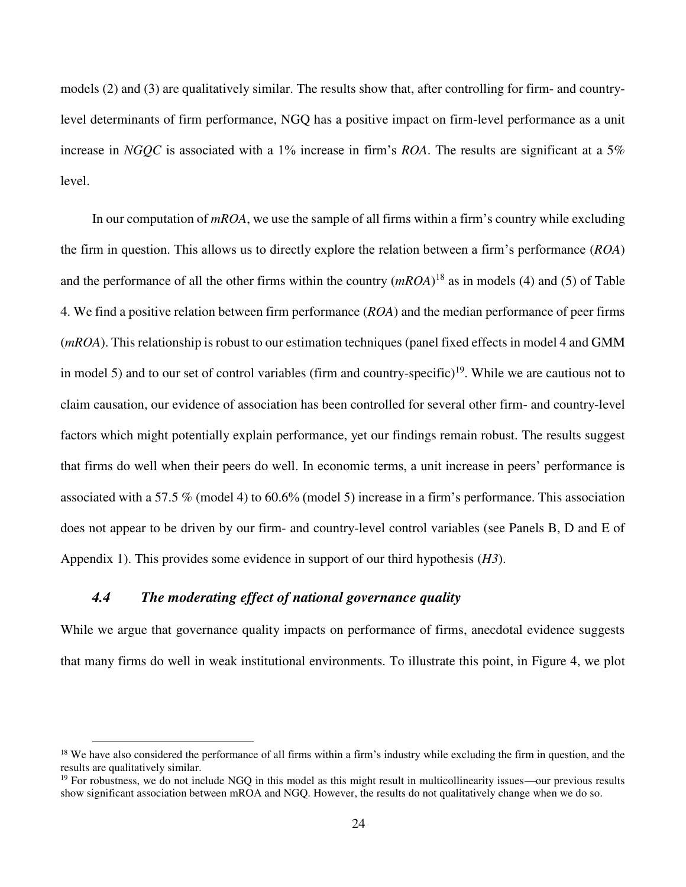models (2) and (3) are qualitatively similar. The results show that, after controlling for firm- and country-level determinants of firm performance, NGQ has a positive impact on firm-level performance as a unit increase in *NGQC* is associated with a 1% increase in firm's *ROA*. The results are significant at a 5% level.

In our computation of *mROA*, we use the sample of all firms within a firm's country while excluding the firm in question. This allows us to directly explore the relation between a firm's performance (*ROA*) and the performance of all the other firms within the country (*mROA*)[18] as in models (4) and (5) of Table 4. We find a positive relation between firm performance (*ROA*) and the median performance of peer firms (*mROA*). This relationship is robust to our estimation techniques (panel fixed effects in model 4 and GMM in model 5) and to our set of control variables (firm and country-specific)[19]. While we are cautious not to claim causation, our evidence of association has been controlled for several other firm- and country-level factors which might potentially explain performance, yet our findings remain robust. The results suggest that firms do well when their peers do well. In economic terms, a unit increase in peers' performance is associated with a 57.5 % (model 4) to 60.6% (model 5) increase in a firm's performance. This association does not appear to be driven by our firm- and country-level control variables (see Panels B, D and E of Appendix 1). This provides some evidence in support of our third hypothesis (*H3*).

### *4.4 The moderating effect of national governance quality*

While we argue that governance quality impacts on performance of firms, anecdotal evidence suggests that many firms do well in weak institutional environments. To illustrate this point, in Figure 4, we plot

---

[18] We have also considered the performance of all firms within a firm's industry while excluding the firm in question, and the results are qualitatively similar.

[19] For robustness, we do not include NGQ in this model as this might result in multicollinearity issues—our previous results show significant association between mROA and NGQ. However, the results do not qualitatively change when we do so.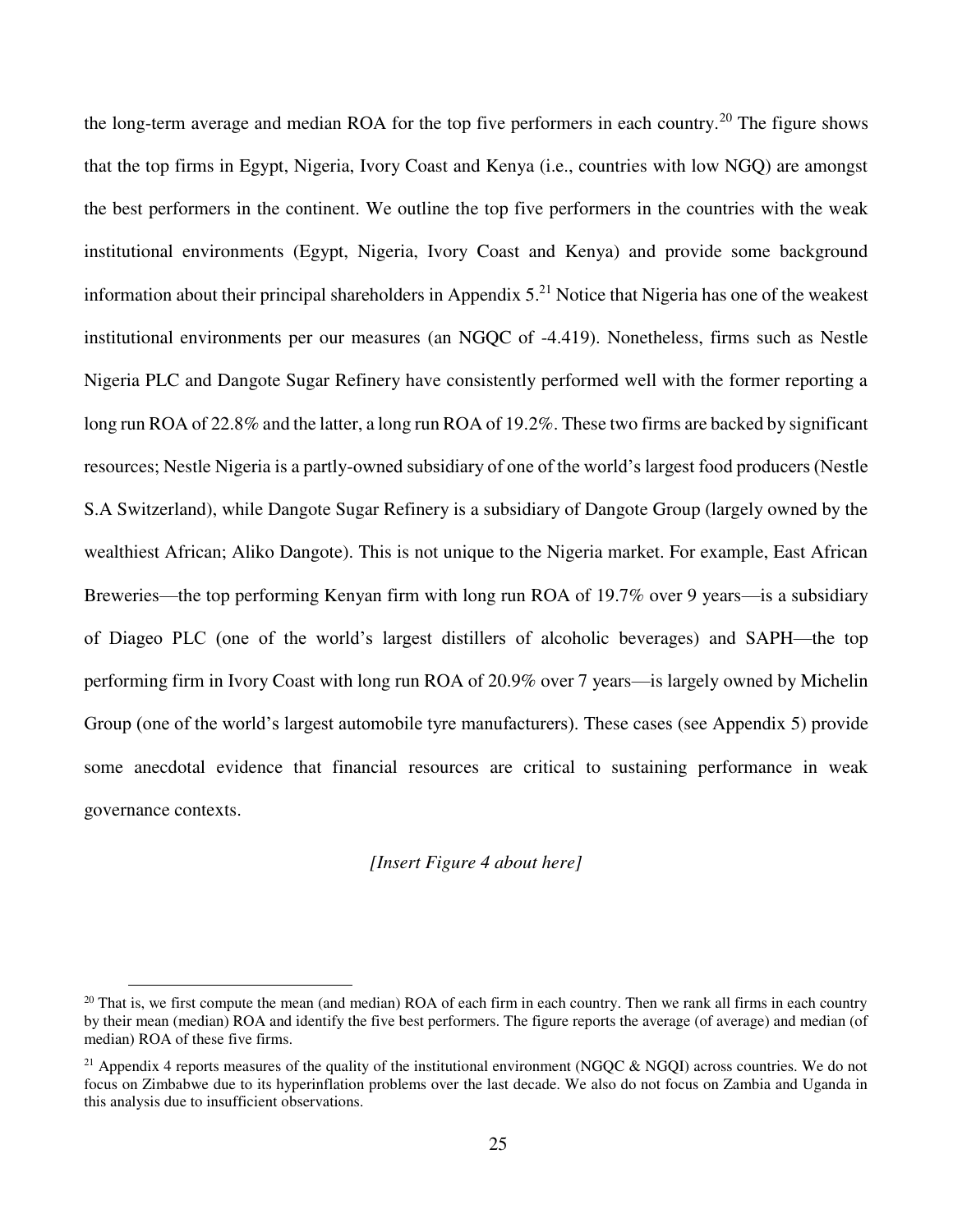the long-term average and median ROA for the top five performers in each country.[20] The figure shows that the top firms in Egypt, Nigeria, Ivory Coast and Kenya (i.e., countries with low NGQ) are amongst the best performers in the continent. We outline the top five performers in the countries with the weak institutional environments (Egypt, Nigeria, Ivory Coast and Kenya) and provide some background information about their principal shareholders in Appendix 5.[21] Notice that Nigeria has one of the weakest institutional environments per our measures (an NGQC of -4.419). Nonetheless, firms such as Nestle Nigeria PLC and Dangote Sugar Refinery have consistently performed well with the former reporting a long run ROA of 22.8% and the latter, a long run ROA of 19.2%. These two firms are backed by significant resources; Nestle Nigeria is a partly-owned subsidiary of one of the world's largest food producers (Nestle S.A Switzerland), while Dangote Sugar Refinery is a subsidiary of Dangote Group (largely owned by the wealthiest African; Aliko Dangote). This is not unique to the Nigeria market. For example, East African Breweries—the top performing Kenyan firm with long run ROA of 19.7% over 9 years—is a subsidiary of Diageo PLC (one of the world's largest distillers of alcoholic beverages) and SAPH—the top performing firm in Ivory Coast with long run ROA of 20.9% over 7 years—is largely owned by Michelin Group (one of the world's largest automobile tyre manufacturers). These cases (see Appendix 5) provide some anecdotal evidence that financial resources are critical to sustaining performance in weak governance contexts.

*[Insert Figure 4 about here]*

---

[20] That is, we first compute the mean (and median) ROA of each firm in each country. Then we rank all firms in each country by their mean (median) ROA and identify the five best performers. The figure reports the average (of average) and median (of median) ROA of these five firms.

[21] Appendix 4 reports measures of the quality of the institutional environment (NGQC & NGQI) across countries. We do not focus on Zimbabwe due to its hyperinflation problems over the last decade. We also do not focus on Zambia and Uganda in this analysis due to insufficient observations.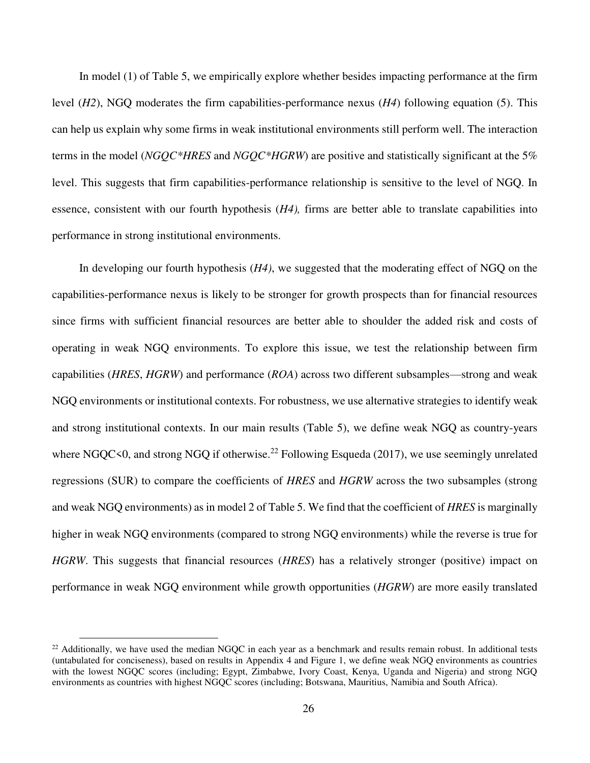In model (1) of Table 5, we empirically explore whether besides impacting performance at the firm level (*H2*), NGQ moderates the firm capabilities-performance nexus (*H4*) following equation (5). This can help us explain why some firms in weak institutional environments still perform well. The interaction terms in the model (*NGQC*HRES* and *NGQC*HGRW*) are positive and statistically significant at the 5% level. This suggests that firm capabilities-performance relationship is sensitive to the level of NGQ. In essence, consistent with our fourth hypothesis (*H4),* firms are better able to translate capabilities into performance in strong institutional environments.

In developing our fourth hypothesis (*H4)*, we suggested that the moderating effect of NGQ on the capabilities-performance nexus is likely to be stronger for growth prospects than for financial resources since firms with sufficient financial resources are better able to shoulder the added risk and costs of operating in weak NGQ environments. To explore this issue, we test the relationship between firm capabilities (*HRES*, *HGRW*) and performance (*ROA*) across two different subsamples—strong and weak NGQ environments or institutional contexts. For robustness, we use alternative strategies to identify weak and strong institutional contexts. In our main results (Table 5), we define weak NGQ as country-years where NGQC<0, and strong NGQ if otherwise.[22] Following Esqueda (2017), we use seemingly unrelated regressions (SUR) to compare the coefficients of *HRES* and *HGRW* across the two subsamples (strong and weak NGQ environments) as in model 2 of Table 5. We find that the coefficient of *HRES* is marginally higher in weak NGQ environments (compared to strong NGQ environments) while the reverse is true for *HGRW*. This suggests that financial resources (*HRES*) has a relatively stronger (positive) impact on performance in weak NGQ environment while growth opportunities (*HGRW*) are more easily translated

[22] Additionally, we have used the median NGQC in each year as a benchmark and results remain robust. In additional tests (untabulated for conciseness), based on results in Appendix 4 and Figure 1, we define weak NGQ environments as countries with the lowest NGQC scores (including; Egypt, Zimbabwe, Ivory Coast, Kenya, Uganda and Nigeria) and strong NGQ environments as countries with highest NGQC scores (including; Botswana, Mauritius, Namibia and South Africa).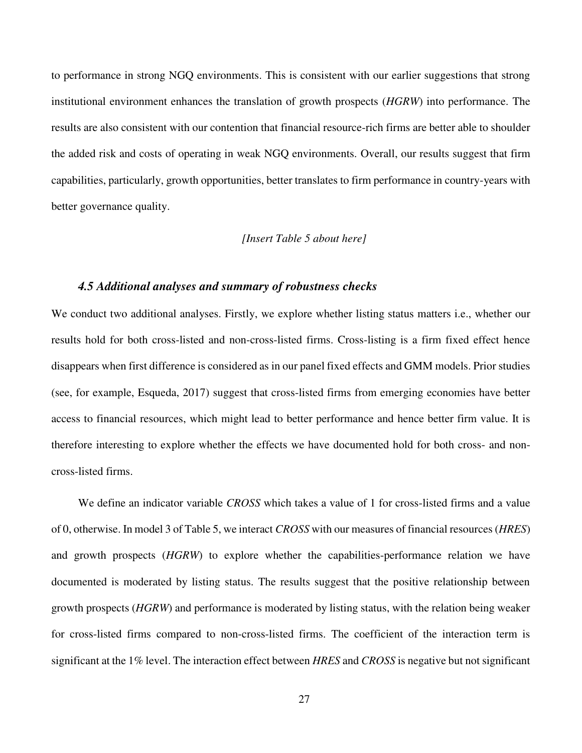to performance in strong NGQ environments. This is consistent with our earlier suggestions that strong institutional environment enhances the translation of growth prospects (*HGRW*) into performance. The results are also consistent with our contention that financial resource-rich firms are better able to shoulder the added risk and costs of operating in weak NGQ environments. Overall, our results suggest that firm capabilities, particularly, growth opportunities, better translates to firm performance in country-years with better governance quality.

*[Insert Table 5 about here]*

### *4.5 Additional analyses and summary of robustness checks*

We conduct two additional analyses. Firstly, we explore whether listing status matters i.e., whether our results hold for both cross-listed and non-cross-listed firms. Cross-listing is a firm fixed effect hence disappears when first difference is considered as in our panel fixed effects and GMM models. Prior studies (see, for example, Esqueda, 2017) suggest that cross-listed firms from emerging economies have better access to financial resources, which might lead to better performance and hence better firm value. It is therefore interesting to explore whether the effects we have documented hold for both cross- and non-cross-listed firms.

We define an indicator variable *CROSS* which takes a value of 1 for cross-listed firms and a value of 0, otherwise. In model 3 of Table 5, we interact *CROSS* with our measures of financial resources (*HRES*) and growth prospects (*HGRW*) to explore whether the capabilities-performance relation we have documented is moderated by listing status. The results suggest that the positive relationship between growth prospects (*HGRW*) and performance is moderated by listing status, with the relation being weaker for cross-listed firms compared to non-cross-listed firms. The coefficient of the interaction term is significant at the 1% level. The interaction effect between *HRES* and *CROSS* is negative but not significant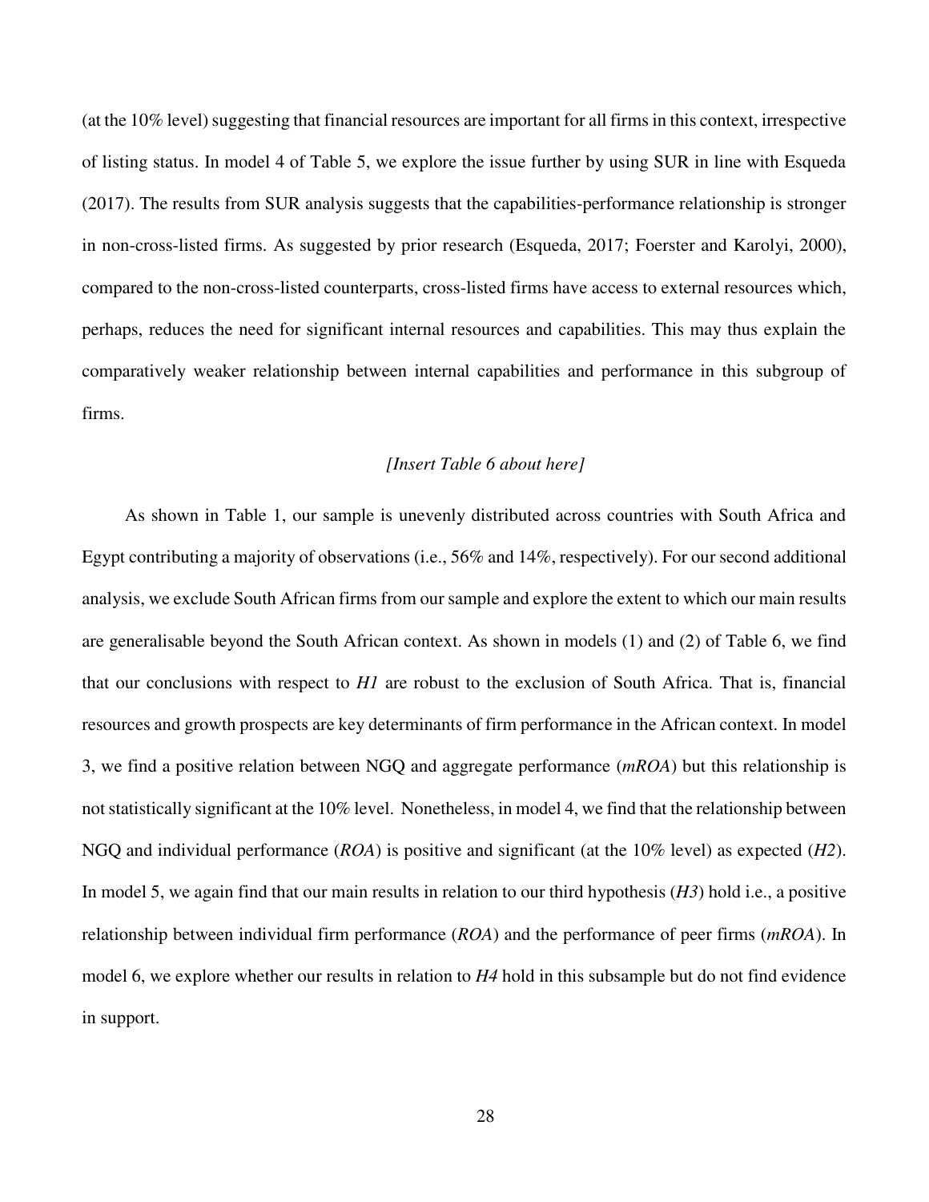(at the 10% level) suggesting that financial resources are important for all firms in this context, irrespective of listing status. In model 4 of Table 5, we explore the issue further by using SUR in line with Esqueda (2017). The results from SUR analysis suggests that the capabilities-performance relationship is stronger in non-cross-listed firms. As suggested by prior research (Esqueda, 2017; Foerster and Karolyi, 2000), compared to the non-cross-listed counterparts, cross-listed firms have access to external resources which, perhaps, reduces the need for significant internal resources and capabilities. This may thus explain the comparatively weaker relationship between internal capabilities and performance in this subgroup of firms.

*[Insert Table 6 about here]*

As shown in Table 1, our sample is unevenly distributed across countries with South Africa and Egypt contributing a majority of observations (i.e., 56% and 14%, respectively). For our second additional analysis, we exclude South African firms from our sample and explore the extent to which our main results are generalisable beyond the South African context. As shown in models (1) and (2) of Table 6, we find that our conclusions with respect to *H1* are robust to the exclusion of South Africa. That is, financial resources and growth prospects are key determinants of firm performance in the African context. In model 3, we find a positive relation between NGQ and aggregate performance (*mROA*) but this relationship is not statistically significant at the 10% level. Nonetheless, in model 4, we find that the relationship between NGQ and individual performance (*ROA*) is positive and significant (at the 10% level) as expected (*H2*). In model 5, we again find that our main results in relation to our third hypothesis (*H3*) hold i.e., a positive relationship between individual firm performance (*ROA*) and the performance of peer firms (*mROA*). In model 6, we explore whether our results in relation to *H4* hold in this subsample but do not find evidence in support.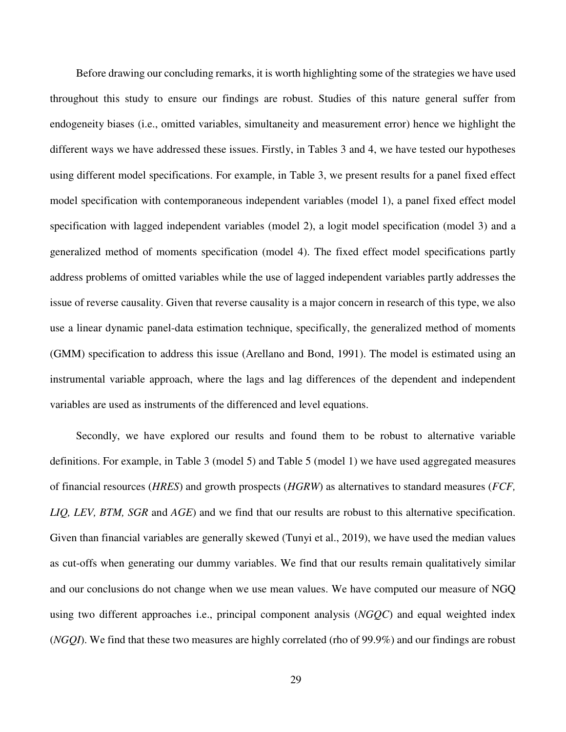Before drawing our concluding remarks, it is worth highlighting some of the strategies we have used throughout this study to ensure our findings are robust. Studies of this nature general suffer from endogeneity biases (i.e., omitted variables, simultaneity and measurement error) hence we highlight the different ways we have addressed these issues. Firstly, in Tables 3 and 4, we have tested our hypotheses using different model specifications. For example, in Table 3, we present results for a panel fixed effect model specification with contemporaneous independent variables (model 1), a panel fixed effect model specification with lagged independent variables (model 2), a logit model specification (model 3) and a generalized method of moments specification (model 4). The fixed effect model specifications partly address problems of omitted variables while the use of lagged independent variables partly addresses the issue of reverse causality. Given that reverse causality is a major concern in research of this type, we also use a linear dynamic panel-data estimation technique, specifically, the generalized method of moments (GMM) specification to address this issue (Arellano and Bond, 1991). The model is estimated using an instrumental variable approach, where the lags and lag differences of the dependent and independent variables are used as instruments of the differenced and level equations.

Secondly, we have explored our results and found them to be robust to alternative variable definitions. For example, in Table 3 (model 5) and Table 5 (model 1) we have used aggregated measures of financial resources (*HRES*) and growth prospects (*HGRW*) as alternatives to standard measures (*FCF, LIQ, LEV, BTM, SGR* and *AGE*) and we find that our results are robust to this alternative specification. Given than financial variables are generally skewed (Tunyi et al., 2019), we have used the median values as cut-offs when generating our dummy variables. We find that our results remain qualitatively similar and our conclusions do not change when we use mean values. We have computed our measure of NGQ using two different approaches i.e., principal component analysis (*NGQC*) and equal weighted index (*NGQI*). We find that these two measures are highly correlated (rho of 99.9%) and our findings are robust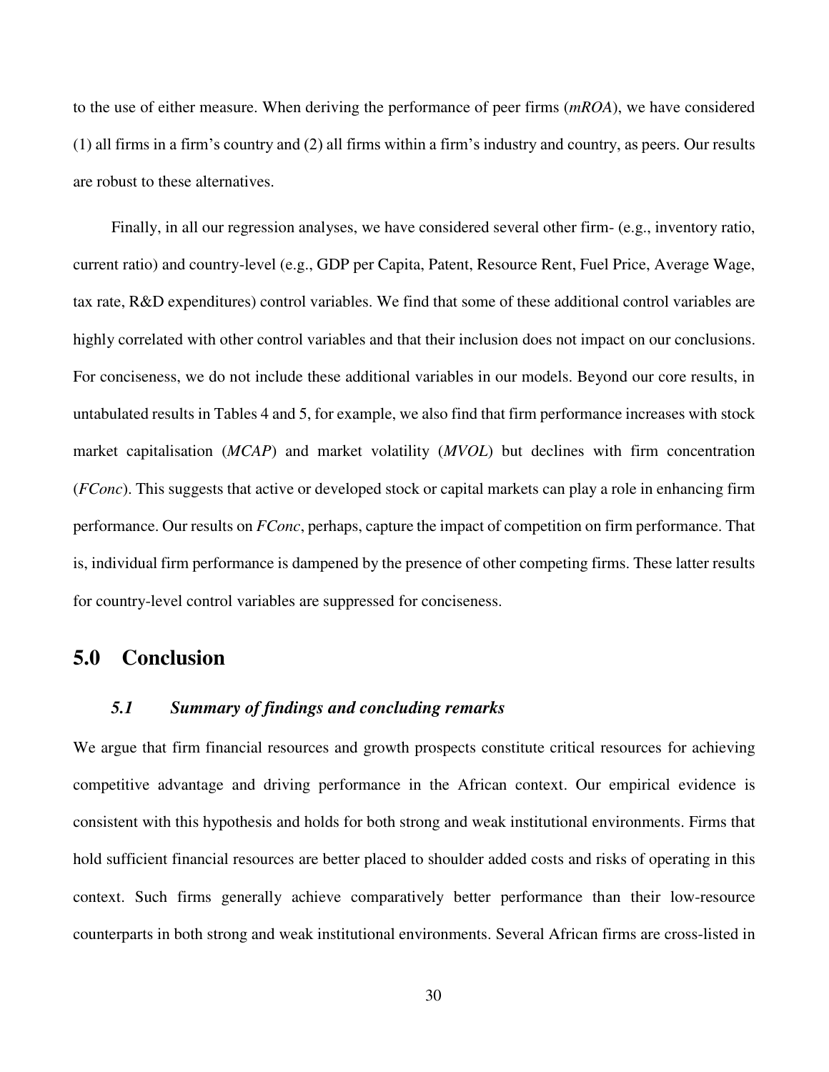to the use of either measure. When deriving the performance of peer firms (*mROA*), we have considered (1) all firms in a firm's country and (2) all firms within a firm's industry and country, as peers. Our results are robust to these alternatives.

Finally, in all our regression analyses, we have considered several other firm- (e.g., inventory ratio, current ratio) and country-level (e.g., GDP per Capita, Patent, Resource Rent, Fuel Price, Average Wage, tax rate, R&D expenditures) control variables. We find that some of these additional control variables are highly correlated with other control variables and that their inclusion does not impact on our conclusions. For conciseness, we do not include these additional variables in our models. Beyond our core results, in untabulated results in Tables 4 and 5, for example, we also find that firm performance increases with stock market capitalisation (*MCAP*) and market volatility (*MVOL*) but declines with firm concentration (*FConc*). This suggests that active or developed stock or capital markets can play a role in enhancing firm performance. Our results on *FConc*, perhaps, capture the impact of competition on firm performance. That is, individual firm performance is dampened by the presence of other competing firms. These latter results for country-level control variables are suppressed for conciseness.

# 5.0 Conclusion

## *5.1 Summary of findings and concluding remarks*

We argue that firm financial resources and growth prospects constitute critical resources for achieving competitive advantage and driving performance in the African context. Our empirical evidence is consistent with this hypothesis and holds for both strong and weak institutional environments. Firms that hold sufficient financial resources are better placed to shoulder added costs and risks of operating in this context. Such firms generally achieve comparatively better performance than their low-resource counterparts in both strong and weak institutional environments. Several African firms are cross-listed in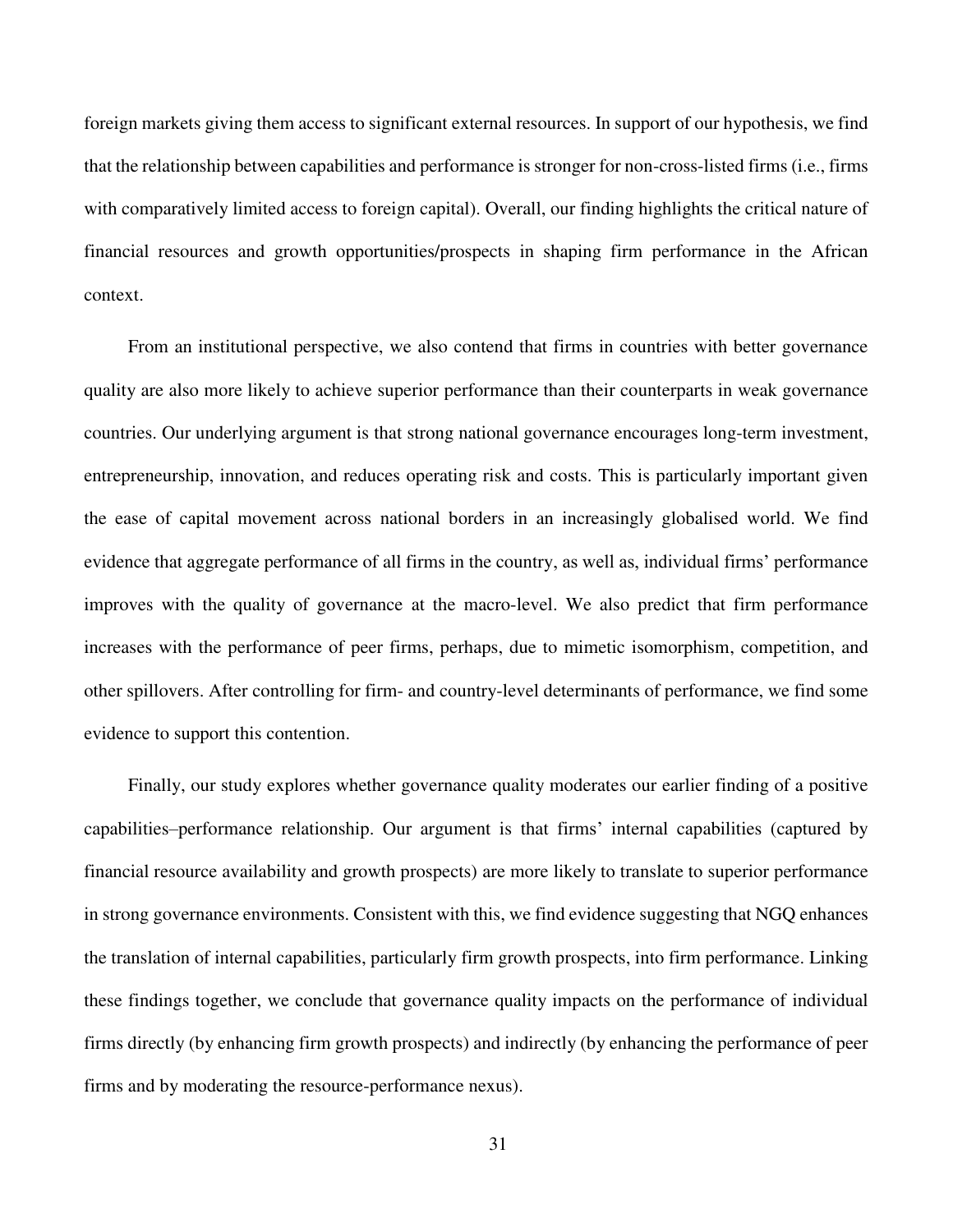foreign markets giving them access to significant external resources. In support of our hypothesis, we find that the relationship between capabilities and performance is stronger for non-cross-listed firms (i.e., firms with comparatively limited access to foreign capital). Overall, our finding highlights the critical nature of financial resources and growth opportunities/prospects in shaping firm performance in the African context.

From an institutional perspective, we also contend that firms in countries with better governance quality are also more likely to achieve superior performance than their counterparts in weak governance countries. Our underlying argument is that strong national governance encourages long-term investment, entrepreneurship, innovation, and reduces operating risk and costs. This is particularly important given the ease of capital movement across national borders in an increasingly globalised world. We find evidence that aggregate performance of all firms in the country, as well as, individual firms' performance improves with the quality of governance at the macro-level. We also predict that firm performance increases with the performance of peer firms, perhaps, due to mimetic isomorphism, competition, and other spillovers. After controlling for firm- and country-level determinants of performance, we find some evidence to support this contention.

Finally, our study explores whether governance quality moderates our earlier finding of a positive capabilities–performance relationship. Our argument is that firms' internal capabilities (captured by financial resource availability and growth prospects) are more likely to translate to superior performance in strong governance environments. Consistent with this, we find evidence suggesting that NGQ enhances the translation of internal capabilities, particularly firm growth prospects, into firm performance. Linking these findings together, we conclude that governance quality impacts on the performance of individual firms directly (by enhancing firm growth prospects) and indirectly (by enhancing the performance of peer firms and by moderating the resource-performance nexus).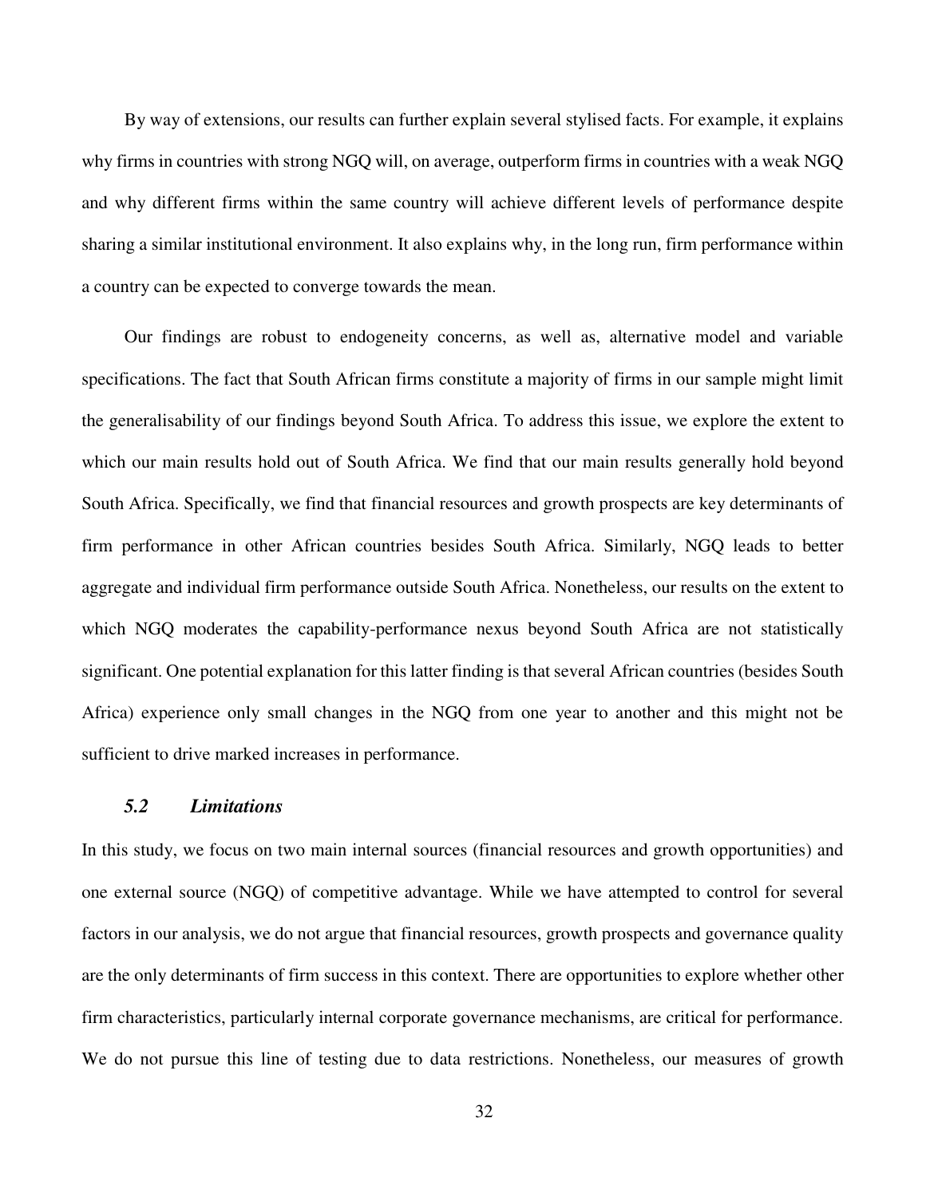By way of extensions, our results can further explain several stylised facts. For example, it explains why firms in countries with strong NGQ will, on average, outperform firms in countries with a weak NGQ and why different firms within the same country will achieve different levels of performance despite sharing a similar institutional environment. It also explains why, in the long run, firm performance within a country can be expected to converge towards the mean.

Our findings are robust to endogeneity concerns, as well as, alternative model and variable specifications. The fact that South African firms constitute a majority of firms in our sample might limit the generalisability of our findings beyond South Africa. To address this issue, we explore the extent to which our main results hold out of South Africa. We find that our main results generally hold beyond South Africa. Specifically, we find that financial resources and growth prospects are key determinants of firm performance in other African countries besides South Africa. Similarly, NGQ leads to better aggregate and individual firm performance outside South Africa. Nonetheless, our results on the extent to which NGQ moderates the capability-performance nexus beyond South Africa are not statistically significant. One potential explanation for this latter finding is that several African countries (besides South Africa) experience only small changes in the NGQ from one year to another and this might not be sufficient to drive marked increases in performance.

### *5.2 Limitations*

In this study, we focus on two main internal sources (financial resources and growth opportunities) and one external source (NGQ) of competitive advantage. While we have attempted to control for several factors in our analysis, we do not argue that financial resources, growth prospects and governance quality are the only determinants of firm success in this context. There are opportunities to explore whether other firm characteristics, particularly internal corporate governance mechanisms, are critical for performance. We do not pursue this line of testing due to data restrictions. Nonetheless, our measures of growth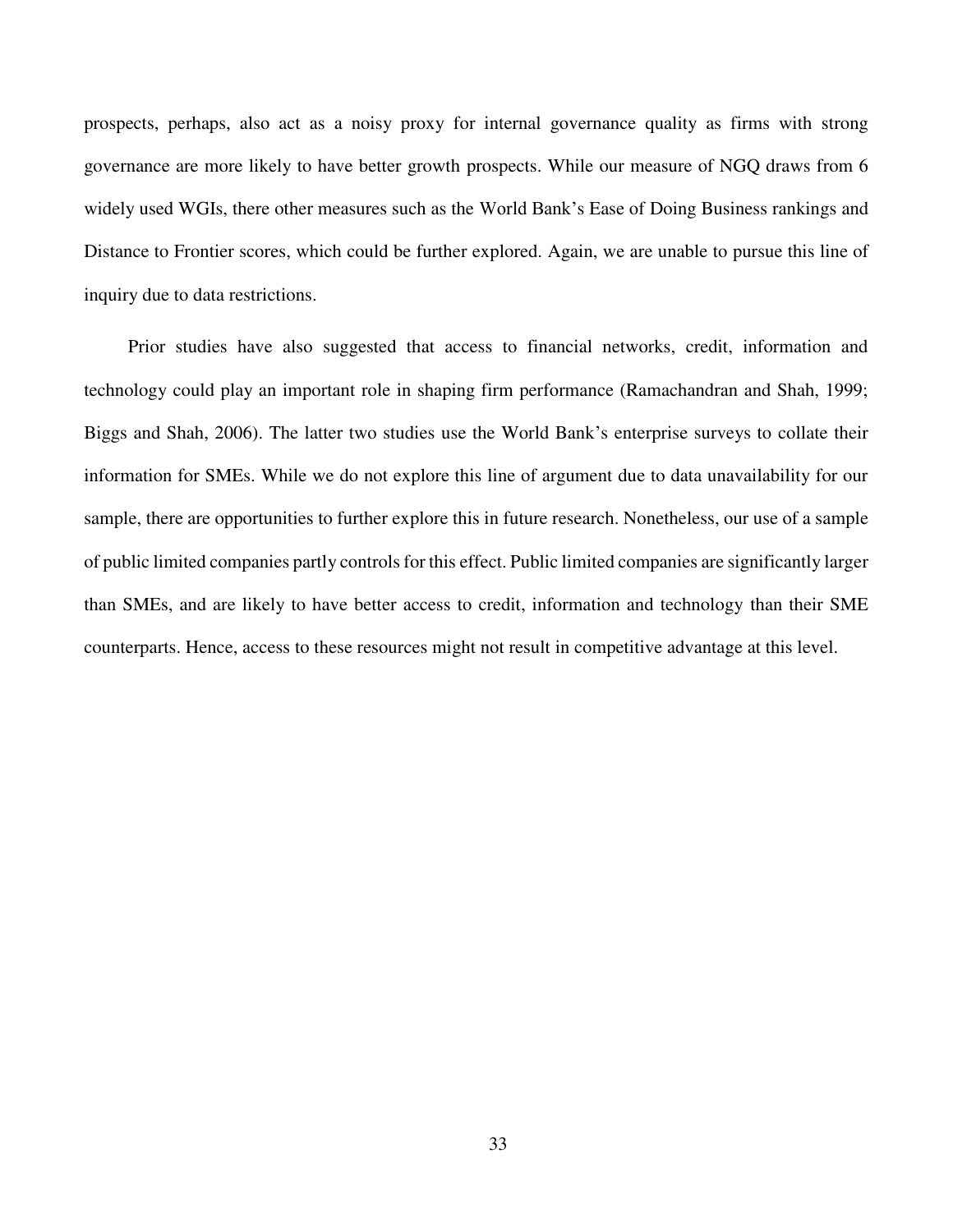prospects, perhaps, also act as a noisy proxy for internal governance quality as firms with strong governance are more likely to have better growth prospects. While our measure of NGQ draws from 6 widely used WGIs, there other measures such as the World Bank's Ease of Doing Business rankings and Distance to Frontier scores, which could be further explored. Again, we are unable to pursue this line of inquiry due to data restrictions.

Prior studies have also suggested that access to financial networks, credit, information and technology could play an important role in shaping firm performance (Ramachandran and Shah, 1999; Biggs and Shah, 2006). The latter two studies use the World Bank's enterprise surveys to collate their information for SMEs. While we do not explore this line of argument due to data unavailability for our sample, there are opportunities to further explore this in future research. Nonetheless, our use of a sample of public limited companies partly controls for this effect. Public limited companies are significantly larger than SMEs, and are likely to have better access to credit, information and technology than their SME counterparts. Hence, access to these resources might not result in competitive advantage at this level.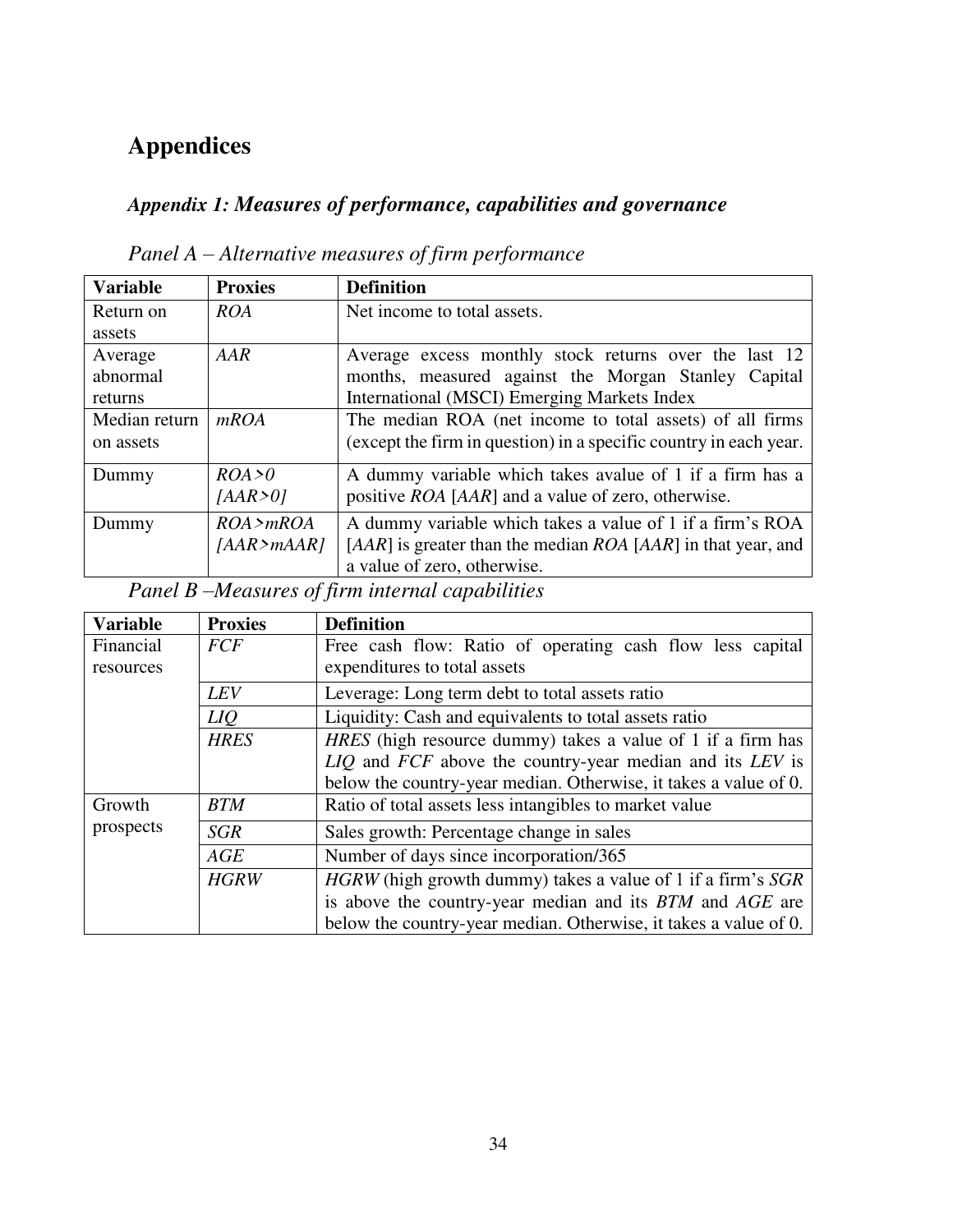# Appendices

## *Appendix 1: Measures of performance, capabilities and governance*

*Panel A – Alternative measures of firm performance*

| Variable | Proxies | Definition |
|---|---|---|
| Return on assets | *ROA* | Net income to total assets. |
| Average abnormal returns | *AAR* | Average excess monthly stock returns over the last 12 months, measured against the Morgan Stanley Capital International (MSCI) Emerging Markets Index |
| Median return on assets | *mROA* | The median ROA (net income to total assets) of all firms (except the firm in question) in a specific country in each year. |
| Dummy | *ROA>0* *[AAR>0]* | A dummy variable which takes avalue of 1 if a firm has a positive *ROA* [*AAR*] and a value of zero, otherwise. |
| Dummy | *ROA>mROA* *[AAR>mAAR]* | A dummy variable which takes a value of 1 if a firm's ROA [*AAR*] is greater than the median *ROA* [*AAR*] in that year, and a value of zero, otherwise. |

*Panel B –Measures of firm internal capabilities*

| Variable | Proxies | Definition |
|---|---|---|
| Financial resources | *FCF* | Free cash flow: Ratio of operating cash flow less capital expenditures to total assets |
| | *LEV* | Leverage: Long term debt to total assets ratio |
| | *LIQ* | Liquidity: Cash and equivalents to total assets ratio |
| | *HRES* | *HRES* (high resource dummy) takes a value of 1 if a firm has *LIQ* and *FCF* above the country-year median and its *LEV* is below the country-year median. Otherwise, it takes a value of 0. |
| Growth prospects | *BTM* | Ratio of total assets less intangibles to market value |
| | *SGR* | Sales growth: Percentage change in sales |
| | *AGE* | Number of days since incorporation/365 |
| | *HGRW* | *HGRW* (high growth dummy) takes a value of 1 if a firm's *SGR* is above the country-year median and its *BTM* and *AGE* are below the country-year median. Otherwise, it takes a value of 0. |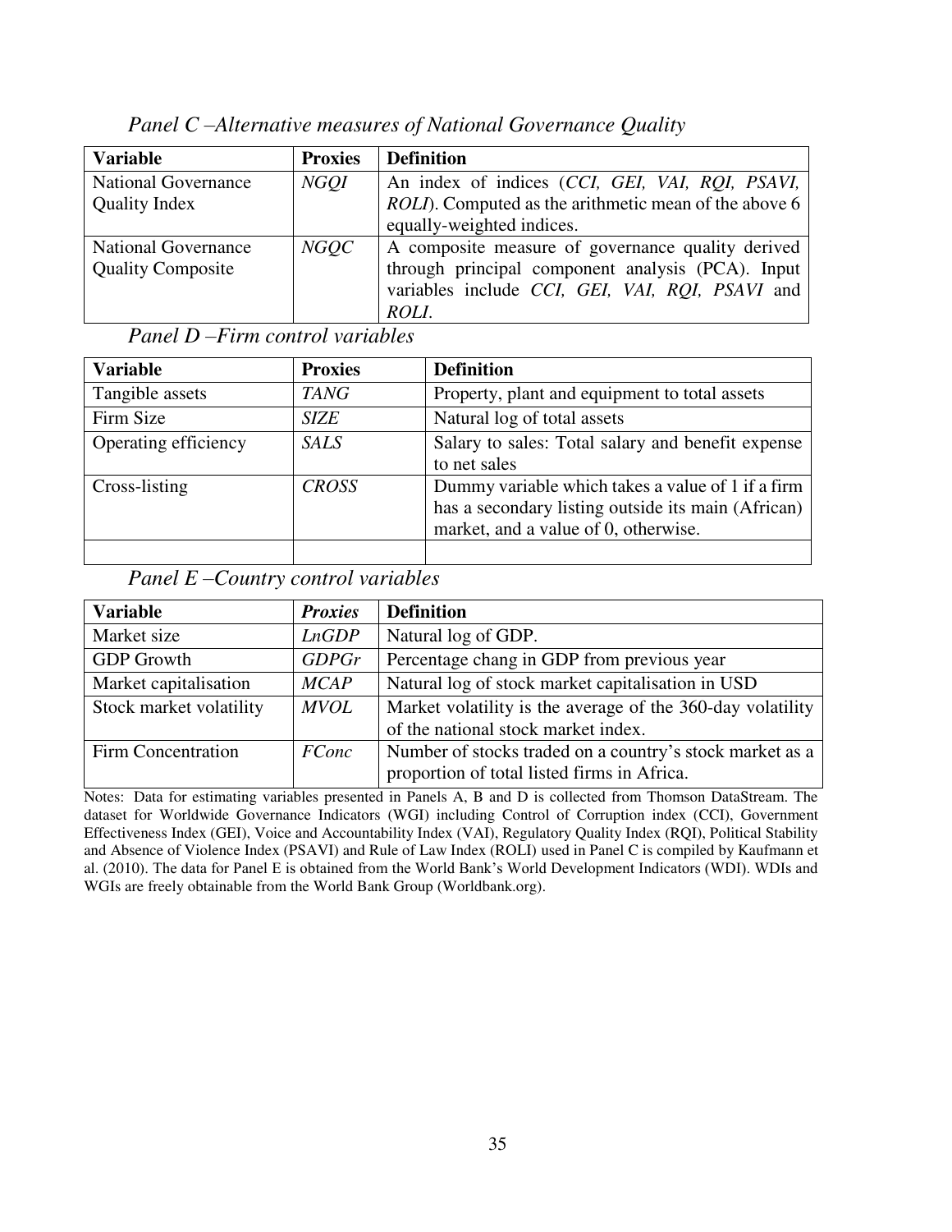*Panel C –Alternative measures of National Governance Quality*

| Variable | Proxies | Definition |
|---|---|---|
| National Governance Quality Index | *NGQI* | An index of indices (*CCI, GEI, VAI, RQI, PSAVI, ROLI*). Computed as the arithmetic mean of the above 6 equally-weighted indices. |
| National Governance Quality Composite | *NGQC* | A composite measure of governance quality derived through principal component analysis (PCA). Input variables include *CCI, GEI, VAI, RQI, PSAVI* and *ROLI*. |

*Panel D –Firm control variables*

| Variable | Proxies | Definition |
|---|---|---|
| Tangible assets | *TANG* | Property, plant and equipment to total assets |
| Firm Size | *SIZE* | Natural log of total assets |
| Operating efficiency | *SALS* | Salary to sales: Total salary and benefit expense to net sales |
| Cross-listing | *CROSS* | Dummy variable which takes a value of 1 if a firm has a secondary listing outside its main (African) market, and a value of 0, otherwise. |
| | | |

*Panel E –Country control variables*

| Variable | *Proxies* | Definition |
|---|---|---|
| Market size | *LnGDP* | Natural log of GDP. |
| GDP Growth | *GDPGr* | Percentage chang in GDP from previous year |
| Market capitalisation | *MCAP* | Natural log of stock market capitalisation in USD |
| Stock market volatility | *MVOL* | Market volatility is the average of the 360-day volatility of the national stock market index. |
| Firm Concentration | *FConc* | Number of stocks traded on a country's stock market as a proportion of total listed firms in Africa. |

Notes: Data for estimating variables presented in Panels A, B and D is collected from Thomson DataStream. The dataset for Worldwide Governance Indicators (WGI) including Control of Corruption index (CCI), Government Effectiveness Index (GEI), Voice and Accountability Index (VAI), Regulatory Quality Index (RQI), Political Stability and Absence of Violence Index (PSAVI) and Rule of Law Index (ROLI) used in Panel C is compiled by Kaufmann et al. (2010). The data for Panel E is obtained from the World Bank's World Development Indicators (WDI). WDIs and WGIs are freely obtainable from the World Bank Group (Worldbank.org).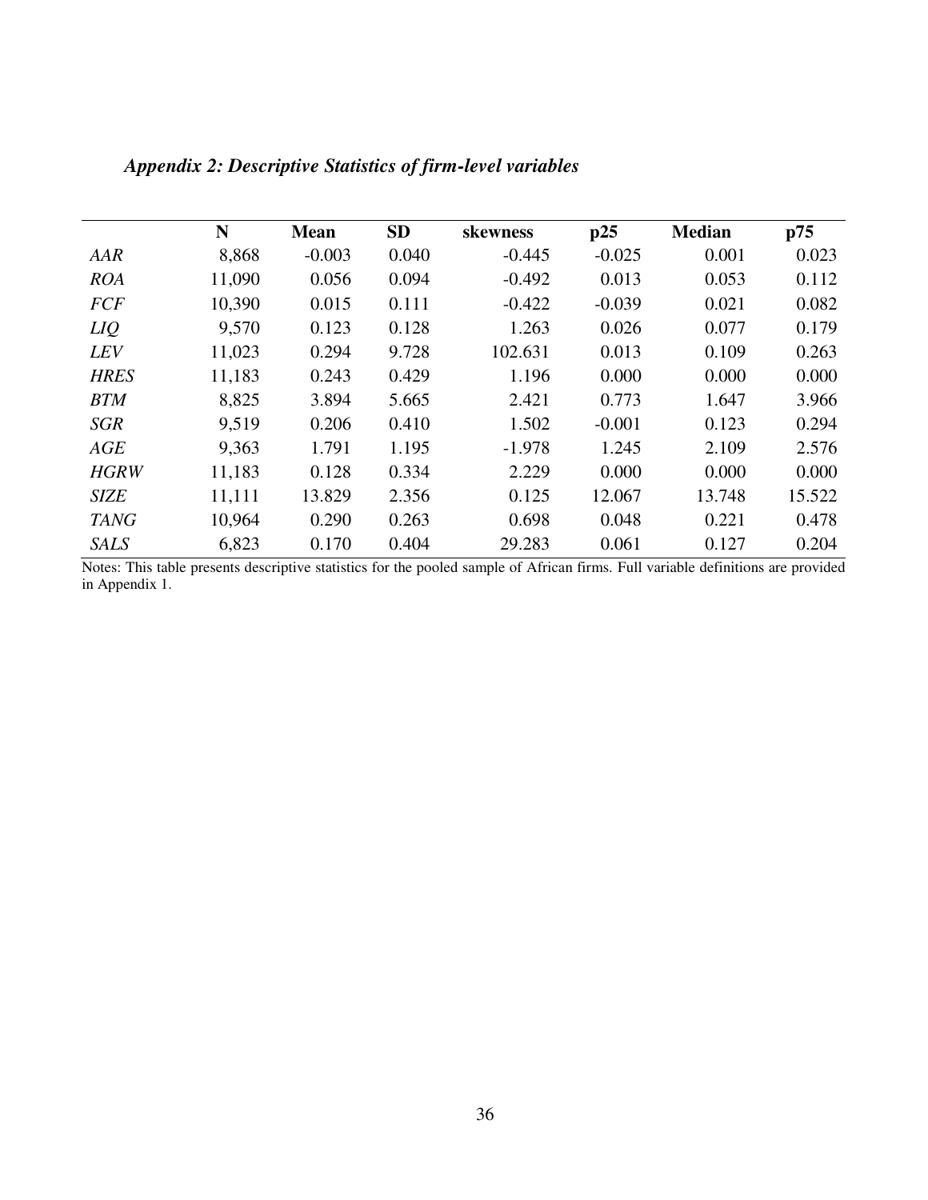### *Appendix 2: Descriptive Statistics of firm-level variables*

| | N | Mean | SD | skewness | p25 | Median | p75 |
|---|---|---|---|---|---|---|---|
| *AAR* | 8,868 | -0.003 | 0.040 | -0.445 | -0.025 | 0.001 | 0.023 |
| *ROA* | 11,090 | 0.056 | 0.094 | -0.492 | 0.013 | 0.053 | 0.112 |
| *FCF* | 10,390 | 0.015 | 0.111 | -0.422 | -0.039 | 0.021 | 0.082 |
| *LIQ* | 9,570 | 0.123 | 0.128 | 1.263 | 0.026 | 0.077 | 0.179 |
| *LEV* | 11,023 | 0.294 | 9.728 | 102.631 | 0.013 | 0.109 | 0.263 |
| *HRES* | 11,183 | 0.243 | 0.429 | 1.196 | 0.000 | 0.000 | 0.000 |
| *BTM* | 8,825 | 3.894 | 5.665 | 2.421 | 0.773 | 1.647 | 3.966 |
| *SGR* | 9,519 | 0.206 | 0.410 | 1.502 | -0.001 | 0.123 | 0.294 |
| *AGE* | 9,363 | 1.791 | 1.195 | -1.978 | 1.245 | 2.109 | 2.576 |
| *HGRW* | 11,183 | 0.128 | 0.334 | 2.229 | 0.000 | 0.000 | 0.000 |
| *SIZE* | 11,111 | 13.829 | 2.356 | 0.125 | 12.067 | 13.748 | 15.522 |
| *TANG* | 10,964 | 0.290 | 0.263 | 0.698 | 0.048 | 0.221 | 0.478 |
| *SALS* | 6,823 | 0.170 | 0.404 | 29.283 | 0.061 | 0.127 | 0.204 |

Notes: This table presents descriptive statistics for the pooled sample of African firms. Full variable definitions are provided in Appendix 1.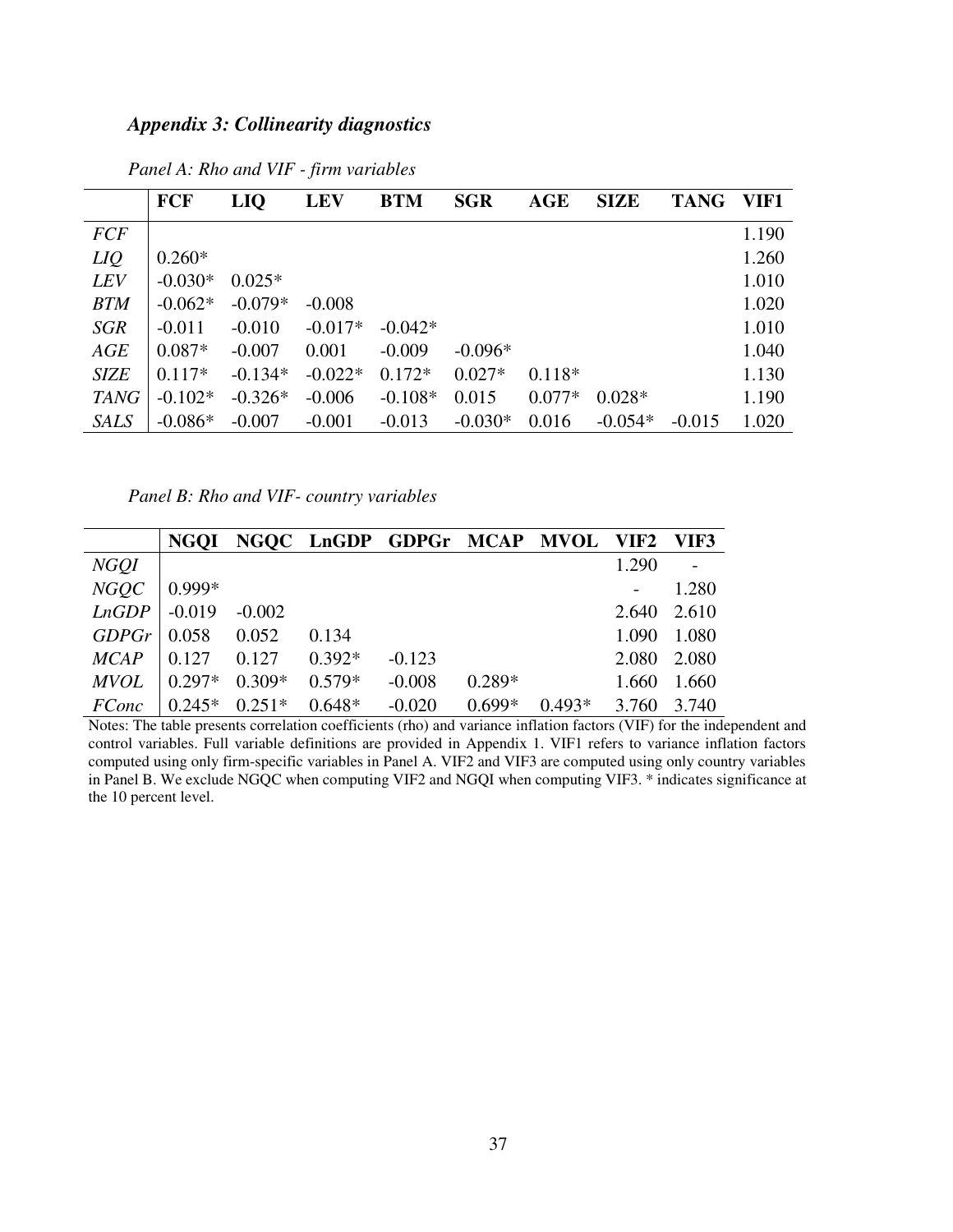### *Appendix 3: Collinearity diagnostics*

*Panel A: Rho and VIF - firm variables*

| | FCF | LIQ | LEV | BTM | SGR | AGE | SIZE | TANG | VIF1 |
|---|---|---|---|---|---|---|---|---|---|
| *FCF* | | | | | | | | | 1.190 |
| *LIQ* | 0.260* | | | | | | | | 1.260 |
| *LEV* | -0.030* | 0.025* | | | | | | | 1.010 |
| *BTM* | -0.062* | -0.079* | -0.008 | | | | | | 1.020 |
| *SGR* | -0.011 | -0.010 | -0.017* | -0.042* | | | | | 1.010 |
| *AGE* | 0.087* | -0.007 | 0.001 | -0.009 | -0.096* | | | | 1.040 |
| *SIZE* | 0.117* | -0.134* | -0.022* | 0.172* | 0.027* | 0.118* | | | 1.130 |
| *TANG* | -0.102* | -0.326* | -0.006 | -0.108* | 0.015 | 0.077* | 0.028* | | 1.190 |
| *SALS* | -0.086* | -0.007 | -0.001 | -0.013 | -0.030* | 0.016 | -0.054* | -0.015 | 1.020 |

*Panel B: Rho and VIF- country variables*

| | NGQI | NGQC | LnGDP | GDPGr | MCAP | MVOL | VIF2 | VIF3 |
|---|---|---|---|---|---|---|---|---|
| *NGQI* | | | | | | | 1.290 | - |
| *NGQC* | 0.999* | | | | | | - | 1.280 |
| *LnGDP* | -0.019 | -0.002 | | | | | 2.640 | 2.610 |
| *GDPGr* | 0.058 | 0.052 | 0.134 | | | | 1.090 | 1.080 |
| *MCAP* | 0.127 | 0.127 | 0.392* | -0.123 | | | 2.080 | 2.080 |
| *MVOL* | 0.297* | 0.309* | 0.579* | -0.008 | 0.289* | | 1.660 | 1.660 |
| *FConc* | 0.245* | 0.251* | 0.648* | -0.020 | 0.699* | 0.493* | 3.760 | 3.740 |

Notes: The table presents correlation coefficients (rho) and variance inflation factors (VIF) for the independent and control variables. Full variable definitions are provided in Appendix 1. VIF1 refers to variance inflation factors computed using only firm-specific variables in Panel A. VIF2 and VIF3 are computed using only country variables in Panel B. We exclude NGQC when computing VIF2 and NGQI when computing VIF3. * indicates significance at the 10 percent level.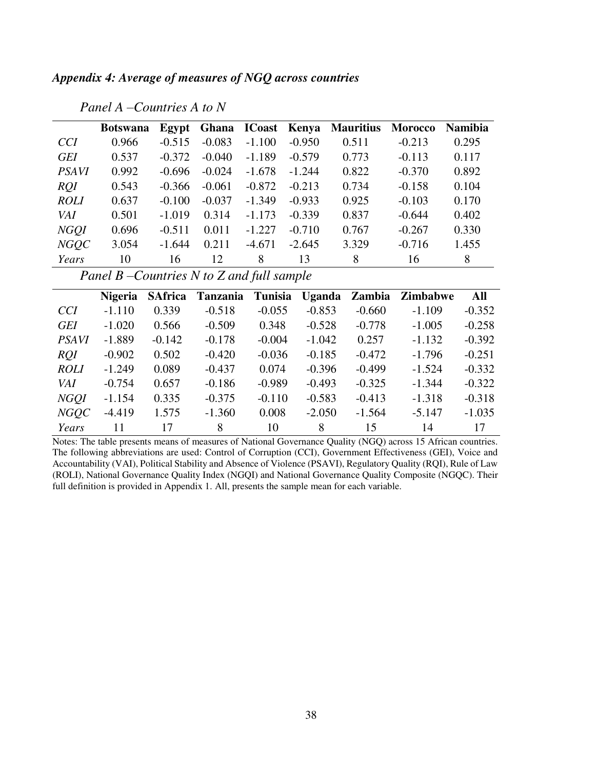***Appendix 4: Average of measures of NGQ across countries***

*Panel A –Countries A to N*

| | **Botswana** | **Egypt** | **Ghana** | **ICoast** | **Kenya** | **Mauritius** | **Morocco** | **Namibia** |
|---|---|---|---|---|---|---|---|---|
| *CCI* | 0.966 | -0.515 | -0.083 | -1.100 | -0.950 | 0.511 | -0.213 | 0.295 |
| *GEI* | 0.537 | -0.372 | -0.040 | -1.189 | -0.579 | 0.773 | -0.113 | 0.117 |
| *PSAVI* | 0.992 | -0.696 | -0.024 | -1.678 | -1.244 | 0.822 | -0.370 | 0.892 |
| *RQI* | 0.543 | -0.366 | -0.061 | -0.872 | -0.213 | 0.734 | -0.158 | 0.104 |
| *ROLI* | 0.637 | -0.100 | -0.037 | -1.349 | -0.933 | 0.925 | -0.103 | 0.170 |
| *VAI* | 0.501 | -1.019 | 0.314 | -1.173 | -0.339 | 0.837 | -0.644 | 0.402 |
| *NGQI* | 0.696 | -0.511 | 0.011 | -1.227 | -0.710 | 0.767 | -0.267 | 0.330 |
| *NGQC* | 3.054 | -1.644 | 0.211 | -4.671 | -2.645 | 3.329 | -0.716 | 1.455 |
| *Years* | 10 | 16 | 12 | 8 | 13 | 8 | 16 | 8 |

*Panel B –Countries N to Z and full sample*

| | **Nigeria** | **SAfrica** | **Tanzania** | **Tunisia** | **Uganda** | **Zambia** | **Zimbabwe** | **All** |
|---|---|---|---|---|---|---|---|---|
| *CCI* | -1.110 | 0.339 | -0.518 | -0.055 | -0.853 | -0.660 | -1.109 | -0.352 |
| *GEI* | -1.020 | 0.566 | -0.509 | 0.348 | -0.528 | -0.778 | -1.005 | -0.258 |
| *PSAVI* | -1.889 | -0.142 | -0.178 | -0.004 | -1.042 | 0.257 | -1.132 | -0.392 |
| *RQI* | -0.902 | 0.502 | -0.420 | -0.036 | -0.185 | -0.472 | -1.796 | -0.251 |
| *ROLI* | -1.249 | 0.089 | -0.437 | 0.074 | -0.396 | -0.499 | -1.524 | -0.332 |
| *VAI* | -0.754 | 0.657 | -0.186 | -0.989 | -0.493 | -0.325 | -1.344 | -0.322 |
| *NGQI* | -1.154 | 0.335 | -0.375 | -0.110 | -0.583 | -0.413 | -1.318 | -0.318 |
| *NGQC* | -4.419 | 1.575 | -1.360 | 0.008 | -2.050 | -1.564 | -5.147 | -1.035 |
| *Years* | 11 | 17 | 8 | 10 | 8 | 15 | 14 | 17 |

Notes: The table presents means of measures of National Governance Quality (NGQ) across 15 African countries. The following abbreviations are used: Control of Corruption (CCI), Government Effectiveness (GEI), Voice and Accountability (VAI), Political Stability and Absence of Violence (PSAVI), Regulatory Quality (RQI), Rule of Law (ROLI), National Governance Quality Index (NGQI) and National Governance Quality Composite (NGQC). Their full definition is provided in Appendix 1. All, presents the sample mean for each variable.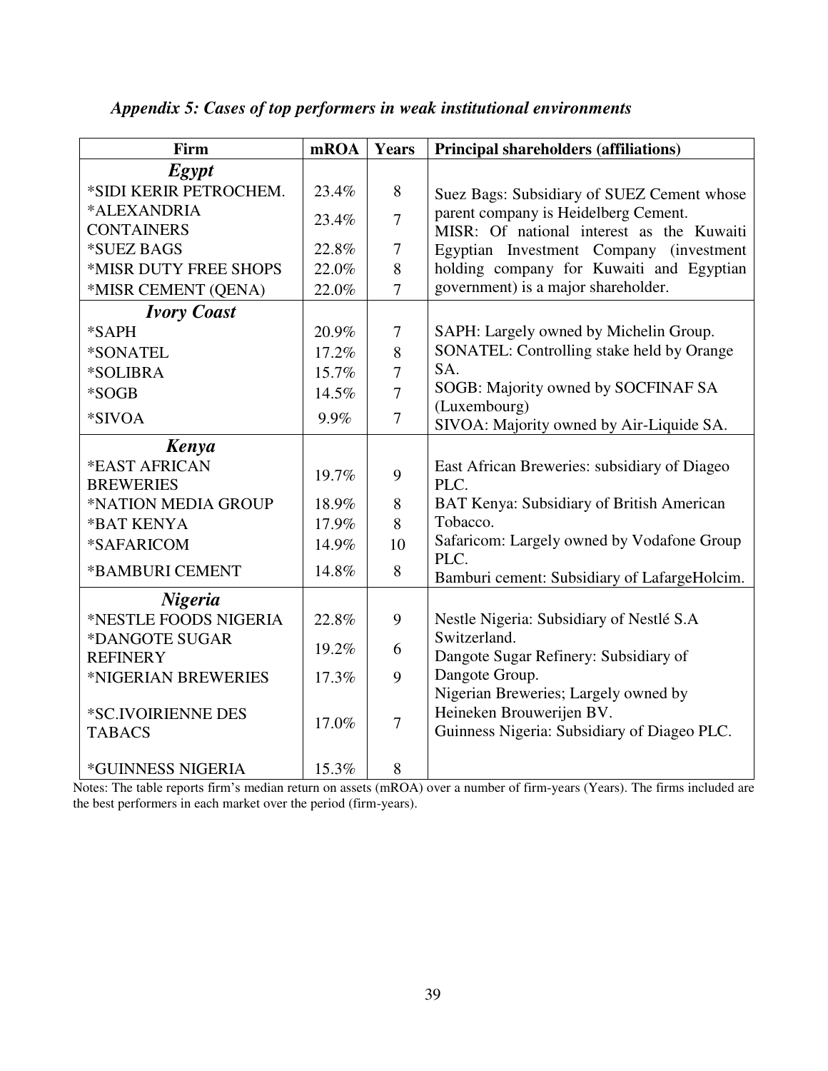### *Appendix 5: Cases of top performers in weak institutional environments*

| Firm | mROA | Years | Principal shareholders (affiliations) |
|---|---|---|---|
| ***Egypt*** | | | |
| *SIDI KERIR PETROCHEM. | 23.4% | 8 | Suez Bags: Subsidiary of SUEZ Cement whose parent company is Heidelberg Cement. MISR: Of national interest as the Kuwaiti Egyptian Investment Company (investment holding company for Kuwaiti and Egyptian government) is a major shareholder. |
| *ALEXANDRIA CONTAINERS | 23.4% | 7 | |
| *SUEZ BAGS | 22.8% | 7 | |
| *MISR DUTY FREE SHOPS | 22.0% | 8 | |
| *MISR CEMENT (QENA) | 22.0% | 7 | |
| ***Ivory Coast*** | | | |
| *SAPH | 20.9% | 7 | SAPH: Largely owned by Michelin Group. SONATEL: Controlling stake held by Orange SA. SOGB: Majority owned by SOCFINAF SA (Luxembourg) SIVOA: Majority owned by Air-Liquide SA. |
| *SONATEL | 17.2% | 8 | |
| *SOLIBRA | 15.7% | 7 | |
| *SOGB | 14.5% | 7 | |
| *SIVOA | 9.9% | 7 | |
| ***Kenya*** | | | |
| *EAST AFRICAN BREWERIES | 19.7% | 9 | East African Breweries: subsidiary of Diageo PLC. BAT Kenya: Subsidiary of British American Tobacco. Safaricom: Largely owned by Vodafone Group PLC. Bamburi cement: Subsidiary of LafargeHolcim. |
| *NATION MEDIA GROUP | 18.9% | 8 | |
| *BAT KENYA | 17.9% | 8 | |
| *SAFARICOM | 14.9% | 10 | |
| *BAMBURI CEMENT | 14.8% | 8 | |
| ***Nigeria*** | | | |
| *NESTLE FOODS NIGERIA | 22.8% | 9 | Nestle Nigeria: Subsidiary of Nestlé S.A Switzerland. Dangote Sugar Refinery: Subsidiary of Dangote Group. Nigerian Breweries; Largely owned by Heineken Brouwerijen BV. Guinness Nigeria: Subsidiary of Diageo PLC. |
| *DANGOTE SUGAR REFINERY | 19.2% | 6 | |
| *NIGERIAN BREWERIES | 17.3% | 9 | |
| *SC.IVOIRIENNE DES TABACS | 17.0% | 7 | |
| *GUINNESS NIGERIA | 15.3% | 8 | |

Notes: The table reports firm's median return on assets (mROA) over a number of firm-years (Years). The firms included are the best performers in each market over the period (firm-years).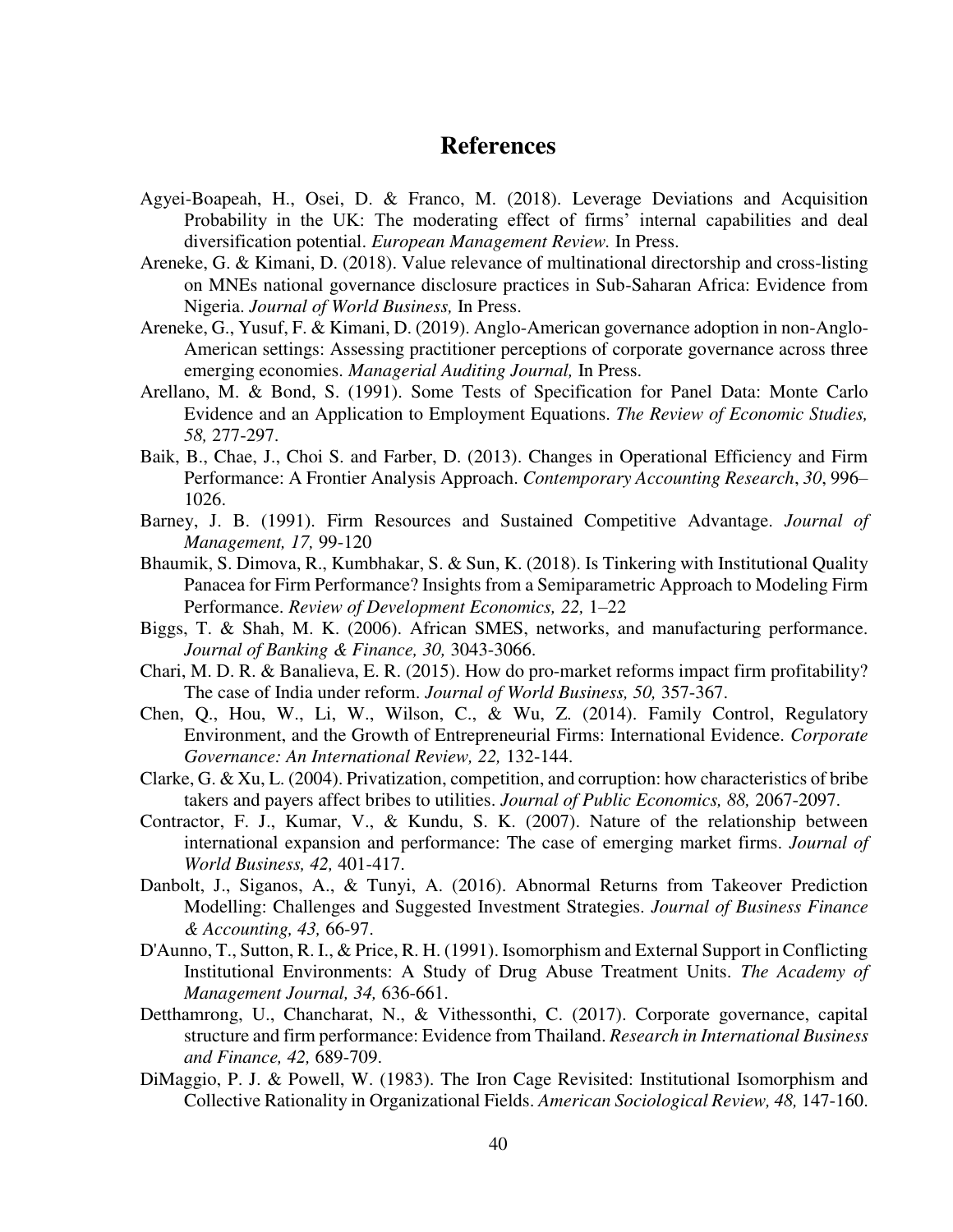# References

Agyei-Boapeah, H., Osei, D. & Franco, M. (2018). Leverage Deviations and Acquisition Probability in the UK: The moderating effect of firms' internal capabilities and deal diversification potential. *European Management Review.* In Press.

Areneke, G. & Kimani, D. (2018). Value relevance of multinational directorship and cross-listing on MNEs national governance disclosure practices in Sub-Saharan Africa: Evidence from Nigeria. *Journal of World Business,* In Press.

Areneke, G., Yusuf, F. & Kimani, D. (2019). Anglo-American governance adoption in non-Anglo-American settings: Assessing practitioner perceptions of corporate governance across three emerging economies. *Managerial Auditing Journal,* In Press.

Arellano, M. & Bond, S. (1991). Some Tests of Specification for Panel Data: Monte Carlo Evidence and an Application to Employment Equations. *The Review of Economic Studies, 58,* 277-297.

Baik, B., Chae, J., Choi S. and Farber, D. (2013). Changes in Operational Efficiency and Firm Performance: A Frontier Analysis Approach. *Contemporary Accounting Research*, *30*, 996–1026.

Barney, J. B. (1991). Firm Resources and Sustained Competitive Advantage. *Journal of Management, 17,* 99-120

Bhaumik, S. Dimova, R., Kumbhakar, S. & Sun, K. (2018). Is Tinkering with Institutional Quality Panacea for Firm Performance? Insights from a Semiparametric Approach to Modeling Firm Performance. *Review of Development Economics, 22,* 1–22

Biggs, T. & Shah, M. K. (2006). African SMES, networks, and manufacturing performance. *Journal of Banking & Finance, 30,* 3043-3066.

Chari, M. D. R. & Banalieva, E. R. (2015). How do pro-market reforms impact firm profitability? The case of India under reform. *Journal of World Business, 50,* 357-367.

Chen, Q., Hou, W., Li, W., Wilson, C., & Wu, Z. (2014). Family Control, Regulatory Environment, and the Growth of Entrepreneurial Firms: International Evidence. *Corporate Governance: An International Review, 22,* 132-144.

Clarke, G. & Xu, L. (2004). Privatization, competition, and corruption: how characteristics of bribe takers and payers affect bribes to utilities. *Journal of Public Economics, 88,* 2067-2097.

Contractor, F. J., Kumar, V., & Kundu, S. K. (2007). Nature of the relationship between international expansion and performance: The case of emerging market firms. *Journal of World Business, 42,* 401-417.

Danbolt, J., Siganos, A., & Tunyi, A. (2016). Abnormal Returns from Takeover Prediction Modelling: Challenges and Suggested Investment Strategies. *Journal of Business Finance & Accounting, 43,* 66-97.

D'Aunno, T., Sutton, R. I., & Price, R. H. (1991). Isomorphism and External Support in Conflicting Institutional Environments: A Study of Drug Abuse Treatment Units. *The Academy of Management Journal, 34,* 636-661.

Detthamrong, U., Chancharat, N., & Vithessonthi, C. (2017). Corporate governance, capital structure and firm performance: Evidence from Thailand. *Research in International Business and Finance, 42,* 689-709.

DiMaggio, P. J. & Powell, W. (1983). The Iron Cage Revisited: Institutional Isomorphism and Collective Rationality in Organizational Fields. *American Sociological Review, 48,* 147-160.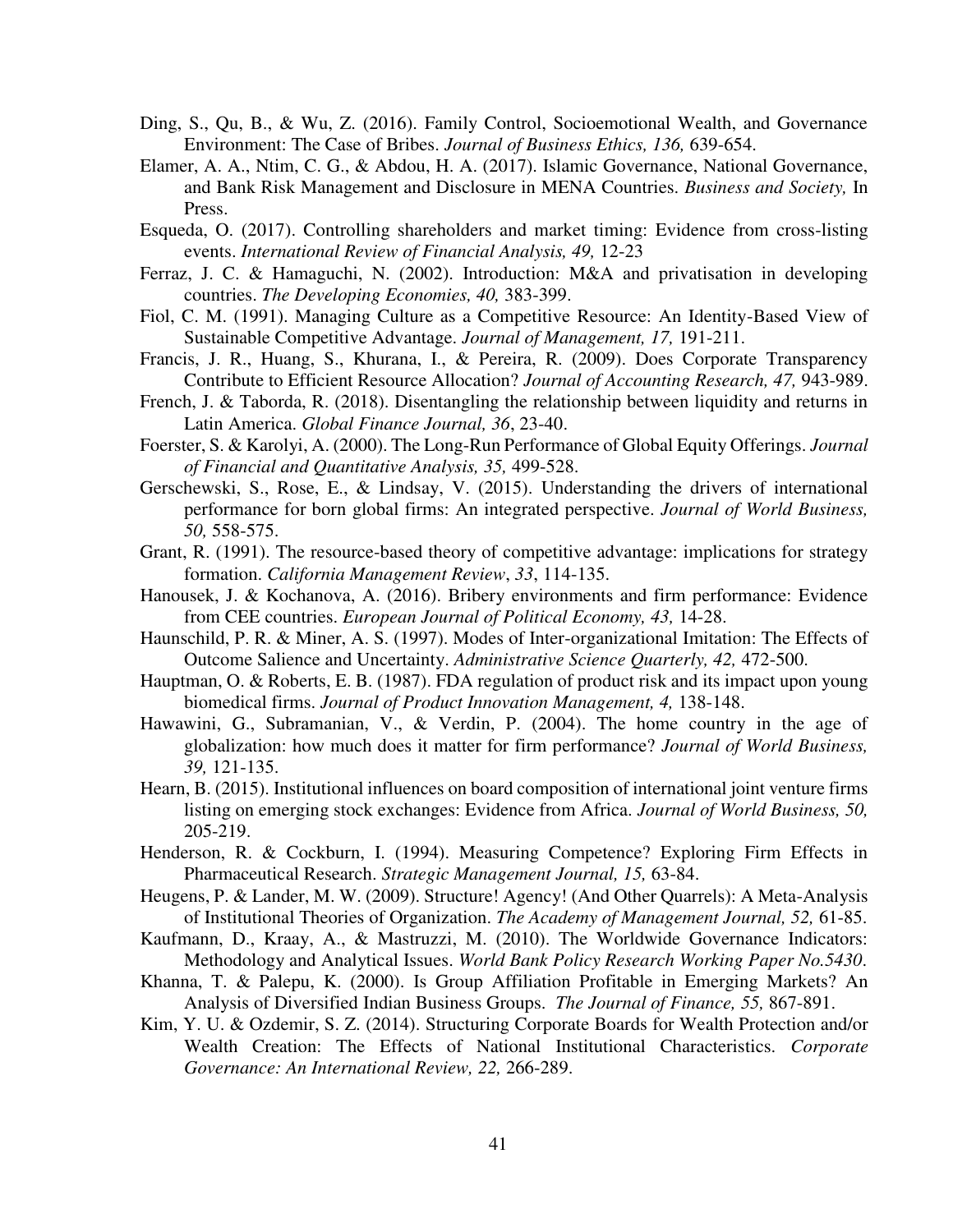Ding, S., Qu, B., & Wu, Z. (2016). Family Control, Socioemotional Wealth, and Governance Environment: The Case of Bribes. *Journal of Business Ethics, 136,* 639-654.

Elamer, A. A., Ntim, C. G., & Abdou, H. A. (2017). Islamic Governance, National Governance, and Bank Risk Management and Disclosure in MENA Countries. *Business and Society,* In Press.

Esqueda, O. (2017). Controlling shareholders and market timing: Evidence from cross-listing events. *International Review of Financial Analysis, 49,* 12-23

Ferraz, J. C. & Hamaguchi, N. (2002). Introduction: M&A and privatisation in developing countries. *The Developing Economies, 40,* 383-399.

Fiol, C. M. (1991). Managing Culture as a Competitive Resource: An Identity-Based View of Sustainable Competitive Advantage. *Journal of Management, 17,* 191-211.

Francis, J. R., Huang, S., Khurana, I., & Pereira, R. (2009). Does Corporate Transparency Contribute to Efficient Resource Allocation? *Journal of Accounting Research, 47,* 943-989.

French, J. & Taborda, R. (2018). Disentangling the relationship between liquidity and returns in Latin America. *Global Finance Journal, 36*, 23-40.

Foerster, S. & Karolyi, A. (2000). The Long-Run Performance of Global Equity Offerings. *Journal of Financial and Quantitative Analysis, 35,* 499-528.

Gerschewski, S., Rose, E., & Lindsay, V. (2015). Understanding the drivers of international performance for born global firms: An integrated perspective. *Journal of World Business, 50,* 558-575.

Grant, R. (1991). The resource-based theory of competitive advantage: implications for strategy formation. *California Management Review*, *33*, 114-135.

Hanousek, J. & Kochanova, A. (2016). Bribery environments and firm performance: Evidence from CEE countries. *European Journal of Political Economy, 43,* 14-28.

Haunschild, P. R. & Miner, A. S. (1997). Modes of Inter-organizational Imitation: The Effects of Outcome Salience and Uncertainty. *Administrative Science Quarterly, 42,* 472-500.

Hauptman, O. & Roberts, E. B. (1987). FDA regulation of product risk and its impact upon young biomedical firms. *Journal of Product Innovation Management, 4,* 138-148.

Hawawini, G., Subramanian, V., & Verdin, P. (2004). The home country in the age of globalization: how much does it matter for firm performance? *Journal of World Business, 39,* 121-135.

Hearn, B. (2015). Institutional influences on board composition of international joint venture firms listing on emerging stock exchanges: Evidence from Africa. *Journal of World Business, 50,* 205-219.

Henderson, R. & Cockburn, I. (1994). Measuring Competence? Exploring Firm Effects in Pharmaceutical Research. *Strategic Management Journal, 15,* 63-84.

Heugens, P. & Lander, M. W. (2009). Structure! Agency! (And Other Quarrels): A Meta-Analysis of Institutional Theories of Organization. *The Academy of Management Journal, 52,* 61-85.

Kaufmann, D., Kraay, A., & Mastruzzi, M. (2010). The Worldwide Governance Indicators: Methodology and Analytical Issues. *World Bank Policy Research Working Paper No.5430*.

Khanna, T. & Palepu, K. (2000). Is Group Affiliation Profitable in Emerging Markets? An Analysis of Diversified Indian Business Groups. *The Journal of Finance, 55,* 867-891.

Kim, Y. U. & Ozdemir, S. Z. (2014). Structuring Corporate Boards for Wealth Protection and/or Wealth Creation: The Effects of National Institutional Characteristics. *Corporate Governance: An International Review, 22,* 266-289.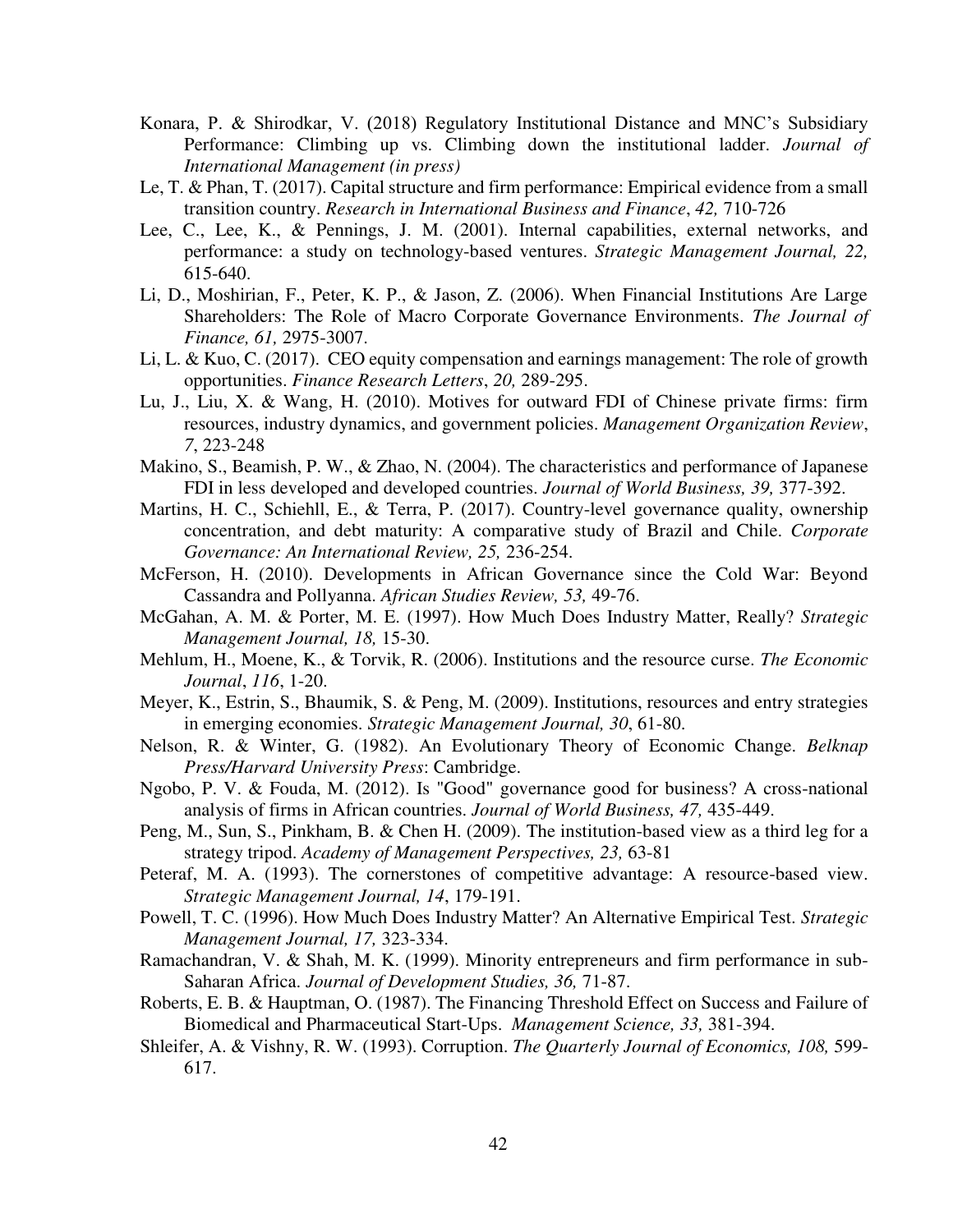Konara, P. & Shirodkar, V. (2018) Regulatory Institutional Distance and MNC's Subsidiary Performance: Climbing up vs. Climbing down the institutional ladder. *Journal of International Management (in press)*

Le, T. & Phan, T. (2017). Capital structure and firm performance: Empirical evidence from a small transition country. *Research in International Business and Finance*, *42,* 710-726

Lee, C., Lee, K., & Pennings, J. M. (2001). Internal capabilities, external networks, and performance: a study on technology-based ventures. *Strategic Management Journal, 22,* 615-640.

Li, D., Moshirian, F., Peter, K. P., & Jason, Z. (2006). When Financial Institutions Are Large Shareholders: The Role of Macro Corporate Governance Environments. *The Journal of Finance, 61,* 2975-3007.

Li, L. & Kuo, C. (2017). CEO equity compensation and earnings management: The role of growth opportunities. *Finance Research Letters*, *20,* 289-295.

Lu, J., Liu, X. & Wang, H. (2010). Motives for outward FDI of Chinese private firms: firm resources, industry dynamics, and government policies. *Management Organization Review*, *7*, 223-248

Makino, S., Beamish, P. W., & Zhao, N. (2004). The characteristics and performance of Japanese FDI in less developed and developed countries. *Journal of World Business, 39,* 377-392.

Martins, H. C., Schiehll, E., & Terra, P. (2017). Country-level governance quality, ownership concentration, and debt maturity: A comparative study of Brazil and Chile. *Corporate Governance: An International Review, 25,* 236-254.

McFerson, H. (2010). Developments in African Governance since the Cold War: Beyond Cassandra and Pollyanna. *African Studies Review, 53,* 49-76.

McGahan, A. M. & Porter, M. E. (1997). How Much Does Industry Matter, Really? *Strategic Management Journal, 18,* 15-30.

Mehlum, H., Moene, K., & Torvik, R. (2006). Institutions and the resource curse. *The Economic Journal*, *116*, 1-20.

Meyer, K., Estrin, S., Bhaumik, S. & Peng, M. (2009). Institutions, resources and entry strategies in emerging economies. *Strategic Management Journal, 30*, 61-80.

Nelson, R. & Winter, G. (1982). An Evolutionary Theory of Economic Change. *Belknap Press/Harvard University Press*: Cambridge.

Ngobo, P. V. & Fouda, M. (2012). Is "Good" governance good for business? A cross-national analysis of firms in African countries. *Journal of World Business, 47,* 435-449.

Peng, M., Sun, S., Pinkham, B. & Chen H. (2009). The institution-based view as a third leg for a strategy tripod. *Academy of Management Perspectives, 23,* 63-81

Peteraf, M. A. (1993). The cornerstones of competitive advantage: A resource-based view. *Strategic Management Journal, 14*, 179-191.

Powell, T. C. (1996). How Much Does Industry Matter? An Alternative Empirical Test. *Strategic Management Journal, 17,* 323-334.

Ramachandran, V. & Shah, M. K. (1999). Minority entrepreneurs and firm performance in sub-Saharan Africa. *Journal of Development Studies, 36,* 71-87.

Roberts, E. B. & Hauptman, O. (1987). The Financing Threshold Effect on Success and Failure of Biomedical and Pharmaceutical Start-Ups. *Management Science, 33,* 381-394.

Shleifer, A. & Vishny, R. W. (1993). Corruption. *The Quarterly Journal of Economics, 108,* 599-617.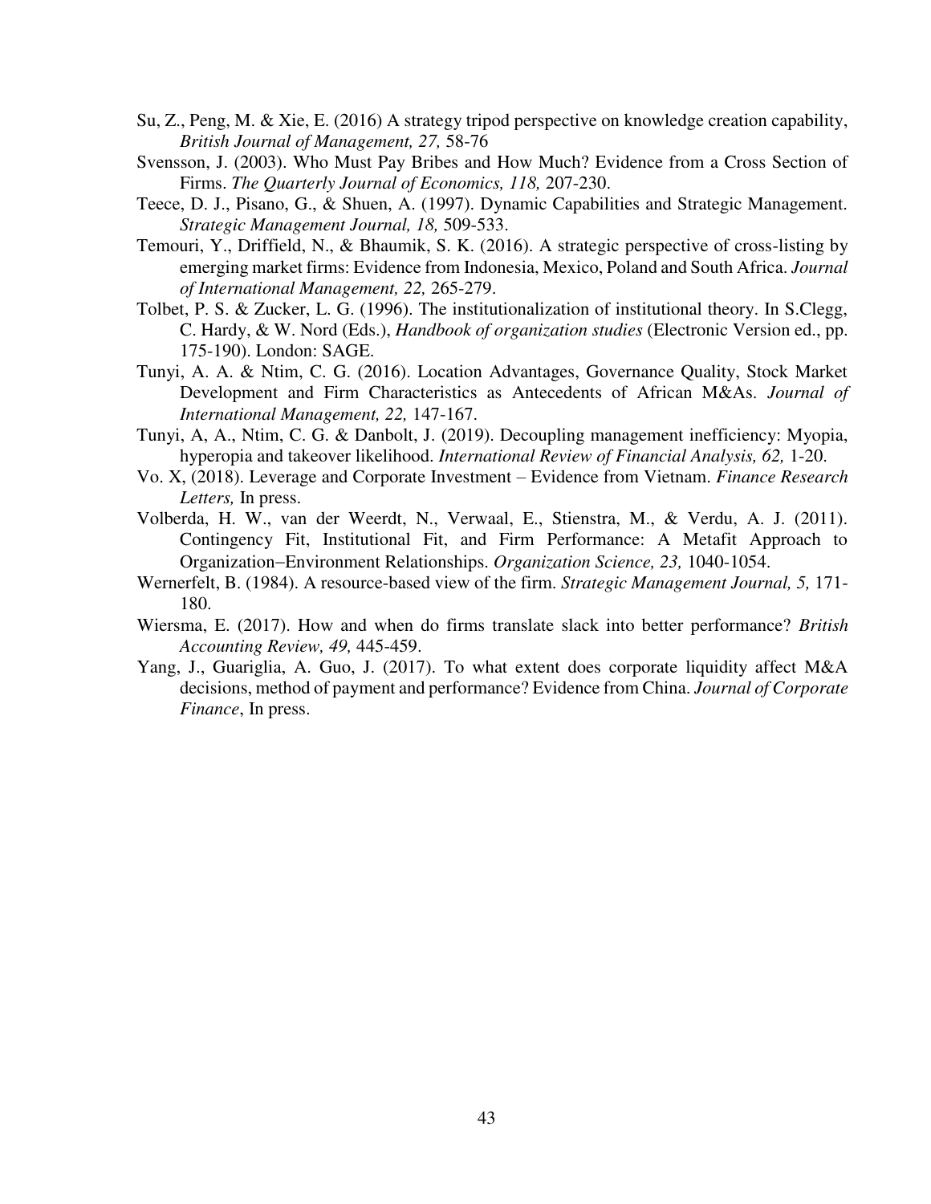Su, Z., Peng, M. & Xie, E. (2016) A strategy tripod perspective on knowledge creation capability, *British Journal of Management, 27,* 58-76

Svensson, J. (2003). Who Must Pay Bribes and How Much? Evidence from a Cross Section of Firms. *The Quarterly Journal of Economics, 118,* 207-230.

Teece, D. J., Pisano, G., & Shuen, A. (1997). Dynamic Capabilities and Strategic Management. *Strategic Management Journal, 18,* 509-533.

Temouri, Y., Driffield, N., & Bhaumik, S. K. (2016). A strategic perspective of cross-listing by emerging market firms: Evidence from Indonesia, Mexico, Poland and South Africa. *Journal of International Management, 22,* 265-279.

Tolbet, P. S. & Zucker, L. G. (1996). The institutionalization of institutional theory. In S.Clegg, C. Hardy, & W. Nord (Eds.), *Handbook of organization studies* (Electronic Version ed., pp. 175-190). London: SAGE.

Tunyi, A. A. & Ntim, C. G. (2016). Location Advantages, Governance Quality, Stock Market Development and Firm Characteristics as Antecedents of African M&As. *Journal of International Management, 22,* 147-167.

Tunyi, A, A., Ntim, C. G. & Danbolt, J. (2019). Decoupling management inefficiency: Myopia, hyperopia and takeover likelihood. *International Review of Financial Analysis, 62,* 1-20.

Vo. X, (2018). Leverage and Corporate Investment – Evidence from Vietnam. *Finance Research Letters,* In press.

Volberda, H. W., van der Weerdt, N., Verwaal, E., Stienstra, M., & Verdu, A. J. (2011). Contingency Fit, Institutional Fit, and Firm Performance: A Metafit Approach to Organization–Environment Relationships. *Organization Science, 23,* 1040-1054.

Wernerfelt, B. (1984). A resource-based view of the firm. *Strategic Management Journal, 5,* 171-180.

Wiersma, E. (2017). How and when do firms translate slack into better performance? *British Accounting Review, 49,* 445-459.

Yang, J., Guariglia, A. Guo, J. (2017). To what extent does corporate liquidity affect M&A decisions, method of payment and performance? Evidence from China. *Journal of Corporate Finance*, In press.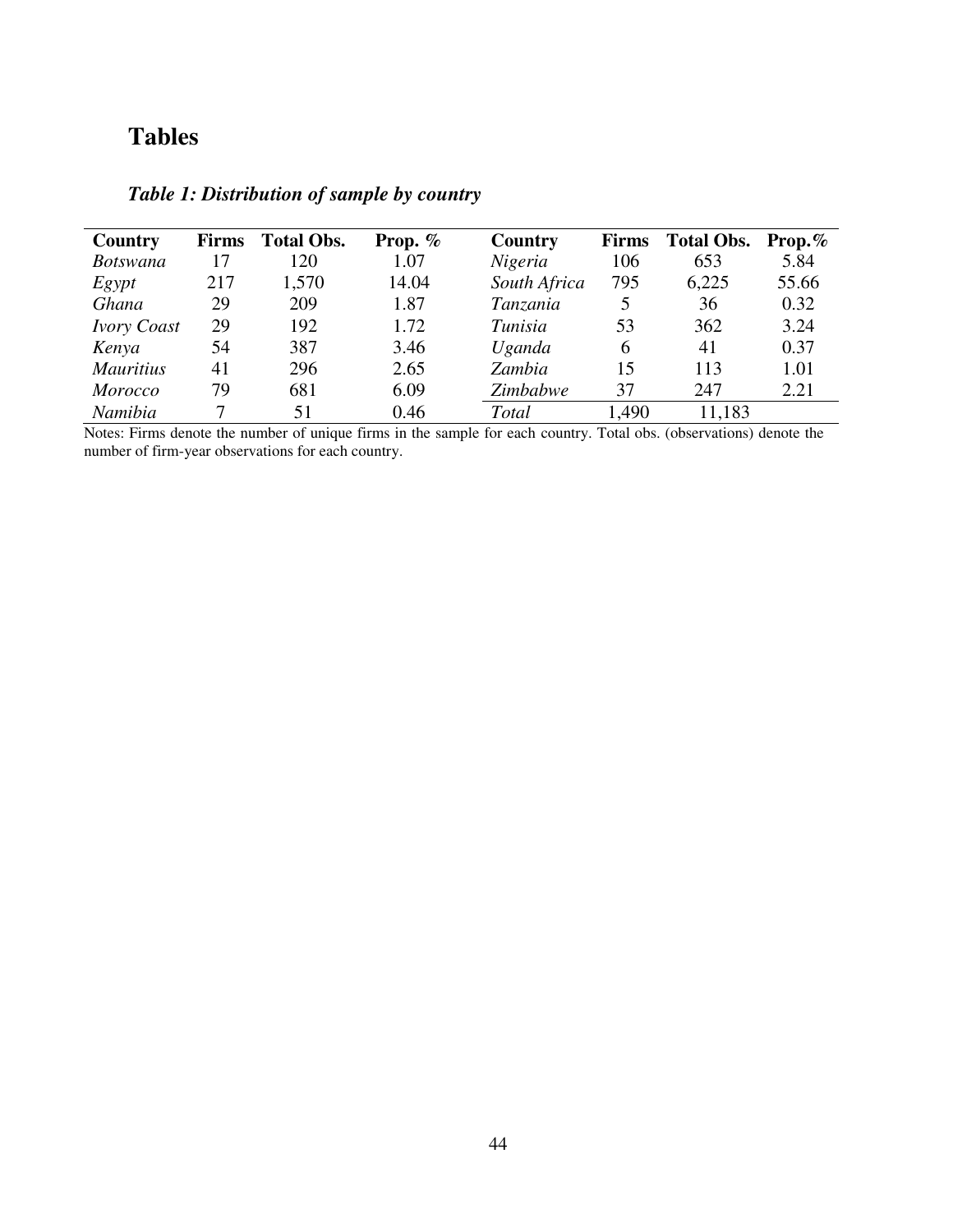# Tables

***Table 1: Distribution of sample by country***

| Country | Firms | Total Obs. | Prop. % | Country | Firms | Total Obs. | Prop.% |
|---|---|---|---|---|---|---|---|
| *Botswana* | 17 | 120 | 1.07 | *Nigeria* | 106 | 653 | 5.84 |
| *Egypt* | 217 | 1,570 | 14.04 | *South Africa* | 795 | 6,225 | 55.66 |
| *Ghana* | 29 | 209 | 1.87 | *Tanzania* | 5 | 36 | 0.32 |
| *Ivory Coast* | 29 | 192 | 1.72 | *Tunisia* | 53 | 362 | 3.24 |
| *Kenya* | 54 | 387 | 3.46 | *Uganda* | 6 | 41 | 0.37 |
| *Mauritius* | 41 | 296 | 2.65 | *Zambia* | 15 | 113 | 1.01 |
| *Morocco* | 79 | 681 | 6.09 | *Zimbabwe* | 37 | 247 | 2.21 |
| *Namibia* | 7 | 51 | 0.46 | *Total* | 1,490 | 11,183 | |

Notes: Firms denote the number of unique firms in the sample for each country. Total obs. (observations) denote the number of firm-year observations for each country.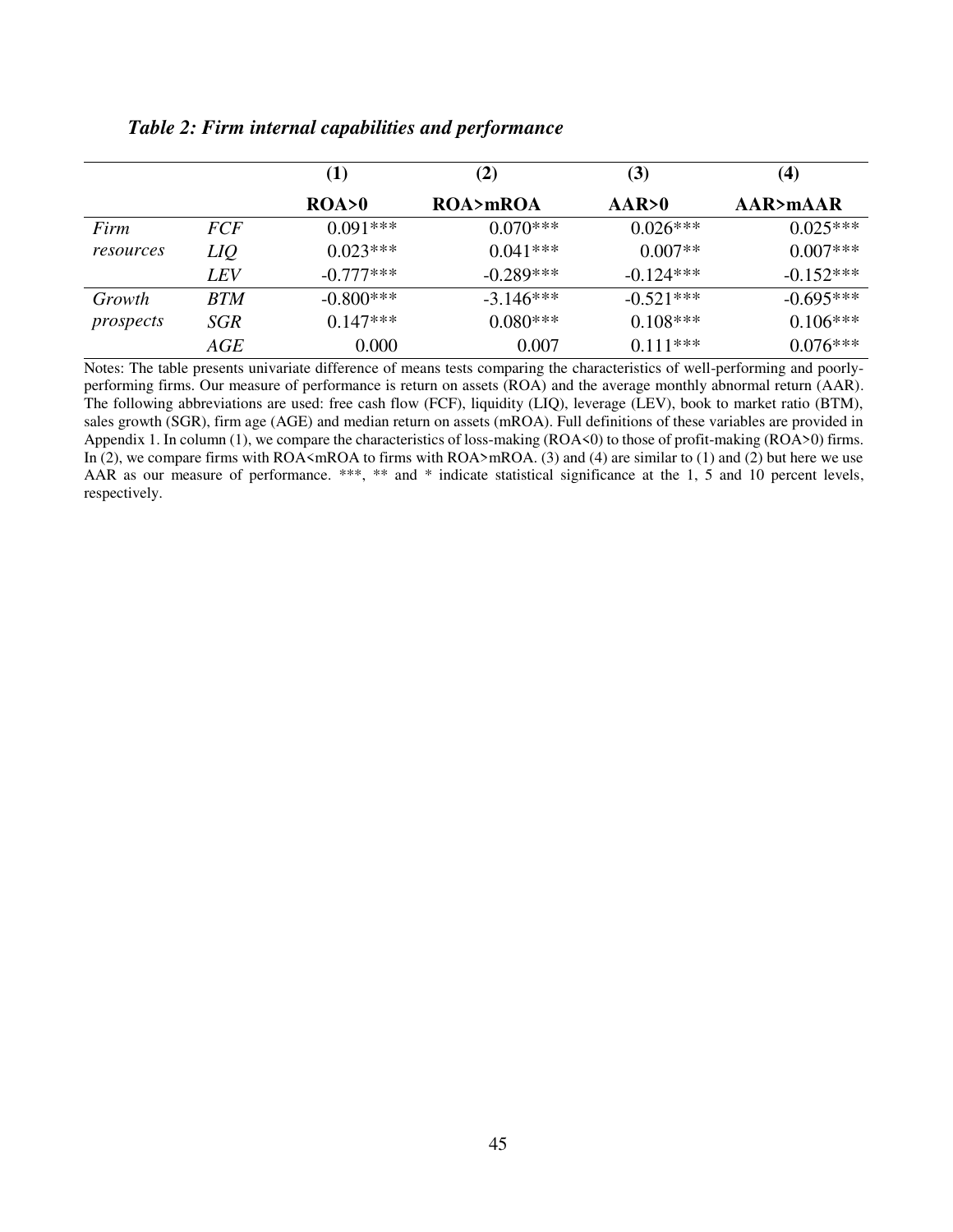***Table 2: Firm internal capabilities and performance***

| | | (1) | (2) | (3) | (4) |
|---|---|---|---|---|---|
| | | **ROA>0** | **ROA>mROA** | **AAR>0** | **AAR>mAAR** |
| *Firm resources* | *FCF* | 0.091*** | 0.070*** | 0.026*** | 0.025*** |
| | *LIQ* | 0.023*** | 0.041*** | 0.007** | 0.007*** |
| | *LEV* | -0.777*** | -0.289*** | -0.124*** | -0.152*** |
| *Growth prospects* | *BTM* | -0.800*** | -3.146*** | -0.521*** | -0.695*** |
| | *SGR* | 0.147*** | 0.080*** | 0.108*** | 0.106*** |
| | *AGE* | 0.000 | 0.007 | 0.111*** | 0.076*** |

Notes: The table presents univariate difference of means tests comparing the characteristics of well-performing and poorly-performing firms. Our measure of performance is return on assets (ROA) and the average monthly abnormal return (AAR). The following abbreviations are used: free cash flow (FCF), liquidity (LIQ), leverage (LEV), book to market ratio (BTM), sales growth (SGR), firm age (AGE) and median return on assets (mROA). Full definitions of these variables are provided in Appendix 1. In column (1), we compare the characteristics of loss-making (ROA<0) to those of profit-making (ROA>0) firms. In (2), we compare firms with ROA<mROA to firms with ROA>mROA. (3) and (4) are similar to (1) and (2) but here we use AAR as our measure of performance. ***, ** and * indicate statistical significance at the 1, 5 and 10 percent levels, respectively.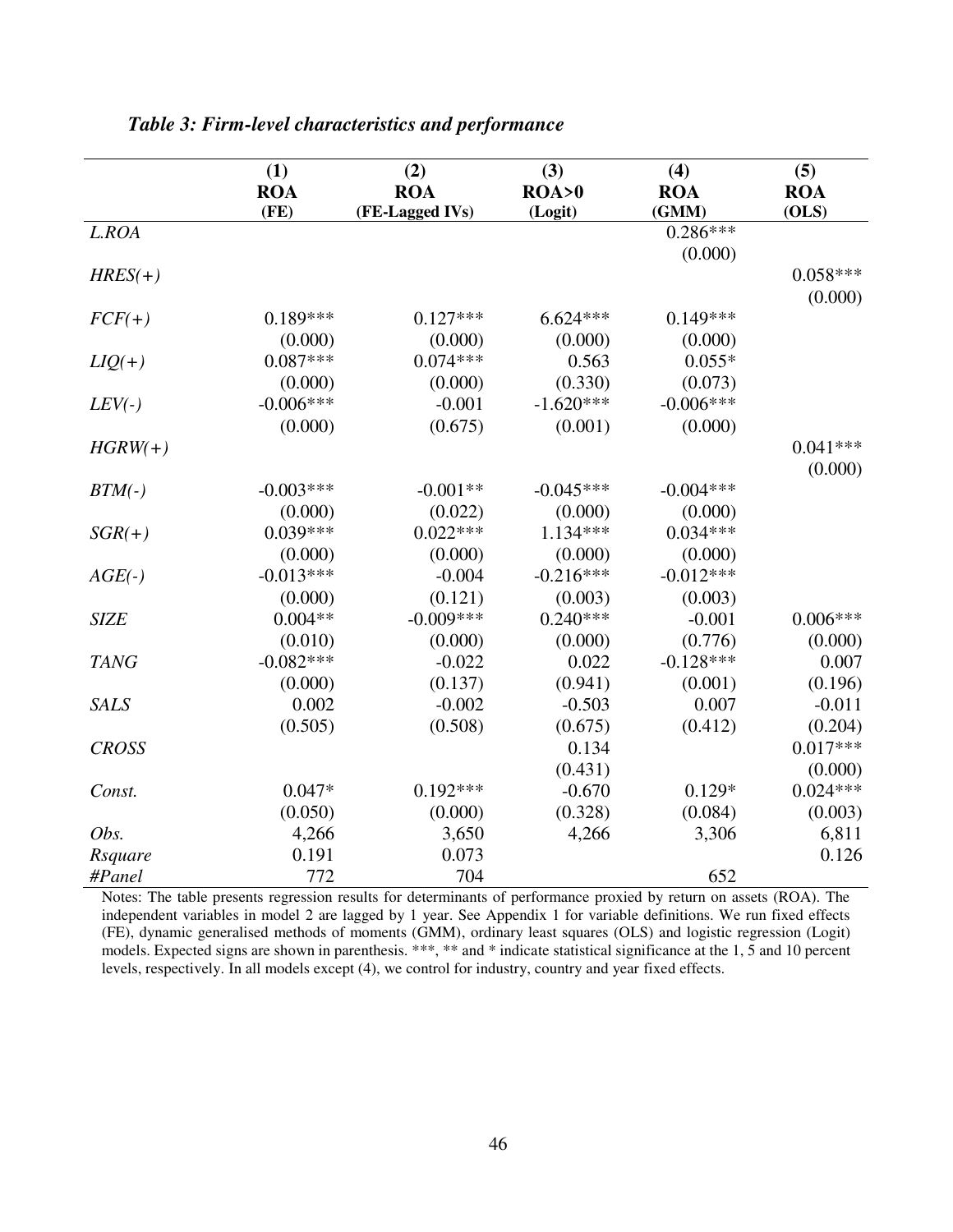*Table 3: Firm-level characteristics and performance*

| | (1) ROA (FE) | (2) ROA (FE-Lagged IVs) | (3) ROA>0 (Logit) | (4) ROA (GMM) | (5) ROA (OLS) |
|---|---|---|---|---|---|
| *L.ROA* | | | | 0.286*** | |
| | | | | (0.000) | |
| *HRES(+)* | | | | | 0.058*** |
| | | | | | (0.000) |
| *FCF(+)* | 0.189*** | 0.127*** | 6.624*** | 0.149*** | |
| | (0.000) | (0.000) | (0.000) | (0.000) | |
| *LIQ(+)* | 0.087*** | 0.074*** | 0.563 | 0.055* | |
| | (0.000) | (0.000) | (0.330) | (0.073) | |
| *LEV(-)* | -0.006*** | -0.001 | -1.620*** | -0.006*** | |
| | (0.000) | (0.675) | (0.001) | (0.000) | |
| *HGRW(+)* | | | | | 0.041*** |
| | | | | | (0.000) |
| *BTM(-)* | -0.003*** | -0.001** | -0.045*** | -0.004*** | |
| | (0.000) | (0.022) | (0.000) | (0.000) | |
| *SGR(+)* | 0.039*** | 0.022*** | 1.134*** | 0.034*** | |
| | (0.000) | (0.000) | (0.000) | (0.000) | |
| *AGE(-)* | -0.013*** | -0.004 | -0.216*** | -0.012*** | |
| | (0.000) | (0.121) | (0.003) | (0.003) | |
| *SIZE* | 0.004** | -0.009*** | 0.240*** | -0.001 | 0.006*** |
| | (0.010) | (0.000) | (0.000) | (0.776) | (0.000) |
| *TANG* | -0.082*** | -0.022 | 0.022 | -0.128*** | 0.007 |
| | (0.000) | (0.137) | (0.941) | (0.001) | (0.196) |
| *SALS* | 0.002 | -0.002 | -0.503 | 0.007 | -0.011 |
| | (0.505) | (0.508) | (0.675) | (0.412) | (0.204) |
| *CROSS* | | | 0.134 | | 0.017*** |
| | | | (0.431) | | (0.000) |
| *Const.* | 0.047* | 0.192*** | -0.670 | 0.129* | 0.024*** |
| | (0.050) | (0.000) | (0.328) | (0.084) | (0.003) |
| *Obs.* | 4,266 | 3,650 | 4,266 | 3,306 | 6,811 |
| *Rsquare* | 0.191 | 0.073 | | | 0.126 |
| *#Panel* | 772 | 704 | | 652 | |

Notes: The table presents regression results for determinants of performance proxied by return on assets (ROA). The independent variables in model 2 are lagged by 1 year. See Appendix 1 for variable definitions. We run fixed effects (FE), dynamic generalised methods of moments (GMM), ordinary least squares (OLS) and logistic regression (Logit) models. Expected signs are shown in parenthesis. ***, ** and * indicate statistical significance at the 1, 5 and 10 percent levels, respectively. In all models except (4), we control for industry, country and year fixed effects.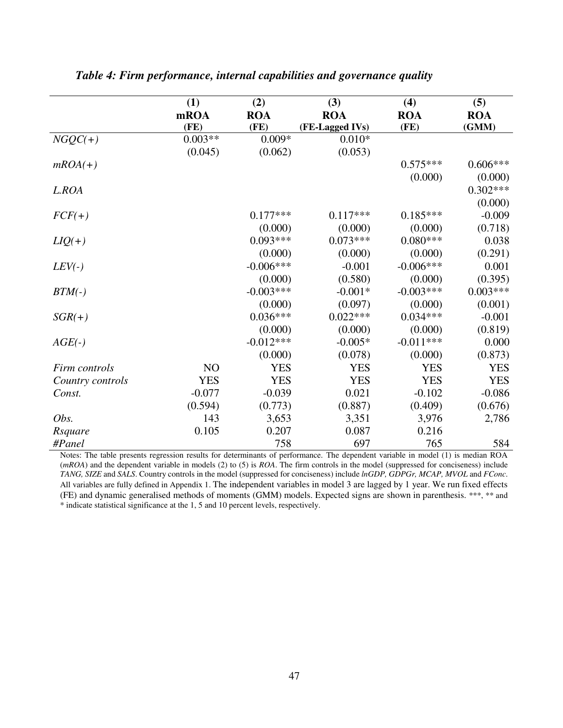### *Table 4: Firm performance, internal capabilities and governance quality*

| | (1) mROA (FE) | (2) ROA (FE) | (3) ROA (FE-Lagged IVs) | (4) ROA (FE) | (5) ROA (GMM) |
|---|---|---|---|---|---|
| *NGQC(+)* | 0.003** | 0.009* | 0.010* | | |
| | (0.045) | (0.062) | (0.053) | | |
| *mROA(+)* | | | | 0.575*** | 0.606*** |
| | | | | (0.000) | (0.000) |
| *L.ROA* | | | | | 0.302*** |
| | | | | | (0.000) |
| *FCF(+)* | | 0.177*** | 0.117*** | 0.185*** | -0.009 |
| | | (0.000) | (0.000) | (0.000) | (0.718) |
| *LIQ(+)* | | 0.093*** | 0.073*** | 0.080*** | 0.038 |
| | | (0.000) | (0.000) | (0.000) | (0.291) |
| *LEV(-)* | | -0.006*** | -0.001 | -0.006*** | 0.001 |
| | | (0.000) | (0.580) | (0.000) | (0.395) |
| *BTM(-)* | | -0.003*** | -0.001* | -0.003*** | 0.003*** |
| | | (0.000) | (0.097) | (0.000) | (0.001) |
| *SGR(+)* | | 0.036*** | 0.022*** | 0.034*** | -0.001 |
| | | (0.000) | (0.000) | (0.000) | (0.819) |
| *AGE(-)* | | -0.012*** | -0.005* | -0.011*** | 0.000 |
| | | (0.000) | (0.078) | (0.000) | (0.873) |
| *Firm controls* | NO | YES | YES | YES | YES |
| *Country controls* | YES | YES | YES | YES | YES |
| *Const.* | -0.077 | -0.039 | 0.021 | -0.102 | -0.086 |
| | (0.594) | (0.773) | (0.887) | (0.409) | (0.676) |
| *Obs.* | 143 | 3,653 | 3,351 | 3,976 | 2,786 |
| *Rsquare* | 0.105 | 0.207 | 0.087 | 0.216 | |
| *#Panel* | | 758 | 697 | 765 | 584 |

Notes: The table presents regression results for determinants of performance. The dependent variable in model (1) is median ROA (*mROA*) and the dependent variable in models (2) to (5) is *ROA*. The firm controls in the model (suppressed for conciseness) include *TANG, SIZE* and *SALS*. Country controls in the model (suppressed for conciseness) include *lnGDP, GDPGr, MCAP, MVOL* and *FConc*. All variables are fully defined in Appendix 1. The independent variables in model 3 are lagged by 1 year. We run fixed effects (FE) and dynamic generalised methods of moments (GMM) models. Expected signs are shown in parenthesis. ***, ** and * indicate statistical significance at the 1, 5 and 10 percent levels, respectively.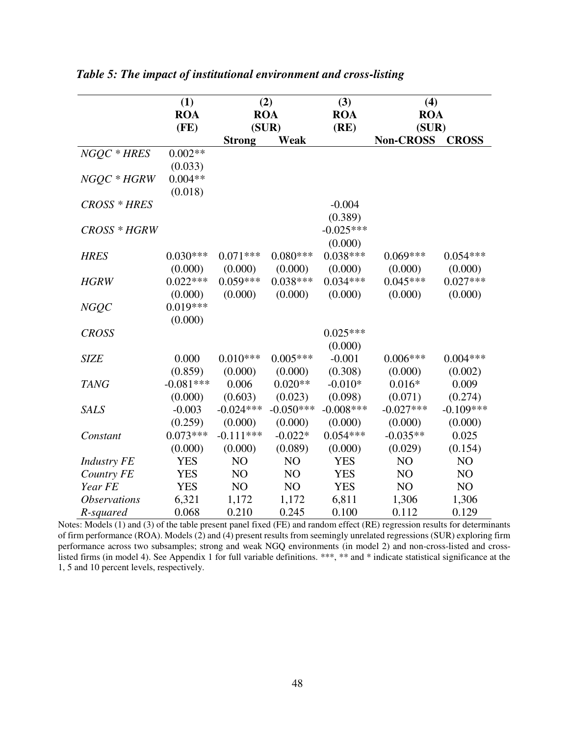***Table 5: The impact of institutional environment and cross-listing***

| | (1) ROA (FE) | (2) ROA (SUR) | | (3) ROA (RE) | (4) ROA (SUR) | |
|---|---|---|---|---|---|---|
| | | **Strong** | **Weak** | | **Non-CROSS** | **CROSS** |
| *NGQC * HRES* | 0.002** | | | | | |
| | (0.033) | | | | | |
| *NGQC * HGRW* | 0.004** | | | | | |
| | (0.018) | | | | | |
| *CROSS * HRES* | | | | -0.004 | | |
| | | | | (0.389) | | |
| *CROSS * HGRW* | | | | -0.025*** | | |
| | | | | (0.000) | | |
| *HRES* | 0.030*** | 0.071*** | 0.080*** | 0.038*** | 0.069*** | 0.054*** |
| | (0.000) | (0.000) | (0.000) | (0.000) | (0.000) | (0.000) |
| *HGRW* | 0.022*** | 0.059*** | 0.038*** | 0.034*** | 0.045*** | 0.027*** |
| | (0.000) | (0.000) | (0.000) | (0.000) | (0.000) | (0.000) |
| *NGQC* | 0.019*** | | | | | |
| | (0.000) | | | | | |
| *CROSS* | | | | 0.025*** | | |
| | | | | (0.000) | | |
| *SIZE* | 0.000 | 0.010*** | 0.005*** | -0.001 | 0.006*** | 0.004*** |
| | (0.859) | (0.000) | (0.000) | (0.308) | (0.000) | (0.002) |
| *TANG* | -0.081*** | 0.006 | 0.020** | -0.010* | 0.016* | 0.009 |
| | (0.000) | (0.603) | (0.023) | (0.098) | (0.071) | (0.274) |
| *SALS* | -0.003 | -0.024*** | -0.050*** | -0.008*** | -0.027*** | -0.109*** |
| | (0.259) | (0.000) | (0.000) | (0.000) | (0.000) | (0.000) |
| *Constant* | 0.073*** | -0.111*** | -0.022* | 0.054*** | -0.035** | 0.025 |
| | (0.000) | (0.000) | (0.089) | (0.000) | (0.029) | (0.154) |
| *Industry FE* | YES | NO | NO | YES | NO | NO |
| *Country FE* | YES | NO | NO | YES | NO | NO |
| *Year FE* | YES | NO | NO | YES | NO | NO |
| *Observations* | 6,321 | 1,172 | 1,172 | 6,811 | 1,306 | 1,306 |
| *R-squared* | 0.068 | 0.210 | 0.245 | 0.100 | 0.112 | 0.129 |

Notes: Models (1) and (3) of the table present panel fixed (FE) and random effect (RE) regression results for determinants of firm performance (ROA). Models (2) and (4) present results from seemingly unrelated regressions (SUR) exploring firm performance across two subsamples; strong and weak NGQ environments (in model 2) and non-cross-listed and cross-listed firms (in model 4). See Appendix 1 for full variable definitions. ***, ** and * indicate statistical significance at the 1, 5 and 10 percent levels, respectively.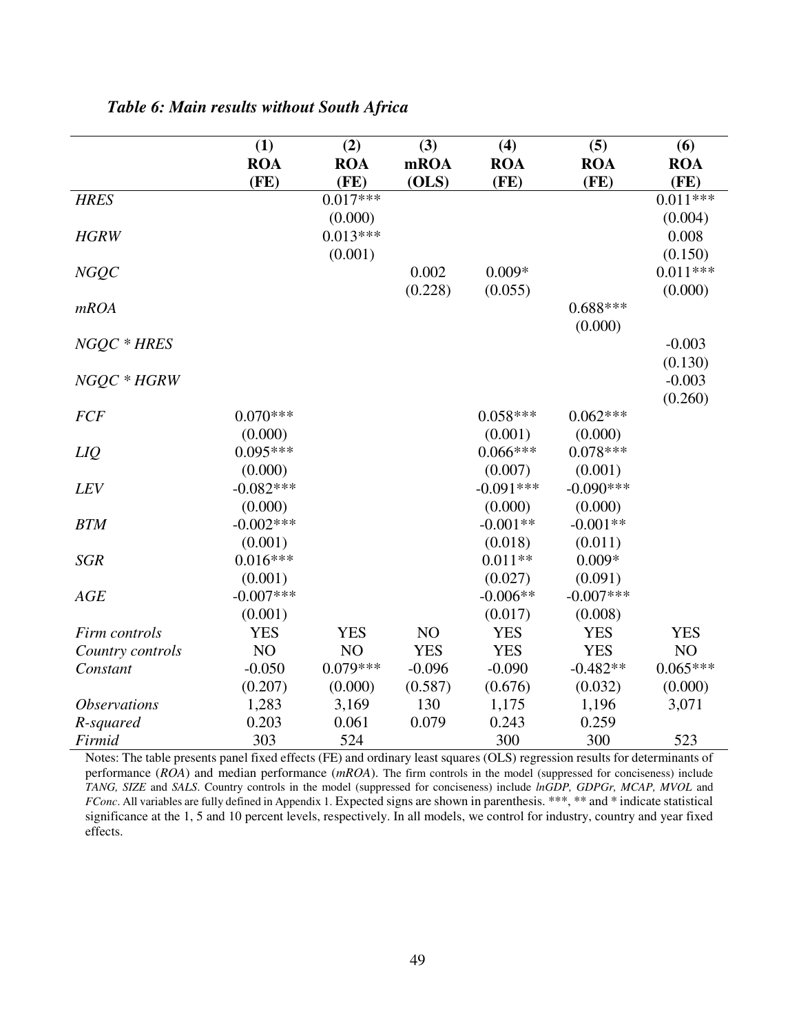*Table 6: Main results without South Africa*

| | (1) ROA (FE) | (2) ROA (FE) | (3) mROA (OLS) | (4) ROA (FE) | (5) ROA (FE) | (6) ROA (FE) |
|---|---|---|---|---|---|---|
| *HRES* | | 0.017*** | | | | 0.011*** |
| | | (0.000) | | | | (0.004) |
| *HGRW* | | 0.013*** | | | | 0.008 |
| | | (0.001) | | | | (0.150) |
| *NGQC* | | | 0.002 | 0.009* | | 0.011*** |
| | | | (0.228) | (0.055) | | (0.000) |
| *mROA* | | | | | 0.688*** | |
| | | | | | (0.000) | |
| *NGQC * HRES* | | | | | | -0.003 |
| | | | | | | (0.130) |
| *NGQC * HGRW* | | | | | | -0.003 |
| | | | | | | (0.260) |
| *FCF* | 0.070*** | | | 0.058*** | 0.062*** | |
| | (0.000) | | | (0.001) | (0.000) | |
| *LIQ* | 0.095*** | | | 0.066*** | 0.078*** | |
| | (0.000) | | | (0.007) | (0.001) | |
| *LEV* | -0.082*** | | | -0.091*** | -0.090*** | |
| | (0.000) | | | (0.000) | (0.000) | |
| *BTM* | -0.002*** | | | -0.001** | -0.001** | |
| | (0.001) | | | (0.018) | (0.011) | |
| *SGR* | 0.016*** | | | 0.011** | 0.009* | |
| | (0.001) | | | (0.027) | (0.091) | |
| *AGE* | -0.007*** | | | -0.006** | -0.007*** | |
| | (0.001) | | | (0.017) | (0.008) | |
| *Firm controls* | YES | YES | NO | YES | YES | YES |
| *Country controls* | NO | NO | YES | YES | YES | NO |
| *Constant* | -0.050 | 0.079*** | -0.096 | -0.090 | -0.482** | 0.065*** |
| | (0.207) | (0.000) | (0.587) | (0.676) | (0.032) | (0.000) |
| *Observations* | 1,283 | 3,169 | 130 | 1,175 | 1,196 | 3,071 |
| *R-squared* | 0.203 | 0.061 | 0.079 | 0.243 | 0.259 | |
| *Firmid* | 303 | 524 | | 300 | 300 | 523 |

Notes: The table presents panel fixed effects (FE) and ordinary least squares (OLS) regression results for determinants of performance (*ROA*) and median performance (*mROA*). The firm controls in the model (suppressed for conciseness) include *TANG, SIZE* and *SALS*. Country controls in the model (suppressed for conciseness) include *lnGDP, GDPGr, MCAP, MVOL* and *FConc*. All variables are fully defined in Appendix 1. Expected signs are shown in parenthesis. ***, ** and * indicate statistical significance at the 1, 5 and 10 percent levels, respectively. In all models, we control for industry, country and year fixed effects.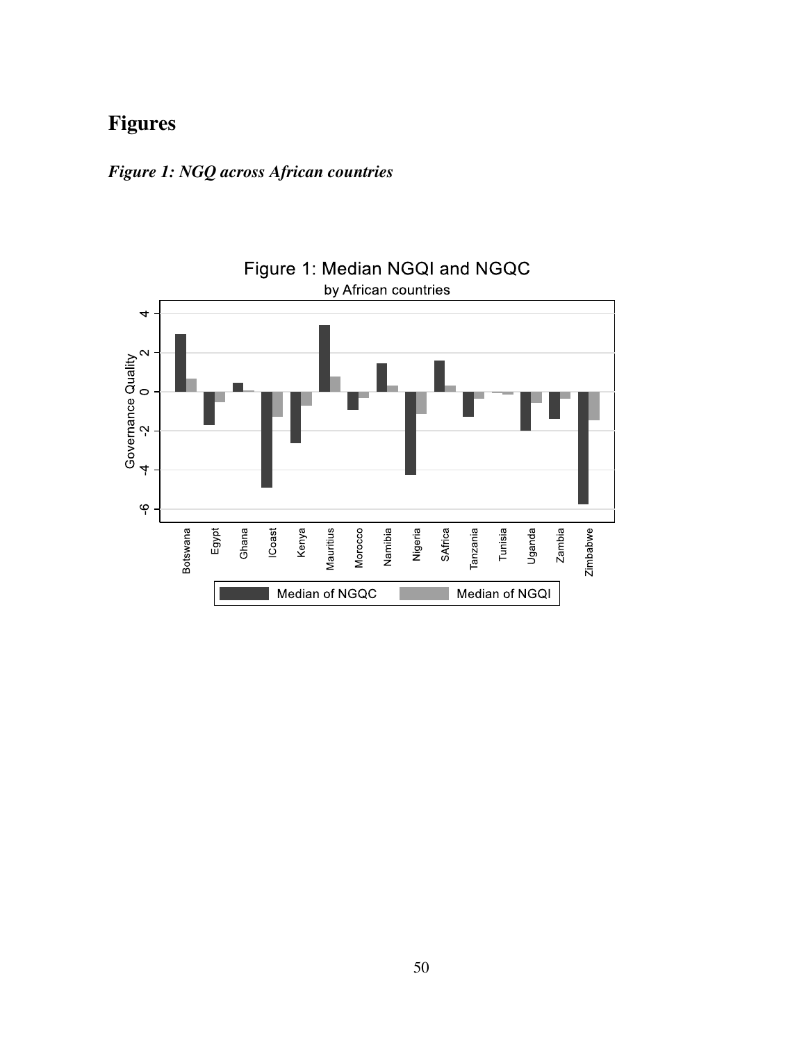# Figures

***Figure 1: NGQ across African countries***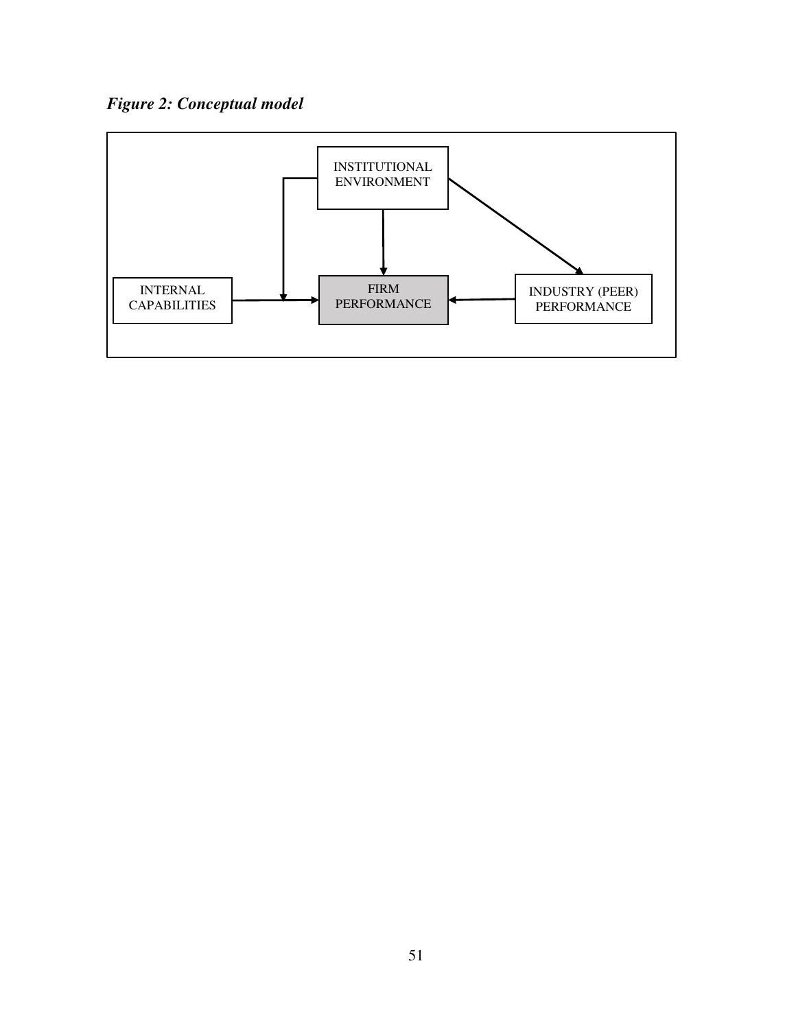*Figure 2: Conceptual model*

INSTITUTIONAL ENVIRONMENT

INTERNAL CAPABILITIES

FIRM PERFORMANCE

INDUSTRY (PEER) PERFORMANCE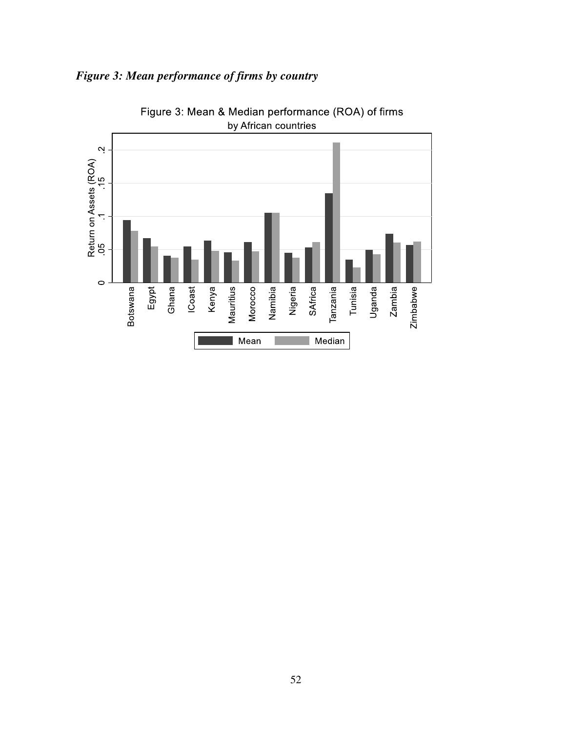*Figure 3: Mean performance of firms by country*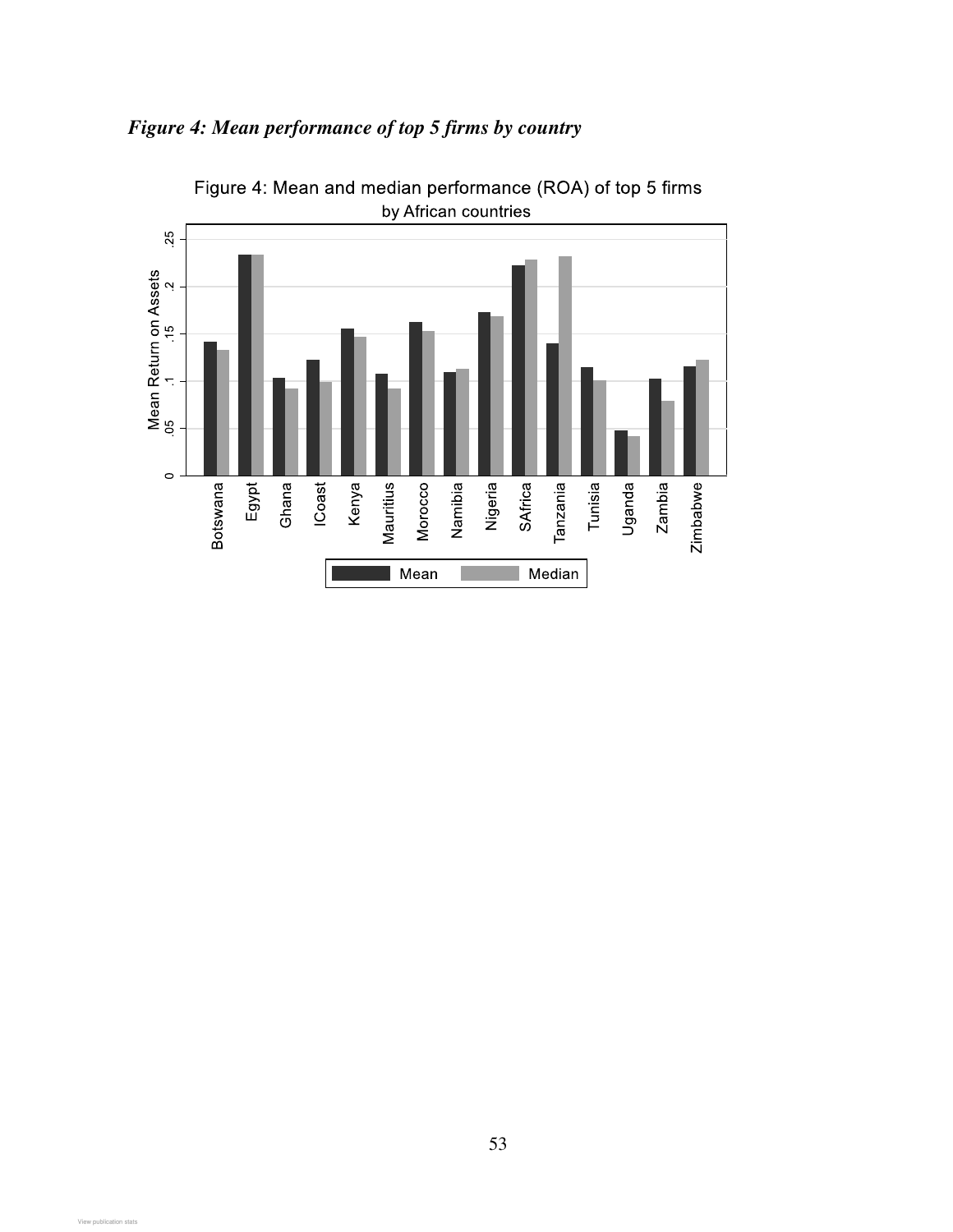*Figure 4: Mean performance of top 5 firms by country*

Figure 4: Mean and median performance (ROA) of top 5 firms
by African countries

Mean Return on Assets

0
.05
.1
.15
.2
.25

Botswana
Egypt
Ghana
ICoast
Kenya
Mauritius
Morocco
Namibia
Nigeria
SAfrica
Tanzania
Tunisia
Uganda
Zambia
Zimbabwe

Mean
Median